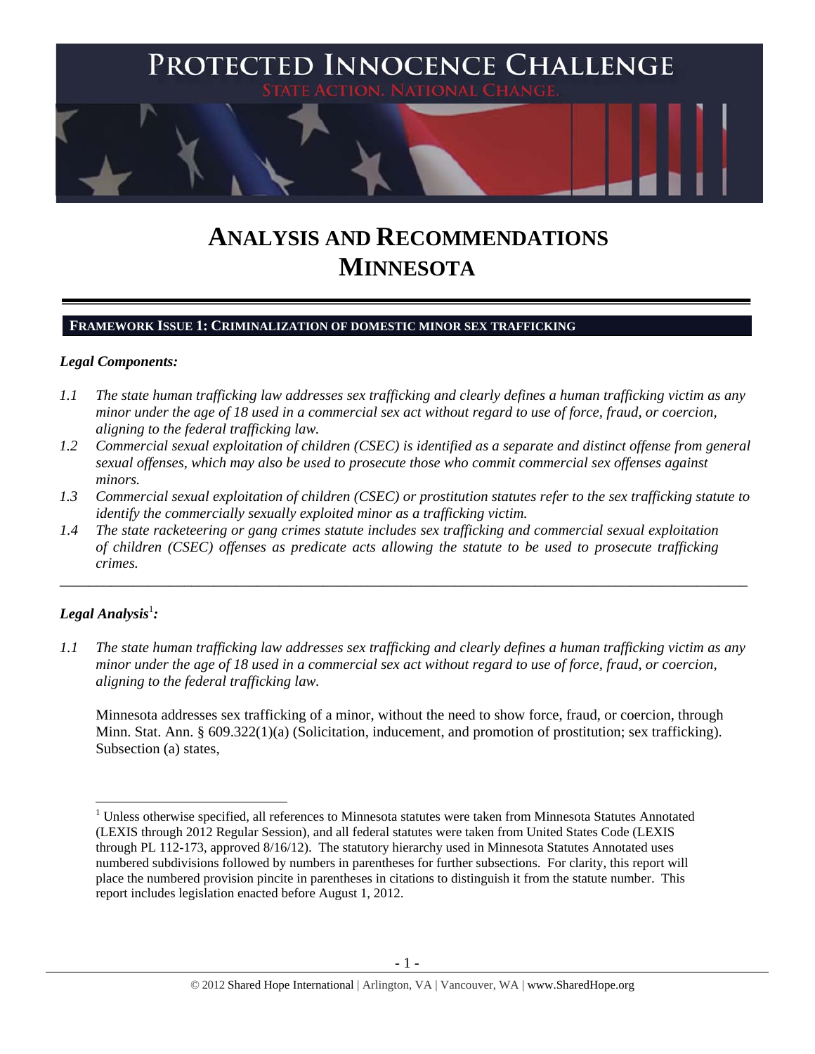# PROTECTED INNOCENCE CHALLENGE

STATE ACTION. NATIONAL CHANGE.

# ANALYSIS AND RECOMMENDATIONS MINNESOTA

## FRAMEWORK ISSUE 1: CRIMINALIZATION OF DOMESTIC MINOR SEX TRAFFICKING

### *Legal Components:*

*1.1 The state human trafficking law addresses sex trafficking and clearly defines a human trafficking victim as any minor under the age of 18 used in a commercial sex act without regard to use of force, fraud, or coercion, aligning to the federal trafficking law.*

*1.2 Commercial sexual exploitation of children (CSEC) is identified as a separate and distinct offense from general sexual offenses, which may also be used to prosecute those who commit commercial sex offenses against minors.*

*1.3 Commercial sexual exploitation of children (CSEC) or prostitution statutes refer to the sex trafficking statute to identify the commercially sexually exploited minor as a trafficking victim.*

*1.4 The state racketeering or gang crimes statute includes sex trafficking and commercial sexual exploitation of children (CSEC) offenses as predicate acts allowing the statute to be used to prosecute trafficking crimes.*

---

### *Legal Analysis*[1]*:*

*1.1 The state human trafficking law addresses sex trafficking and clearly defines a human trafficking victim as any minor under the age of 18 used in a commercial sex act without regard to use of force, fraud, or coercion, aligning to the federal trafficking law.*

Minnesota addresses sex trafficking of a minor, without the need to show force, fraud, or coercion, through Minn. Stat. Ann. § 609.322(1)(a) (Solicitation, inducement, and promotion of prostitution; sex trafficking). Subsection (a) states,

---

[1] Unless otherwise specified, all references to Minnesota statutes were taken from Minnesota Statutes Annotated (LEXIS through 2012 Regular Session), and all federal statutes were taken from United States Code (LEXIS through PL 112-173, approved 8/16/12). The statutory hierarchy used in Minnesota Statutes Annotated uses numbered subdivisions followed by numbers in parentheses for further subsections. For clarity, this report will place the numbered provision pincite in parentheses in citations to distinguish it from the statute number. This report includes legislation enacted before August 1, 2012.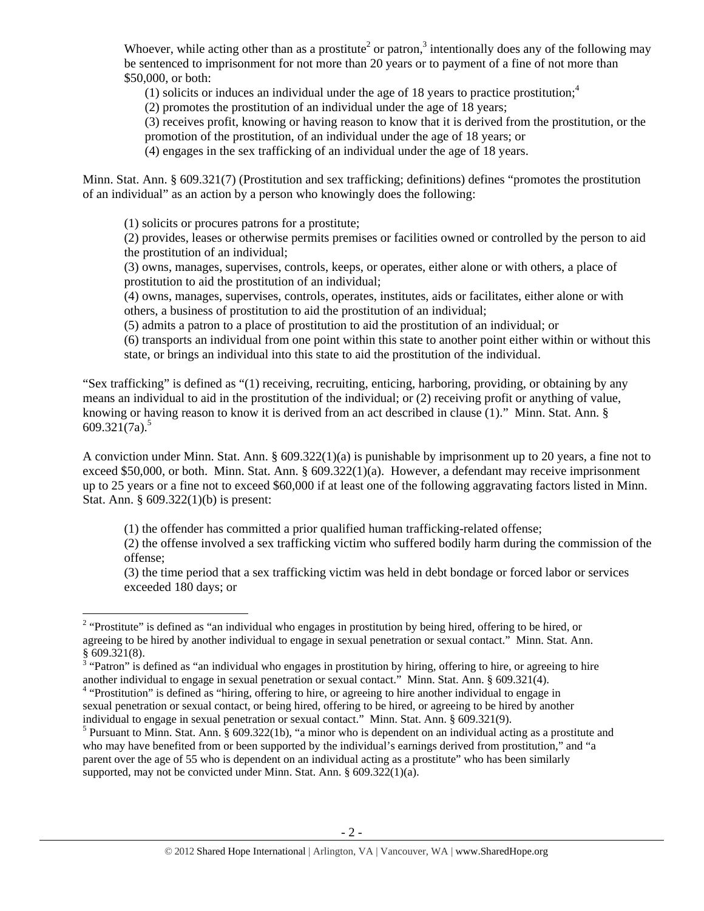Whoever, while acting other than as a prostitute[2] or patron,[3] intentionally does any of the following may be sentenced to imprisonment for not more than 20 years or to payment of a fine of not more than $50,000, or both:

(1) solicits or induces an individual under the age of 18 years to practice prostitution;[4]

(2) promotes the prostitution of an individual under the age of 18 years;

(3) receives profit, knowing or having reason to know that it is derived from the prostitution, or the promotion of the prostitution, of an individual under the age of 18 years; or

(4) engages in the sex trafficking of an individual under the age of 18 years.

Minn. Stat. Ann. § 609.321(7) (Prostitution and sex trafficking; definitions) defines "promotes the prostitution of an individual" as an action by a person who knowingly does the following:

(1) solicits or procures patrons for a prostitute;

(2) provides, leases or otherwise permits premises or facilities owned or controlled by the person to aid the prostitution of an individual;

(3) owns, manages, supervises, controls, keeps, or operates, either alone or with others, a place of prostitution to aid the prostitution of an individual;

(4) owns, manages, supervises, controls, operates, institutes, aids or facilitates, either alone or with others, a business of prostitution to aid the prostitution of an individual;

(5) admits a patron to a place of prostitution to aid the prostitution of an individual; or

(6) transports an individual from one point within this state to another point either within or without this state, or brings an individual into this state to aid the prostitution of the individual.

"Sex trafficking" is defined as "(1) receiving, recruiting, enticing, harboring, providing, or obtaining by any means an individual to aid in the prostitution of the individual; or (2) receiving profit or anything of value, knowing or having reason to know it is derived from an act described in clause (1)." Minn. Stat. Ann. § 609.321(7a).[5]

A conviction under Minn. Stat. Ann. § 609.322(1)(a) is punishable by imprisonment up to 20 years, a fine not to exceed $50,000, or both. Minn. Stat. Ann. § 609.322(1)(a). However, a defendant may receive imprisonment up to 25 years or a fine not to exceed $60,000 if at least one of the following aggravating factors listed in Minn. Stat. Ann. § 609.322(1)(b) is present:

(1) the offender has committed a prior qualified human trafficking-related offense;

(2) the offense involved a sex trafficking victim who suffered bodily harm during the commission of the offense;

(3) the time period that a sex trafficking victim was held in debt bondage or forced labor or services exceeded 180 days; or

---

[2] "Prostitute" is defined as "an individual who engages in prostitution by being hired, offering to be hired, or agreeing to be hired by another individual to engage in sexual penetration or sexual contact." Minn. Stat. Ann. § 609.321(8).

[3] "Patron" is defined as "an individual who engages in prostitution by hiring, offering to hire, or agreeing to hire another individual to engage in sexual penetration or sexual contact." Minn. Stat. Ann. § 609.321(4).

[4] "Prostitution" is defined as "hiring, offering to hire, or agreeing to hire another individual to engage in sexual penetration or sexual contact, or being hired, offering to be hired, or agreeing to be hired by another individual to engage in sexual penetration or sexual contact." Minn. Stat. Ann. § 609.321(9).

[5] Pursuant to Minn. Stat. Ann. § 609.322(1b), "a minor who is dependent on an individual acting as a prostitute and who may have benefited from or been supported by the individual's earnings derived from prostitution," and "a parent over the age of 55 who is dependent on an individual acting as a prostitute" who has been similarly supported, may not be convicted under Minn. Stat. Ann. § 609.322(1)(a).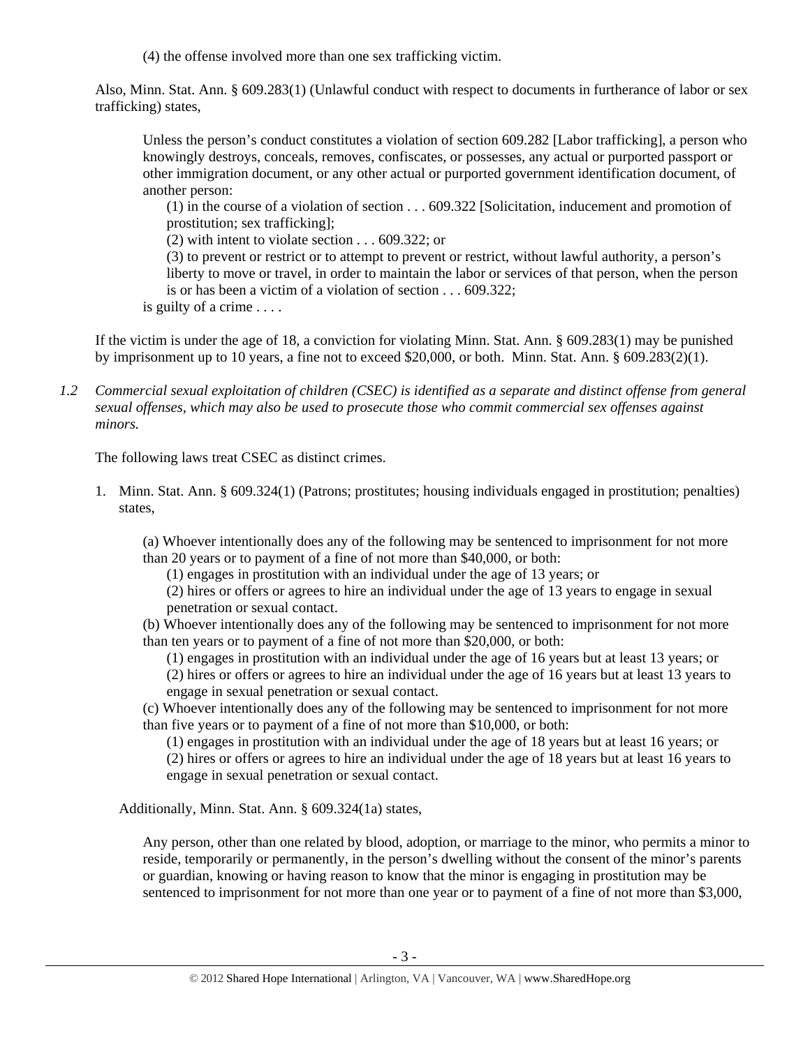(4) the offense involved more than one sex trafficking victim.

Also, Minn. Stat. Ann. § 609.283(1) (Unlawful conduct with respect to documents in furtherance of labor or sex trafficking) states,

> Unless the person's conduct constitutes a violation of section 609.282 [Labor trafficking], a person who knowingly destroys, conceals, removes, confiscates, or possesses, any actual or purported passport or other immigration document, or any other actual or purported government identification document, of another person:
>
> (1) in the course of a violation of section . . . 609.322 [Solicitation, inducement and promotion of prostitution; sex trafficking];
>
> (2) with intent to violate section . . . 609.322; or
>
> (3) to prevent or restrict or to attempt to prevent or restrict, without lawful authority, a person's liberty to move or travel, in order to maintain the labor or services of that person, when the person is or has been a victim of a violation of section . . . 609.322;
>
> is guilty of a crime . . . .

If the victim is under the age of 18, a conviction for violating Minn. Stat. Ann. § 609.283(1) may be punished by imprisonment up to 10 years, a fine not to exceed $20,000, or both. Minn. Stat. Ann. § 609.283(2)(1).

*1.2 Commercial sexual exploitation of children (CSEC) is identified as a separate and distinct offense from general sexual offenses, which may also be used to prosecute those who commit commercial sex offenses against minors.*

The following laws treat CSEC as distinct crimes.

1. Minn. Stat. Ann. § 609.324(1) (Patrons; prostitutes; housing individuals engaged in prostitution; penalties) states,

   > (a) Whoever intentionally does any of the following may be sentenced to imprisonment for not more than 20 years or to payment of a fine of not more than $40,000, or both:
   >
   > (1) engages in prostitution with an individual under the age of 13 years; or
   >
   > (2) hires or offers or agrees to hire an individual under the age of 13 years to engage in sexual penetration or sexual contact.
   >
   > (b) Whoever intentionally does any of the following may be sentenced to imprisonment for not more than ten years or to payment of a fine of not more than $20,000, or both:
   >
   > (1) engages in prostitution with an individual under the age of 16 years but at least 13 years; or
   >
   > (2) hires or offers or agrees to hire an individual under the age of 16 years but at least 13 years to engage in sexual penetration or sexual contact.
   >
   > (c) Whoever intentionally does any of the following may be sentenced to imprisonment for not more than five years or to payment of a fine of not more than $10,000, or both:
   >
   > (1) engages in prostitution with an individual under the age of 18 years but at least 16 years; or
   >
   > (2) hires or offers or agrees to hire an individual under the age of 18 years but at least 16 years to engage in sexual penetration or sexual contact.

   Additionally, Minn. Stat. Ann. § 609.324(1a) states,

   > Any person, other than one related by blood, adoption, or marriage to the minor, who permits a minor to reside, temporarily or permanently, in the person's dwelling without the consent of the minor's parents or guardian, knowing or having reason to know that the minor is engaging in prostitution may be sentenced to imprisonment for not more than one year or to payment of a fine of not more than $3,000,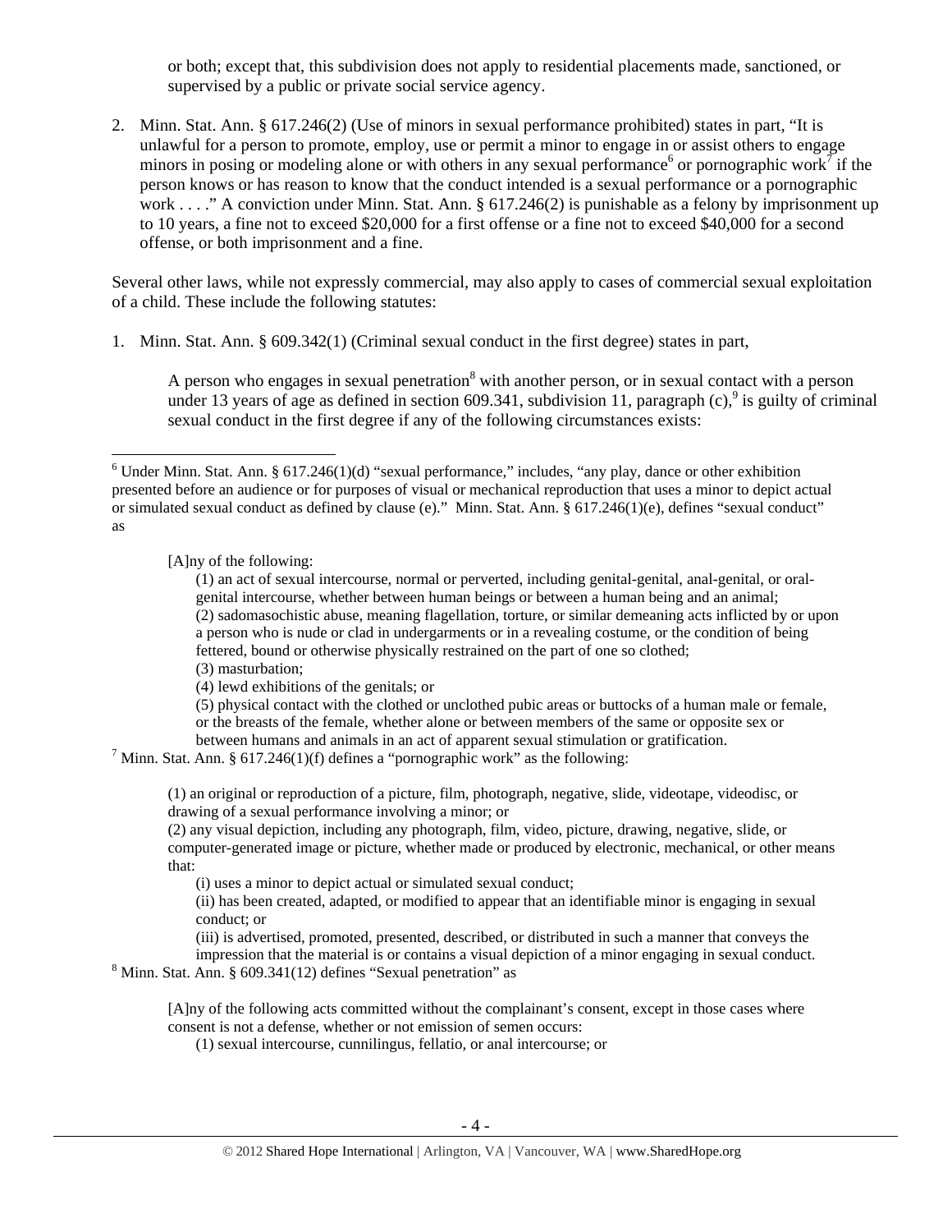or both; except that, this subdivision does not apply to residential placements made, sanctioned, or supervised by a public or private social service agency.

2. Minn. Stat. Ann. § 617.246(2) (Use of minors in sexual performance prohibited) states in part, "It is unlawful for a person to promote, employ, use or permit a minor to engage in or assist others to engage minors in posing or modeling alone or with others in any sexual performance[6] or pornographic work[7] if the person knows or has reason to know that the conduct intended is a sexual performance or a pornographic work . . . ." A conviction under Minn. Stat. Ann. § 617.246(2) is punishable as a felony by imprisonment up to 10 years, a fine not to exceed $20,000 for a first offense or a fine not to exceed $40,000 for a second offense, or both imprisonment and a fine.

Several other laws, while not expressly commercial, may also apply to cases of commercial sexual exploitation of a child. These include the following statutes:

1. Minn. Stat. Ann. § 609.342(1) (Criminal sexual conduct in the first degree) states in part,

   A person who engages in sexual penetration[8] with another person, or in sexual contact with a person under 13 years of age as defined in section 609.341, subdivision 11, paragraph (c),[9] is guilty of criminal sexual conduct in the first degree if any of the following circumstances exists:

---

[6] Under Minn. Stat. Ann. § 617.246(1)(d) "sexual performance," includes, "any play, dance or other exhibition presented before an audience or for purposes of visual or mechanical reproduction that uses a minor to depict actual or simulated sexual conduct as defined by clause (e)." Minn. Stat. Ann. § 617.246(1)(e), defines "sexual conduct" as

> [A]ny of the following:
>
> (1) an act of sexual intercourse, normal or perverted, including genital-genital, anal-genital, or oral-genital intercourse, whether between human beings or between a human being and an animal;
> (2) sadomasochistic abuse, meaning flagellation, torture, or similar demeaning acts inflicted by or upon a person who is nude or clad in undergarments or in a revealing costume, or the condition of being fettered, bound or otherwise physically restrained on the part of one so clothed;
> (3) masturbation;
> (4) lewd exhibitions of the genitals; or
> (5) physical contact with the clothed or unclothed pubic areas or buttocks of a human male or female, or the breasts of the female, whether alone or between members of the same or opposite sex or between humans and animals in an act of apparent sexual stimulation or gratification.

[7] Minn. Stat. Ann. § 617.246(1)(f) defines a "pornographic work" as the following:

> (1) an original or reproduction of a picture, film, photograph, negative, slide, videotape, videodisc, or drawing of a sexual performance involving a minor; or
> (2) any visual depiction, including any photograph, film, video, picture, drawing, negative, slide, or computer-generated image or picture, whether made or produced by electronic, mechanical, or other means that:
> (i) uses a minor to depict actual or simulated sexual conduct;
> (ii) has been created, adapted, or modified to appear that an identifiable minor is engaging in sexual conduct; or
> (iii) is advertised, promoted, presented, described, or distributed in such a manner that conveys the impression that the material is or contains a visual depiction of a minor engaging in sexual conduct.

[8] Minn. Stat. Ann. § 609.341(12) defines "Sexual penetration" as

> [A]ny of the following acts committed without the complainant's consent, except in those cases where consent is not a defense, whether or not emission of semen occurs:
> (1) sexual intercourse, cunnilingus, fellatio, or anal intercourse; or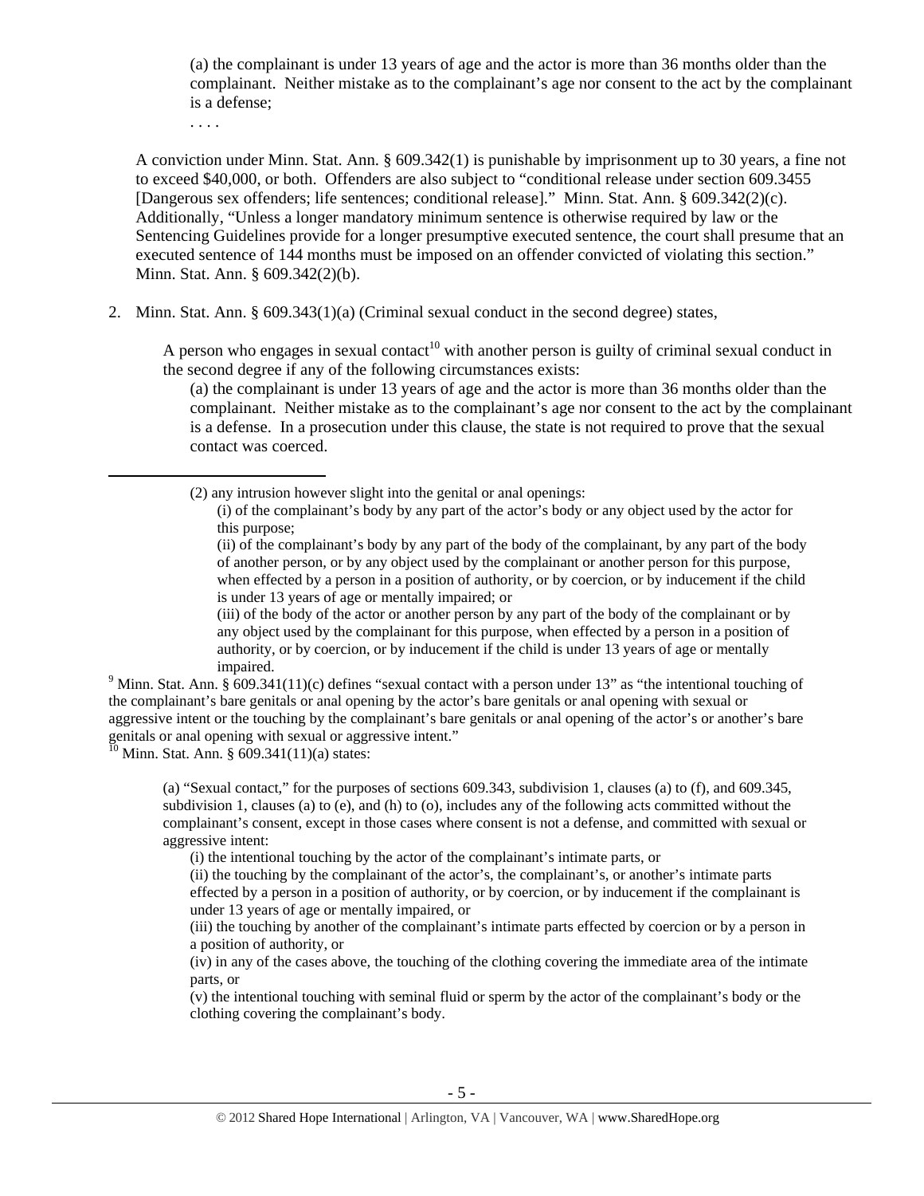(a) the complainant is under 13 years of age and the actor is more than 36 months older than the complainant. Neither mistake as to the complainant's age nor consent to the act by the complainant is a defense;

. . . .

A conviction under Minn. Stat. Ann. § 609.342(1) is punishable by imprisonment up to 30 years, a fine not to exceed $40,000, or both. Offenders are also subject to "conditional release under section 609.3455 [Dangerous sex offenders; life sentences; conditional release]." Minn. Stat. Ann. § 609.342(2)(c). Additionally, "Unless a longer mandatory minimum sentence is otherwise required by law or the Sentencing Guidelines provide for a longer presumptive executed sentence, the court shall presume that an executed sentence of 144 months must be imposed on an offender convicted of violating this section." Minn. Stat. Ann. § 609.342(2)(b).

2. Minn. Stat. Ann. § 609.343(1)(a) (Criminal sexual conduct in the second degree) states,

   A person who engages in sexual contact[10] with another person is guilty of criminal sexual conduct in the second degree if any of the following circumstances exists:

   (a) the complainant is under 13 years of age and the actor is more than 36 months older than the complainant. Neither mistake as to the complainant's age nor consent to the act by the complainant is a defense. In a prosecution under this clause, the state is not required to prove that the sexual contact was coerced.

---

(2) any intrusion however slight into the genital or anal openings:

(i) of the complainant's body by any part of the actor's body or any object used by the actor for this purpose;

(ii) of the complainant's body by any part of the body of the complainant, by any part of the body of another person, or by any object used by the complainant or another person for this purpose, when effected by a person in a position of authority, or by coercion, or by inducement if the child is under 13 years of age or mentally impaired; or

(iii) of the body of the actor or another person by any part of the body of the complainant or by any object used by the complainant for this purpose, when effected by a person in a position of authority, or by coercion, or by inducement if the child is under 13 years of age or mentally impaired.

[9] Minn. Stat. Ann. § 609.341(11)(c) defines "sexual contact with a person under 13" as "the intentional touching of the complainant's bare genitals or anal opening by the actor's bare genitals or anal opening with sexual or aggressive intent or the touching by the complainant's bare genitals or anal opening of the actor's or another's bare genitals or anal opening with sexual or aggressive intent."

[10] Minn. Stat. Ann. § 609.341(11)(a) states:

(a) "Sexual contact," for the purposes of sections 609.343, subdivision 1, clauses (a) to (f), and 609.345, subdivision 1, clauses (a) to (e), and (h) to (o), includes any of the following acts committed without the complainant's consent, except in those cases where consent is not a defense, and committed with sexual or aggressive intent:

(i) the intentional touching by the actor of the complainant's intimate parts, or

(ii) the touching by the complainant of the actor's, the complainant's, or another's intimate parts effected by a person in a position of authority, or by coercion, or by inducement if the complainant is under 13 years of age or mentally impaired, or

(iii) the touching by another of the complainant's intimate parts effected by coercion or by a person in a position of authority, or

(iv) in any of the cases above, the touching of the clothing covering the immediate area of the intimate parts, or

(v) the intentional touching with seminal fluid or sperm by the actor of the complainant's body or the clothing covering the complainant's body.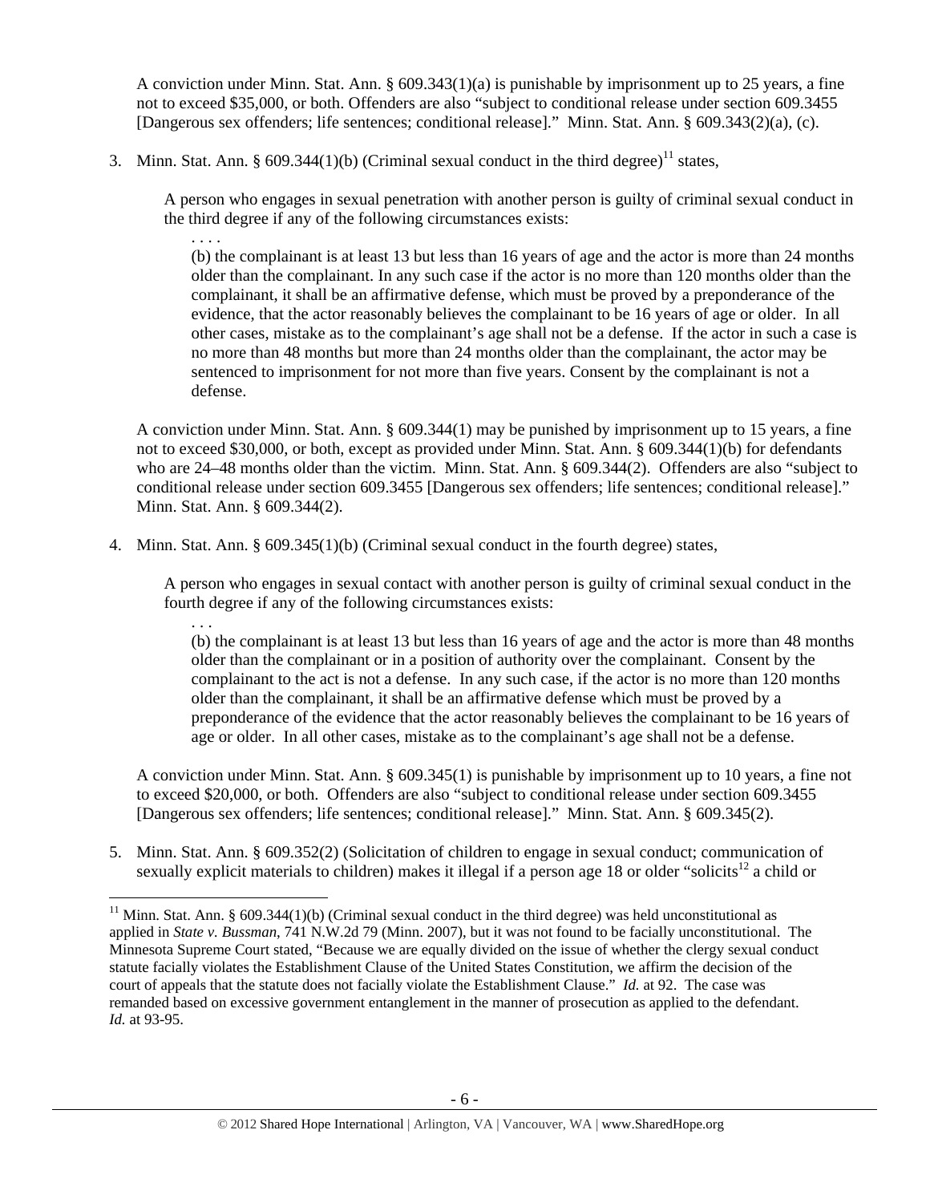A conviction under Minn. Stat. Ann. § 609.343(1)(a) is punishable by imprisonment up to 25 years, a fine not to exceed $35,000, or both. Offenders are also "subject to conditional release under section 609.3455 [Dangerous sex offenders; life sentences; conditional release]." Minn. Stat. Ann. § 609.343(2)(a), (c).

3. Minn. Stat. Ann. § 609.344(1)(b) (Criminal sexual conduct in the third degree)[11] states,

   > A person who engages in sexual penetration with another person is guilty of criminal sexual conduct in the third degree if any of the following circumstances exists:
   >
   > . . . .
   >
   > (b) the complainant is at least 13 but less than 16 years of age and the actor is more than 24 months older than the complainant. In any such case if the actor is no more than 120 months older than the complainant, it shall be an affirmative defense, which must be proved by a preponderance of the evidence, that the actor reasonably believes the complainant to be 16 years of age or older. In all other cases, mistake as to the complainant's age shall not be a defense. If the actor in such a case is no more than 48 months but more than 24 months older than the complainant, the actor may be sentenced to imprisonment for not more than five years. Consent by the complainant is not a defense.

   A conviction under Minn. Stat. Ann. § 609.344(1) may be punished by imprisonment up to 15 years, a fine not to exceed $30,000, or both, except as provided under Minn. Stat. Ann. § 609.344(1)(b) for defendants who are 24–48 months older than the victim. Minn. Stat. Ann. § 609.344(2). Offenders are also "subject to conditional release under section 609.3455 [Dangerous sex offenders; life sentences; conditional release]." Minn. Stat. Ann. § 609.344(2).

4. Minn. Stat. Ann. § 609.345(1)(b) (Criminal sexual conduct in the fourth degree) states,

   > A person who engages in sexual contact with another person is guilty of criminal sexual conduct in the fourth degree if any of the following circumstances exists:
   >
   > . . .
   >
   > (b) the complainant is at least 13 but less than 16 years of age and the actor is more than 48 months older than the complainant or in a position of authority over the complainant. Consent by the complainant to the act is not a defense. In any such case, if the actor is no more than 120 months older than the complainant, it shall be an affirmative defense which must be proved by a preponderance of the evidence that the actor reasonably believes the complainant to be 16 years of age or older. In all other cases, mistake as to the complainant's age shall not be a defense.

   A conviction under Minn. Stat. Ann. § 609.345(1) is punishable by imprisonment up to 10 years, a fine not to exceed $20,000, or both. Offenders are also "subject to conditional release under section 609.3455 [Dangerous sex offenders; life sentences; conditional release]." Minn. Stat. Ann. § 609.345(2).

5. Minn. Stat. Ann. § 609.352(2) (Solicitation of children to engage in sexual conduct; communication of sexually explicit materials to children) makes it illegal if a person age 18 or older "solicits[12] a child or

---

[11] Minn. Stat. Ann. § 609.344(1)(b) (Criminal sexual conduct in the third degree) was held unconstitutional as applied in *State v. Bussman*, 741 N.W.2d 79 (Minn. 2007), but it was not found to be facially unconstitutional. The Minnesota Supreme Court stated, "Because we are equally divided on the issue of whether the clergy sexual conduct statute facially violates the Establishment Clause of the United States Constitution, we affirm the decision of the court of appeals that the statute does not facially violate the Establishment Clause." *Id.* at 92. The case was remanded based on excessive government entanglement in the manner of prosecution as applied to the defendant. *Id.* at 93-95.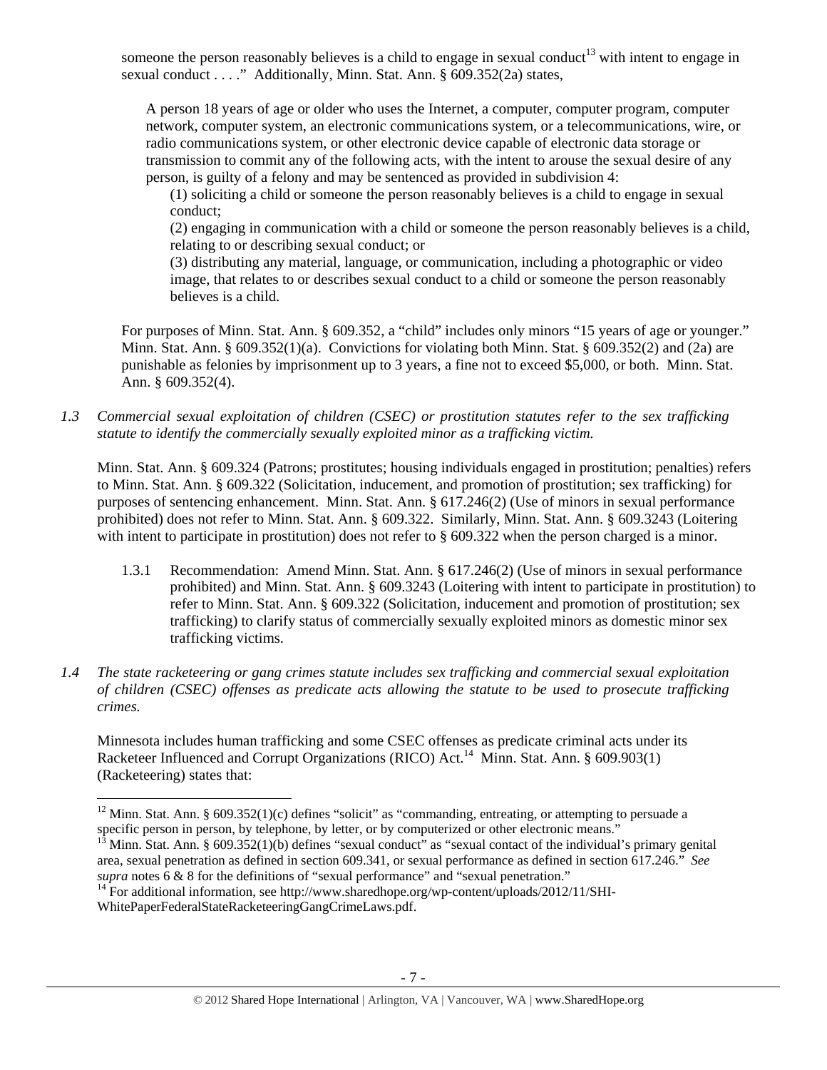someone the person reasonably believes is a child to engage in sexual conduct[13] with intent to engage in sexual conduct . . . ." Additionally, Minn. Stat. Ann. § 609.352(2a) states,

> A person 18 years of age or older who uses the Internet, a computer, computer program, computer network, computer system, an electronic communications system, or a telecommunications, wire, or radio communications system, or other electronic device capable of electronic data storage or transmission to commit any of the following acts, with the intent to arouse the sexual desire of any person, is guilty of a felony and may be sentenced as provided in subdivision 4:
>
> (1) soliciting a child or someone the person reasonably believes is a child to engage in sexual conduct;
>
> (2) engaging in communication with a child or someone the person reasonably believes is a child, relating to or describing sexual conduct; or
>
> (3) distributing any material, language, or communication, including a photographic or video image, that relates to or describes sexual conduct to a child or someone the person reasonably believes is a child.

For purposes of Minn. Stat. Ann. § 609.352, a "child" includes only minors "15 years of age or younger." Minn. Stat. Ann. § 609.352(1)(a). Convictions for violating both Minn. Stat. § 609.352(2) and (2a) are punishable as felonies by imprisonment up to 3 years, a fine not to exceed $5,000, or both. Minn. Stat. Ann. § 609.352(4).

*1.3 Commercial sexual exploitation of children (CSEC) or prostitution statutes refer to the sex trafficking statute to identify the commercially sexually exploited minor as a trafficking victim.*

Minn. Stat. Ann. § 609.324 (Patrons; prostitutes; housing individuals engaged in prostitution; penalties) refers to Minn. Stat. Ann. § 609.322 (Solicitation, inducement, and promotion of prostitution; sex trafficking) for purposes of sentencing enhancement. Minn. Stat. Ann. § 617.246(2) (Use of minors in sexual performance prohibited) does not refer to Minn. Stat. Ann. § 609.322. Similarly, Minn. Stat. Ann. § 609.3243 (Loitering with intent to participate in prostitution) does not refer to § 609.322 when the person charged is a minor.

1.3.1 Recommendation: Amend Minn. Stat. Ann. § 617.246(2) (Use of minors in sexual performance prohibited) and Minn. Stat. Ann. § 609.3243 (Loitering with intent to participate in prostitution) to refer to Minn. Stat. Ann. § 609.322 (Solicitation, inducement and promotion of prostitution; sex trafficking) to clarify status of commercially sexually exploited minors as domestic minor sex trafficking victims.

*1.4 The state racketeering or gang crimes statute includes sex trafficking and commercial sexual exploitation of children (CSEC) offenses as predicate acts allowing the statute to be used to prosecute trafficking crimes.*

Minnesota includes human trafficking and some CSEC offenses as predicate criminal acts under its Racketeer Influenced and Corrupt Organizations (RICO) Act.[14] Minn. Stat. Ann. § 609.903(1) (Racketeering) states that:

---

[12] Minn. Stat. Ann. § 609.352(1)(c) defines "solicit" as "commanding, entreating, or attempting to persuade a specific person in person, by telephone, by letter, or by computerized or other electronic means."

[13] Minn. Stat. Ann. § 609.352(1)(b) defines "sexual conduct" as "sexual contact of the individual's primary genital area, sexual penetration as defined in section 609.341, or sexual performance as defined in section 617.246." *See supra* notes 6 & 8 for the definitions of "sexual performance" and "sexual penetration."

[14] For additional information, see http://www.sharedhope.org/wp-content/uploads/2012/11/SHI-WhitePaperFederalStateRacketeeringGangCrimeLaws.pdf.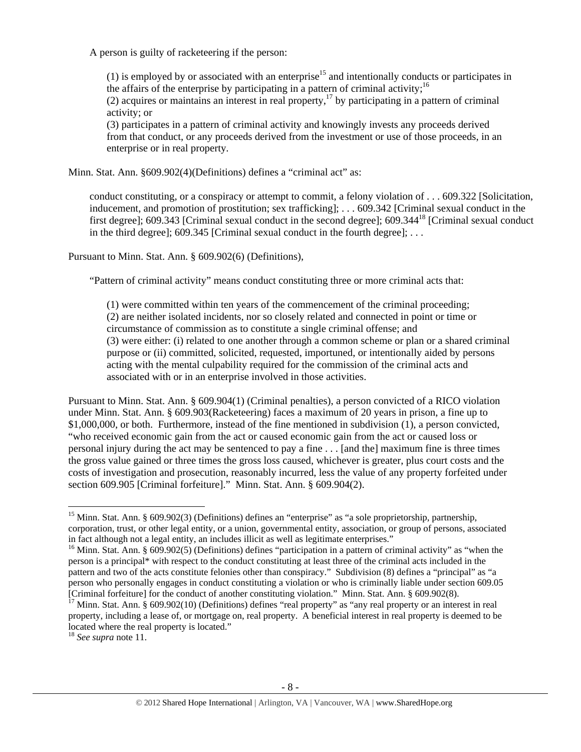A person is guilty of racketeering if the person:

> (1) is employed by or associated with an enterprise[15] and intentionally conducts or participates in the affairs of the enterprise by participating in a pattern of criminal activity;[16]
> (2) acquires or maintains an interest in real property,[17] by participating in a pattern of criminal activity; or
> (3) participates in a pattern of criminal activity and knowingly invests any proceeds derived from that conduct, or any proceeds derived from the investment or use of those proceeds, in an enterprise or in real property.

Minn. Stat. Ann. §609.902(4)(Definitions) defines a "criminal act" as:

> conduct constituting, or a conspiracy or attempt to commit, a felony violation of . . . 609.322 [Solicitation, inducement, and promotion of prostitution; sex trafficking]; . . . 609.342 [Criminal sexual conduct in the first degree]; 609.343 [Criminal sexual conduct in the second degree]; 609.344[18] [Criminal sexual conduct in the third degree]; 609.345 [Criminal sexual conduct in the fourth degree]; . . .

Pursuant to Minn. Stat. Ann. § 609.902(6) (Definitions),

> "Pattern of criminal activity" means conduct constituting three or more criminal acts that:
>
> (1) were committed within ten years of the commencement of the criminal proceeding;
> (2) are neither isolated incidents, nor so closely related and connected in point or time or circumstance of commission as to constitute a single criminal offense; and
> (3) were either: (i) related to one another through a common scheme or plan or a shared criminal purpose or (ii) committed, solicited, requested, importuned, or intentionally aided by persons acting with the mental culpability required for the commission of the criminal acts and associated with or in an enterprise involved in those activities.

Pursuant to Minn. Stat. Ann. § 609.904(1) (Criminal penalties), a person convicted of a RICO violation under Minn. Stat. Ann. § 609.903(Racketeering) faces a maximum of 20 years in prison, a fine up to $1,000,000, or both. Furthermore, instead of the fine mentioned in subdivision (1), a person convicted, "who received economic gain from the act or caused economic gain from the act or caused loss or personal injury during the act may be sentenced to pay a fine . . . [and the] maximum fine is three times the gross value gained or three times the gross loss caused, whichever is greater, plus court costs and the costs of investigation and prosecution, reasonably incurred, less the value of any property forfeited under section 609.905 [Criminal forfeiture]." Minn. Stat. Ann. § 609.904(2).

---

[15] Minn. Stat. Ann. § 609.902(3) (Definitions) defines an "enterprise" as "a sole proprietorship, partnership, corporation, trust, or other legal entity, or a union, governmental entity, association, or group of persons, associated in fact although not a legal entity, an includes illicit as well as legitimate enterprises."

[16] Minn. Stat. Ann. § 609.902(5) (Definitions) defines "participation in a pattern of criminal activity" as "when the person is a principal* with respect to the conduct constituting at least three of the criminal acts included in the pattern and two of the acts constitute felonies other than conspiracy." Subdivision (8) defines a "principal" as "a person who personally engages in conduct constituting a violation or who is criminally liable under section 609.05 [Criminal forfeiture] for the conduct of another constituting violation." Minn. Stat. Ann. § 609.902(8).

[17] Minn. Stat. Ann. § 609.902(10) (Definitions) defines "real property" as "any real property or an interest in real property, including a lease of, or mortgage on, real property. A beneficial interest in real property is deemed to be located where the real property is located."

[18] *See supra* note 11.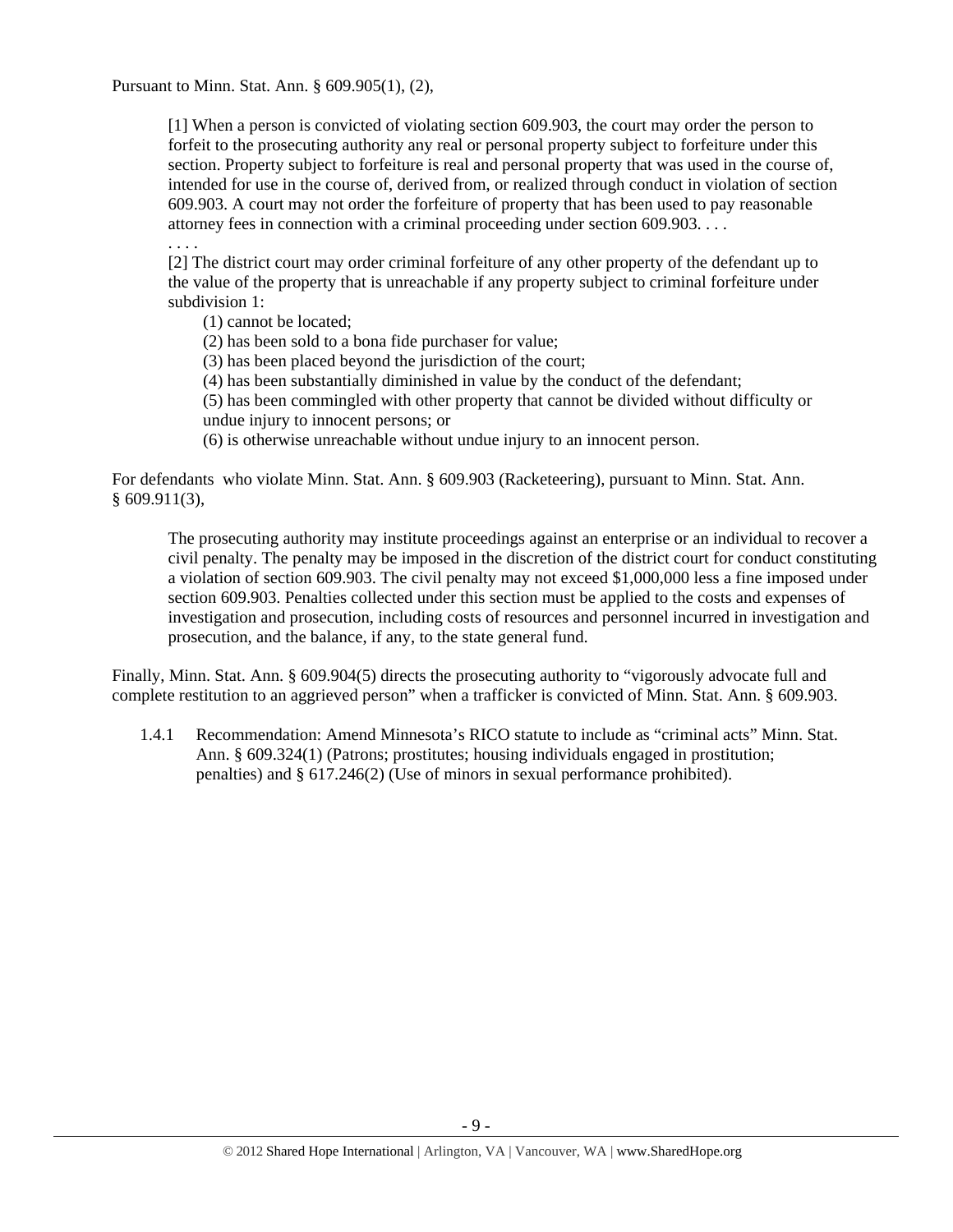Pursuant to Minn. Stat. Ann. § 609.905(1), (2),

> [1] When a person is convicted of violating section 609.903, the court may order the person to forfeit to the prosecuting authority any real or personal property subject to forfeiture under this section. Property subject to forfeiture is real and personal property that was used in the course of, intended for use in the course of, derived from, or realized through conduct in violation of section 609.903. A court may not order the forfeiture of property that has been used to pay reasonable attorney fees in connection with a criminal proceeding under section 609.903. . . .
>
> . . . .
>
> [2] The district court may order criminal forfeiture of any other property of the defendant up to the value of the property that is unreachable if any property subject to criminal forfeiture under subdivision 1:
>
> (1) cannot be located;
>
> (2) has been sold to a bona fide purchaser for value;
>
> (3) has been placed beyond the jurisdiction of the court;
>
> (4) has been substantially diminished in value by the conduct of the defendant;
>
> (5) has been commingled with other property that cannot be divided without difficulty or undue injury to innocent persons; or
>
> (6) is otherwise unreachable without undue injury to an innocent person.

For defendants who violate Minn. Stat. Ann. § 609.903 (Racketeering), pursuant to Minn. Stat. Ann. § 609.911(3),

> The prosecuting authority may institute proceedings against an enterprise or an individual to recover a civil penalty. The penalty may be imposed in the discretion of the district court for conduct constituting a violation of section 609.903. The civil penalty may not exceed $1,000,000 less a fine imposed under section 609.903. Penalties collected under this section must be applied to the costs and expenses of investigation and prosecution, including costs of resources and personnel incurred in investigation and prosecution, and the balance, if any, to the state general fund.

Finally, Minn. Stat. Ann. § 609.904(5) directs the prosecuting authority to "vigorously advocate full and complete restitution to an aggrieved person" when a trafficker is convicted of Minn. Stat. Ann. § 609.903.

1.4.1 Recommendation: Amend Minnesota's RICO statute to include as "criminal acts" Minn. Stat. Ann. § 609.324(1) (Patrons; prostitutes; housing individuals engaged in prostitution; penalties) and § 617.246(2) (Use of minors in sexual performance prohibited).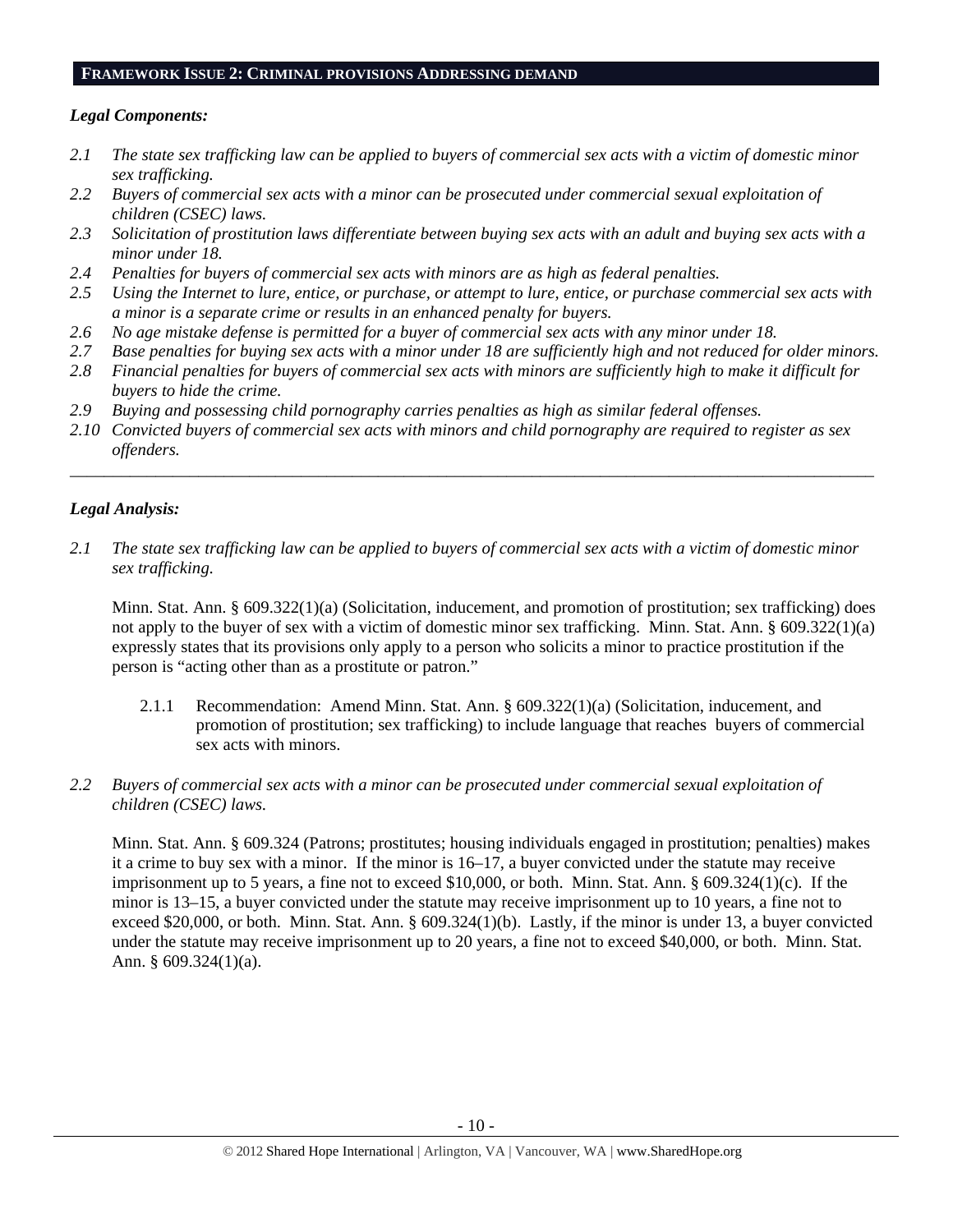## FRAMEWORK ISSUE 2: CRIMINAL PROVISIONS ADDRESSING DEMAND

***Legal Components:***

*2.1 The state sex trafficking law can be applied to buyers of commercial sex acts with a victim of domestic minor sex trafficking.*

*2.2 Buyers of commercial sex acts with a minor can be prosecuted under commercial sexual exploitation of children (CSEC) laws.*

*2.3 Solicitation of prostitution laws differentiate between buying sex acts with an adult and buying sex acts with a minor under 18.*

*2.4 Penalties for buyers of commercial sex acts with minors are as high as federal penalties.*

*2.5 Using the Internet to lure, entice, or purchase, or attempt to lure, entice, or purchase commercial sex acts with a minor is a separate crime or results in an enhanced penalty for buyers.*

*2.6 No age mistake defense is permitted for a buyer of commercial sex acts with any minor under 18.*

*2.7 Base penalties for buying sex acts with a minor under 18 are sufficiently high and not reduced for older minors.*

*2.8 Financial penalties for buyers of commercial sex acts with minors are sufficiently high to make it difficult for buyers to hide the crime.*

*2.9 Buying and possessing child pornography carries penalties as high as similar federal offenses.*

*2.10 Convicted buyers of commercial sex acts with minors and child pornography are required to register as sex offenders.*

---

***Legal Analysis:***

*2.1 The state sex trafficking law can be applied to buyers of commercial sex acts with a victim of domestic minor sex trafficking.*

Minn. Stat. Ann. § 609.322(1)(a) (Solicitation, inducement, and promotion of prostitution; sex trafficking) does not apply to the buyer of sex with a victim of domestic minor sex trafficking. Minn. Stat. Ann. § 609.322(1)(a) expressly states that its provisions only apply to a person who solicits a minor to practice prostitution if the person is "acting other than as a prostitute or patron."

2.1.1 Recommendation: Amend Minn. Stat. Ann. § 609.322(1)(a) (Solicitation, inducement, and promotion of prostitution; sex trafficking) to include language that reaches buyers of commercial sex acts with minors.

*2.2 Buyers of commercial sex acts with a minor can be prosecuted under commercial sexual exploitation of children (CSEC) laws.*

Minn. Stat. Ann. § 609.324 (Patrons; prostitutes; housing individuals engaged in prostitution; penalties) makes it a crime to buy sex with a minor. If the minor is 16–17, a buyer convicted under the statute may receive imprisonment up to 5 years, a fine not to exceed $10,000, or both. Minn. Stat. Ann. § 609.324(1)(c). If the minor is 13–15, a buyer convicted under the statute may receive imprisonment up to 10 years, a fine not to exceed $20,000, or both. Minn. Stat. Ann. § 609.324(1)(b). Lastly, if the minor is under 13, a buyer convicted under the statute may receive imprisonment up to 20 years, a fine not to exceed $40,000, or both. Minn. Stat. Ann. § 609.324(1)(a).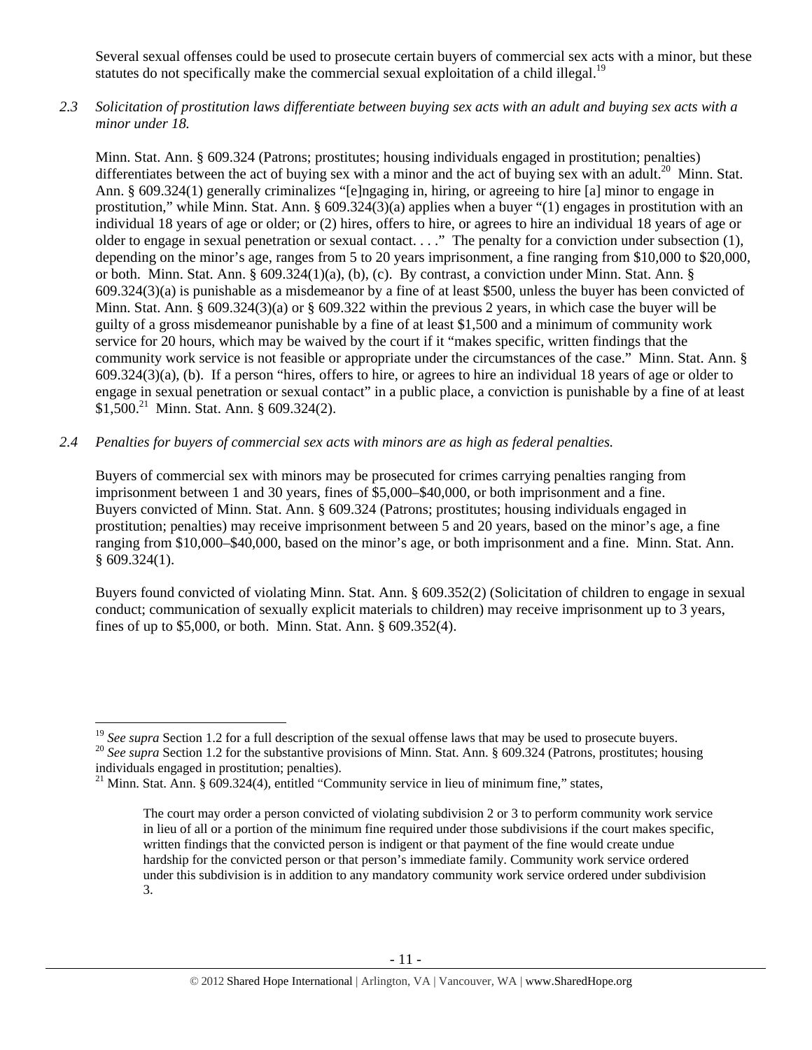Several sexual offenses could be used to prosecute certain buyers of commercial sex acts with a minor, but these statutes do not specifically make the commercial sexual exploitation of a child illegal.[19]

*2.3 Solicitation of prostitution laws differentiate between buying sex acts with an adult and buying sex acts with a minor under 18.*

Minn. Stat. Ann. § 609.324 (Patrons; prostitutes; housing individuals engaged in prostitution; penalties) differentiates between the act of buying sex with a minor and the act of buying sex with an adult.[20] Minn. Stat. Ann. § 609.324(1) generally criminalizes "[e]ngaging in, hiring, or agreeing to hire [a] minor to engage in prostitution," while Minn. Stat. Ann. § 609.324(3)(a) applies when a buyer "(1) engages in prostitution with an individual 18 years of age or older; or (2) hires, offers to hire, or agrees to hire an individual 18 years of age or older to engage in sexual penetration or sexual contact. . . ." The penalty for a conviction under subsection (1), depending on the minor's age, ranges from 5 to 20 years imprisonment, a fine ranging from $10,000 to $20,000, or both. Minn. Stat. Ann. § 609.324(1)(a), (b), (c). By contrast, a conviction under Minn. Stat. Ann. § 609.324(3)(a) is punishable as a misdemeanor by a fine of at least $500, unless the buyer has been convicted of Minn. Stat. Ann. § 609.324(3)(a) or § 609.322 within the previous 2 years, in which case the buyer will be guilty of a gross misdemeanor punishable by a fine of at least $1,500 and a minimum of community work service for 20 hours, which may be waived by the court if it "makes specific, written findings that the community work service is not feasible or appropriate under the circumstances of the case." Minn. Stat. Ann. § 609.324(3)(a), (b). If a person "hires, offers to hire, or agrees to hire an individual 18 years of age or older to engage in sexual penetration or sexual contact" in a public place, a conviction is punishable by a fine of at least $1,500.[21] Minn. Stat. Ann. § 609.324(2).

*2.4 Penalties for buyers of commercial sex acts with minors are as high as federal penalties.*

Buyers of commercial sex with minors may be prosecuted for crimes carrying penalties ranging from imprisonment between 1 and 30 years, fines of $5,000–$40,000, or both imprisonment and a fine. Buyers convicted of Minn. Stat. Ann. § 609.324 (Patrons; prostitutes; housing individuals engaged in prostitution; penalties) may receive imprisonment between 5 and 20 years, based on the minor's age, a fine ranging from $10,000–$40,000, based on the minor's age, or both imprisonment and a fine. Minn. Stat. Ann. § 609.324(1).

Buyers found convicted of violating Minn. Stat. Ann. § 609.352(2) (Solicitation of children to engage in sexual conduct; communication of sexually explicit materials to children) may receive imprisonment up to 3 years, fines of up to $5,000, or both. Minn. Stat. Ann. § 609.352(4).

---

[19] *See supra* Section 1.2 for a full description of the sexual offense laws that may be used to prosecute buyers.

[20] *See supra* Section 1.2 for the substantive provisions of Minn. Stat. Ann. § 609.324 (Patrons, prostitutes; housing individuals engaged in prostitution; penalties).

[21] Minn. Stat. Ann. § 609.324(4), entitled "Community service in lieu of minimum fine," states,

> The court may order a person convicted of violating subdivision 2 or 3 to perform community work service in lieu of all or a portion of the minimum fine required under those subdivisions if the court makes specific, written findings that the convicted person is indigent or that payment of the fine would create undue hardship for the convicted person or that person's immediate family. Community work service ordered under this subdivision is in addition to any mandatory community work service ordered under subdivision 3.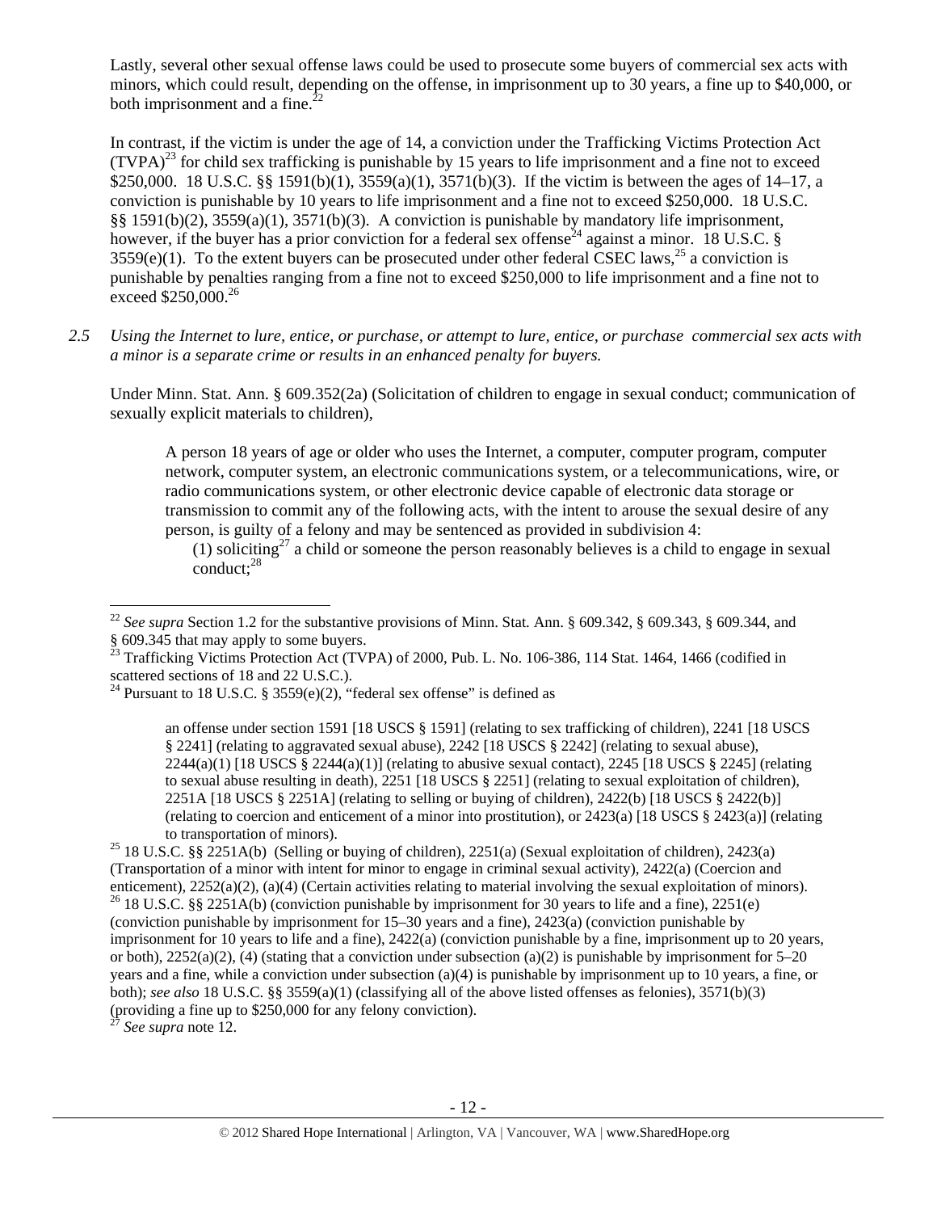Lastly, several other sexual offense laws could be used to prosecute some buyers of commercial sex acts with minors, which could result, depending on the offense, in imprisonment up to 30 years, a fine up to $40,000, or both imprisonment and a fine.[22]

In contrast, if the victim is under the age of 14, a conviction under the Trafficking Victims Protection Act (TVPA)[23] for child sex trafficking is punishable by 15 years to life imprisonment and a fine not to exceed $250,000. 18 U.S.C. §§ 1591(b)(1), 3559(a)(1), 3571(b)(3). If the victim is between the ages of 14–17, a conviction is punishable by 10 years to life imprisonment and a fine not to exceed $250,000. 18 U.S.C. §§ 1591(b)(2), 3559(a)(1), 3571(b)(3). A conviction is punishable by mandatory life imprisonment, however, if the buyer has a prior conviction for a federal sex offense[24] against a minor. 18 U.S.C. § 3559(e)(1). To the extent buyers can be prosecuted under other federal CSEC laws,[25] a conviction is punishable by penalties ranging from a fine not to exceed $250,000 to life imprisonment and a fine not to exceed $250,000.[26]

*2.5 Using the Internet to lure, entice, or purchase, or attempt to lure, entice, or purchase commercial sex acts with a minor is a separate crime or results in an enhanced penalty for buyers.*

Under Minn. Stat. Ann. § 609.352(2a) (Solicitation of children to engage in sexual conduct; communication of sexually explicit materials to children),

> A person 18 years of age or older who uses the Internet, a computer, computer program, computer network, computer system, an electronic communications system, or a telecommunications, wire, or radio communications system, or other electronic device capable of electronic data storage or transmission to commit any of the following acts, with the intent to arouse the sexual desire of any person, is guilty of a felony and may be sentenced as provided in subdivision 4:
>
> (1) soliciting[27] a child or someone the person reasonably believes is a child to engage in sexual conduct;[28]

---

[22] *See supra* Section 1.2 for the substantive provisions of Minn. Stat. Ann. § 609.342, § 609.343, § 609.344, and § 609.345 that may apply to some buyers.

[23] Trafficking Victims Protection Act (TVPA) of 2000, Pub. L. No. 106-386, 114 Stat. 1464, 1466 (codified in scattered sections of 18 and 22 U.S.C.).

[24] Pursuant to 18 U.S.C. § 3559(e)(2), "federal sex offense" is defined as

> an offense under section 1591 [18 USCS § 1591] (relating to sex trafficking of children), 2241 [18 USCS § 2241] (relating to aggravated sexual abuse), 2242 [18 USCS § 2242] (relating to sexual abuse), 2244(a)(1) [18 USCS § 2244(a)(1)] (relating to abusive sexual contact), 2245 [18 USCS § 2245] (relating to sexual abuse resulting in death), 2251 [18 USCS § 2251] (relating to sexual exploitation of children), 2251A [18 USCS § 2251A] (relating to selling or buying of children), 2422(b) [18 USCS § 2422(b)] (relating to coercion and enticement of a minor into prostitution), or 2423(a) [18 USCS § 2423(a)] (relating to transportation of minors).

[25] 18 U.S.C. §§ 2251A(b) (Selling or buying of children), 2251(a) (Sexual exploitation of children), 2423(a) (Transportation of a minor with intent for minor to engage in criminal sexual activity), 2422(a) (Coercion and enticement), 2252(a)(2), (a)(4) (Certain activities relating to material involving the sexual exploitation of minors).

[26] 18 U.S.C. §§ 2251A(b) (conviction punishable by imprisonment for 30 years to life and a fine), 2251(e) (conviction punishable by imprisonment for 15–30 years and a fine), 2423(a) (conviction punishable by imprisonment for 10 years to life and a fine), 2422(a) (conviction punishable by a fine, imprisonment up to 20 years, or both), 2252(a)(2), (4) (stating that a conviction under subsection (a)(2) is punishable by imprisonment for 5–20 years and a fine, while a conviction under subsection (a)(4) is punishable by imprisonment up to 10 years, a fine, or both); *see also* 18 U.S.C. §§ 3559(a)(1) (classifying all of the above listed offenses as felonies), 3571(b)(3) (providing a fine up to $250,000 for any felony conviction).

[27] *See supra* note 12.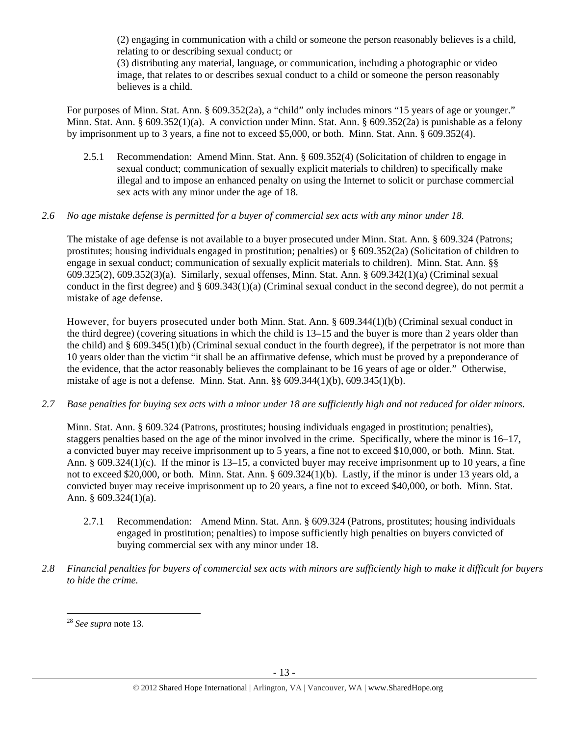> (2) engaging in communication with a child or someone the person reasonably believes is a child, relating to or describing sexual conduct; or
> (3) distributing any material, language, or communication, including a photographic or video image, that relates to or describes sexual conduct to a child or someone the person reasonably believes is a child.

For purposes of Minn. Stat. Ann. § 609.352(2a), a "child" only includes minors "15 years of age or younger." Minn. Stat. Ann. § 609.352(1)(a). A conviction under Minn. Stat. Ann. § 609.352(2a) is punishable as a felony by imprisonment up to 3 years, a fine not to exceed $5,000, or both. Minn. Stat. Ann. § 609.352(4).

2.5.1 Recommendation: Amend Minn. Stat. Ann. § 609.352(4) (Solicitation of children to engage in sexual conduct; communication of sexually explicit materials to children) to specifically make illegal and to impose an enhanced penalty on using the Internet to solicit or purchase commercial sex acts with any minor under the age of 18.

*2.6 No age mistake defense is permitted for a buyer of commercial sex acts with any minor under 18.*

The mistake of age defense is not available to a buyer prosecuted under Minn. Stat. Ann. § 609.324 (Patrons; prostitutes; housing individuals engaged in prostitution; penalties) or § 609.352(2a) (Solicitation of children to engage in sexual conduct; communication of sexually explicit materials to children). Minn. Stat. Ann. §§ 609.325(2), 609.352(3)(a). Similarly, sexual offenses, Minn. Stat. Ann. § 609.342(1)(a) (Criminal sexual conduct in the first degree) and § 609.343(1)(a) (Criminal sexual conduct in the second degree), do not permit a mistake of age defense.

However, for buyers prosecuted under both Minn. Stat. Ann. § 609.344(1)(b) (Criminal sexual conduct in the third degree) (covering situations in which the child is 13–15 and the buyer is more than 2 years older than the child) and § 609.345(1)(b) (Criminal sexual conduct in the fourth degree), if the perpetrator is not more than 10 years older than the victim "it shall be an affirmative defense, which must be proved by a preponderance of the evidence, that the actor reasonably believes the complainant to be 16 years of age or older." Otherwise, mistake of age is not a defense. Minn. Stat. Ann. §§ 609.344(1)(b), 609.345(1)(b).

*2.7 Base penalties for buying sex acts with a minor under 18 are sufficiently high and not reduced for older minors.*

Minn. Stat. Ann. § 609.324 (Patrons, prostitutes; housing individuals engaged in prostitution; penalties), staggers penalties based on the age of the minor involved in the crime. Specifically, where the minor is 16–17, a convicted buyer may receive imprisonment up to 5 years, a fine not to exceed $10,000, or both. Minn. Stat. Ann. § 609.324(1)(c). If the minor is 13–15, a convicted buyer may receive imprisonment up to 10 years, a fine not to exceed $20,000, or both. Minn. Stat. Ann. § 609.324(1)(b). Lastly, if the minor is under 13 years old, a convicted buyer may receive imprisonment up to 20 years, a fine not to exceed $40,000, or both. Minn. Stat. Ann. § 609.324(1)(a).

2.7.1 Recommendation: Amend Minn. Stat. Ann. § 609.324 (Patrons, prostitutes; housing individuals engaged in prostitution; penalties) to impose sufficiently high penalties on buyers convicted of buying commercial sex with any minor under 18.

*2.8 Financial penalties for buyers of commercial sex acts with minors are sufficiently high to make it difficult for buyers to hide the crime.*

---

[28] *See supra* note 13.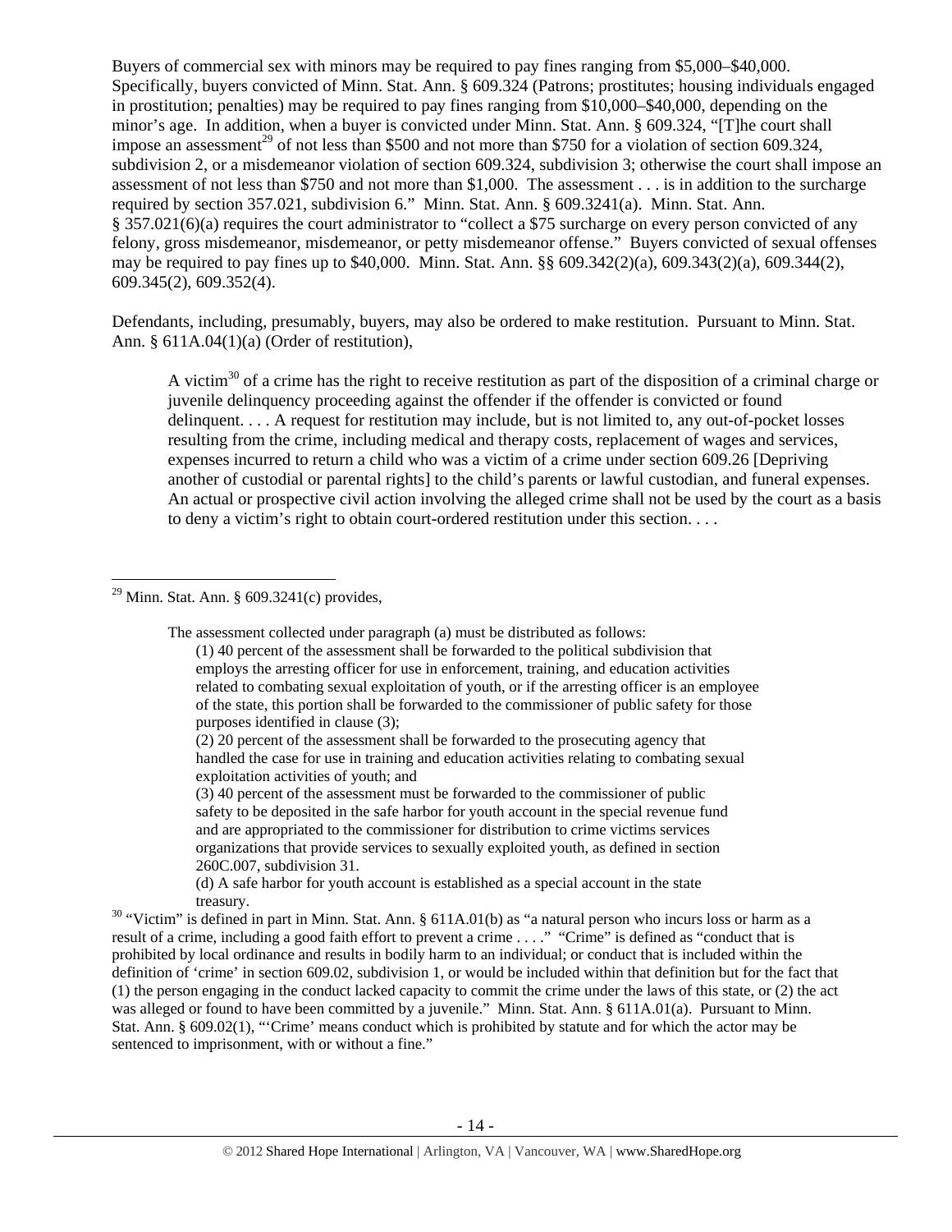Buyers of commercial sex with minors may be required to pay fines ranging from $5,000–$40,000. Specifically, buyers convicted of Minn. Stat. Ann. § 609.324 (Patrons; prostitutes; housing individuals engaged in prostitution; penalties) may be required to pay fines ranging from $10,000–$40,000, depending on the minor's age. In addition, when a buyer is convicted under Minn. Stat. Ann. § 609.324, "[T]he court shall impose an assessment[29] of not less than $500 and not more than $750 for a violation of section 609.324, subdivision 2, or a misdemeanor violation of section 609.324, subdivision 3; otherwise the court shall impose an assessment of not less than $750 and not more than $1,000. The assessment . . . is in addition to the surcharge required by section 357.021, subdivision 6." Minn. Stat. Ann. § 609.3241(a). Minn. Stat. Ann. § 357.021(6)(a) requires the court administrator to "collect a $75 surcharge on every person convicted of any felony, gross misdemeanor, misdemeanor, or petty misdemeanor offense." Buyers convicted of sexual offenses may be required to pay fines up to $40,000. Minn. Stat. Ann. §§ 609.342(2)(a), 609.343(2)(a), 609.344(2), 609.345(2), 609.352(4).

Defendants, including, presumably, buyers, may also be ordered to make restitution. Pursuant to Minn. Stat. Ann. § 611A.04(1)(a) (Order of restitution),

> A victim[30] of a crime has the right to receive restitution as part of the disposition of a criminal charge or juvenile delinquency proceeding against the offender if the offender is convicted or found delinquent. . . . A request for restitution may include, but is not limited to, any out-of-pocket losses resulting from the crime, including medical and therapy costs, replacement of wages and services, expenses incurred to return a child who was a victim of a crime under section 609.26 [Depriving another of custodial or parental rights] to the child's parents or lawful custodian, and funeral expenses. An actual or prospective civil action involving the alleged crime shall not be used by the court as a basis to deny a victim's right to obtain court-ordered restitution under this section. . . .

---

[29] Minn. Stat. Ann. § 609.3241(c) provides,

> The assessment collected under paragraph (a) must be distributed as follows:
>
> (1) 40 percent of the assessment shall be forwarded to the political subdivision that employs the arresting officer for use in enforcement, training, and education activities related to combating sexual exploitation of youth, or if the arresting officer is an employee of the state, this portion shall be forwarded to the commissioner of public safety for those purposes identified in clause (3);
>
> (2) 20 percent of the assessment shall be forwarded to the prosecuting agency that handled the case for use in training and education activities relating to combating sexual exploitation activities of youth; and
>
> (3) 40 percent of the assessment must be forwarded to the commissioner of public safety to be deposited in the safe harbor for youth account in the special revenue fund and are appropriated to the commissioner for distribution to crime victims services organizations that provide services to sexually exploited youth, as defined in section 260C.007, subdivision 31.
>
> (d) A safe harbor for youth account is established as a special account in the state treasury.

[30] "Victim" is defined in part in Minn. Stat. Ann. § 611A.01(b) as "a natural person who incurs loss or harm as a result of a crime, including a good faith effort to prevent a crime . . . ." "Crime" is defined as "conduct that is prohibited by local ordinance and results in bodily harm to an individual; or conduct that is included within the definition of 'crime' in section 609.02, subdivision 1, or would be included within that definition but for the fact that (1) the person engaging in the conduct lacked capacity to commit the crime under the laws of this state, or (2) the act was alleged or found to have been committed by a juvenile." Minn. Stat. Ann. § 611A.01(a). Pursuant to Minn. Stat. Ann. § 609.02(1), "'Crime' means conduct which is prohibited by statute and for which the actor may be sentenced to imprisonment, with or without a fine."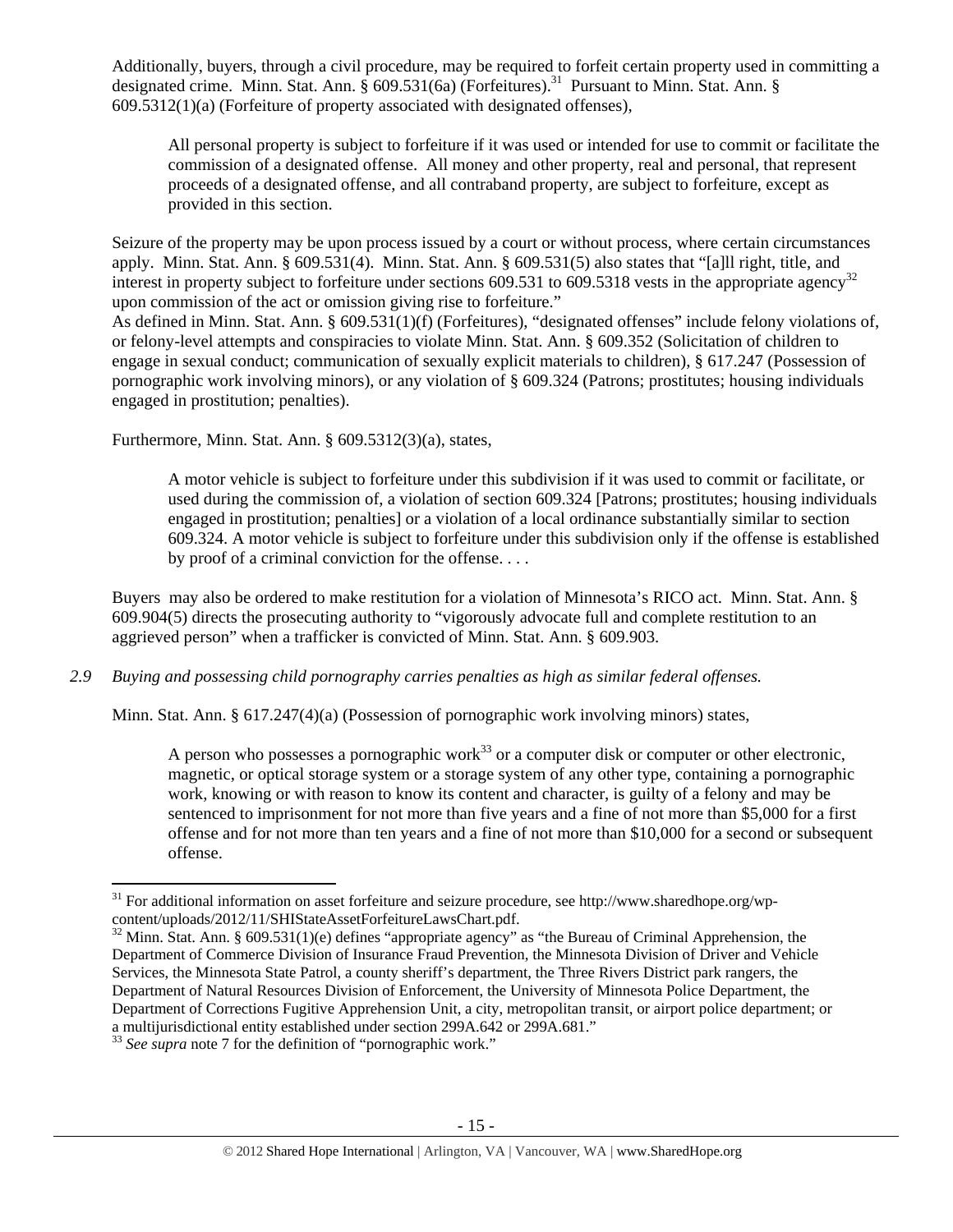Additionally, buyers, through a civil procedure, may be required to forfeit certain property used in committing a designated crime. Minn. Stat. Ann. § 609.531(6a) (Forfeitures).[31] Pursuant to Minn. Stat. Ann. § 609.5312(1)(a) (Forfeiture of property associated with designated offenses),

> All personal property is subject to forfeiture if it was used or intended for use to commit or facilitate the commission of a designated offense. All money and other property, real and personal, that represent proceeds of a designated offense, and all contraband property, are subject to forfeiture, except as provided in this section.

Seizure of the property may be upon process issued by a court or without process, where certain circumstances apply. Minn. Stat. Ann. § 609.531(4). Minn. Stat. Ann. § 609.531(5) also states that "[a]ll right, title, and interest in property subject to forfeiture under sections 609.531 to 609.5318 vests in the appropriate agency[32] upon commission of the act or omission giving rise to forfeiture."

As defined in Minn. Stat. Ann. § 609.531(1)(f) (Forfeitures), "designated offenses" include felony violations of, or felony-level attempts and conspiracies to violate Minn. Stat. Ann. § 609.352 (Solicitation of children to engage in sexual conduct; communication of sexually explicit materials to children), § 617.247 (Possession of pornographic work involving minors), or any violation of § 609.324 (Patrons; prostitutes; housing individuals engaged in prostitution; penalties).

Furthermore, Minn. Stat. Ann. § 609.5312(3)(a), states,

> A motor vehicle is subject to forfeiture under this subdivision if it was used to commit or facilitate, or used during the commission of, a violation of section 609.324 [Patrons; prostitutes; housing individuals engaged in prostitution; penalties] or a violation of a local ordinance substantially similar to section 609.324. A motor vehicle is subject to forfeiture under this subdivision only if the offense is established by proof of a criminal conviction for the offense. . . .

Buyers may also be ordered to make restitution for a violation of Minnesota's RICO act. Minn. Stat. Ann. § 609.904(5) directs the prosecuting authority to "vigorously advocate full and complete restitution to an aggrieved person" when a trafficker is convicted of Minn. Stat. Ann. § 609.903.

*2.9 Buying and possessing child pornography carries penalties as high as similar federal offenses.*

Minn. Stat. Ann. § 617.247(4)(a) (Possession of pornographic work involving minors) states,

> A person who possesses a pornographic work[33] or a computer disk or computer or other electronic, magnetic, or optical storage system or a storage system of any other type, containing a pornographic work, knowing or with reason to know its content and character, is guilty of a felony and may be sentenced to imprisonment for not more than five years and a fine of not more than $5,000 for a first offense and for not more than ten years and a fine of not more than $10,000 for a second or subsequent offense.

---

[31] For additional information on asset forfeiture and seizure procedure, see http://www.sharedhope.org/wp-content/uploads/2012/11/SHIStateAssetForfeitureLawsChart.pdf.

[32] Minn. Stat. Ann. § 609.531(1)(e) defines "appropriate agency" as "the Bureau of Criminal Apprehension, the Department of Commerce Division of Insurance Fraud Prevention, the Minnesota Division of Driver and Vehicle Services, the Minnesota State Patrol, a county sheriff's department, the Three Rivers District park rangers, the Department of Natural Resources Division of Enforcement, the University of Minnesota Police Department, the Department of Corrections Fugitive Apprehension Unit, a city, metropolitan transit, or airport police department; or a multijurisdictional entity established under section 299A.642 or 299A.681."

[33] *See supra* note 7 for the definition of "pornographic work."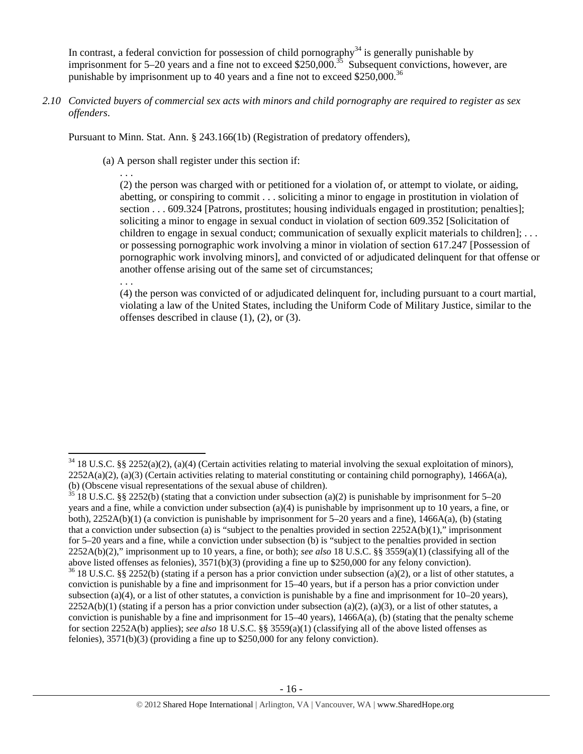In contrast, a federal conviction for possession of child pornography[34] is generally punishable by imprisonment for 5–20 years and a fine not to exceed $250,000.[35] Subsequent convictions, however, are punishable by imprisonment up to 40 years and a fine not to exceed $250,000.[36]

*2.10 Convicted buyers of commercial sex acts with minors and child pornography are required to register as sex offenders.*

Pursuant to Minn. Stat. Ann. § 243.166(1b) (Registration of predatory offenders),

> (a) A person shall register under this section if:
>
> > . . .
> >
> > (2) the person was charged with or petitioned for a violation of, or attempt to violate, or aiding, abetting, or conspiring to commit . . . soliciting a minor to engage in prostitution in violation of section . . . 609.324 [Patrons, prostitutes; housing individuals engaged in prostitution; penalties]; soliciting a minor to engage in sexual conduct in violation of section 609.352 [Solicitation of children to engage in sexual conduct; communication of sexually explicit materials to children]; . . . or possessing pornographic work involving a minor in violation of section 617.247 [Possession of pornographic work involving minors], and convicted of or adjudicated delinquent for that offense or another offense arising out of the same set of circumstances;
> >
> > . . .
> >
> > (4) the person was convicted of or adjudicated delinquent for, including pursuant to a court martial, violating a law of the United States, including the Uniform Code of Military Justice, similar to the offenses described in clause (1), (2), or (3).

---

[34] 18 U.S.C. §§ 2252(a)(2), (a)(4) (Certain activities relating to material involving the sexual exploitation of minors), 2252A(a)(2), (a)(3) (Certain activities relating to material constituting or containing child pornography), 1466A(a), (b) (Obscene visual representations of the sexual abuse of children).

[35] 18 U.S.C. §§ 2252(b) (stating that a conviction under subsection (a)(2) is punishable by imprisonment for 5–20 years and a fine, while a conviction under subsection (a)(4) is punishable by imprisonment up to 10 years, a fine, or both), 2252A(b)(1) (a conviction is punishable by imprisonment for 5–20 years and a fine), 1466A(a), (b) (stating that a conviction under subsection (a) is "subject to the penalties provided in section 2252A(b)(1)," imprisonment for 5–20 years and a fine, while a conviction under subsection (b) is "subject to the penalties provided in section 2252A(b)(2)," imprisonment up to 10 years, a fine, or both); *see also* 18 U.S.C. §§ 3559(a)(1) (classifying all of the above listed offenses as felonies), 3571(b)(3) (providing a fine up to $250,000 for any felony conviction).

[36] 18 U.S.C. §§ 2252(b) (stating if a person has a prior conviction under subsection (a)(2), or a list of other statutes, a conviction is punishable by a fine and imprisonment for 15–40 years, but if a person has a prior conviction under subsection (a)(4), or a list of other statutes, a conviction is punishable by a fine and imprisonment for 10–20 years), 2252A(b)(1) (stating if a person has a prior conviction under subsection (a)(2), (a)(3), or a list of other statutes, a conviction is punishable by a fine and imprisonment for 15–40 years), 1466A(a), (b) (stating that the penalty scheme for section 2252A(b) applies); *see also* 18 U.S.C. §§ 3559(a)(1) (classifying all of the above listed offenses as felonies), 3571(b)(3) (providing a fine up to $250,000 for any felony conviction).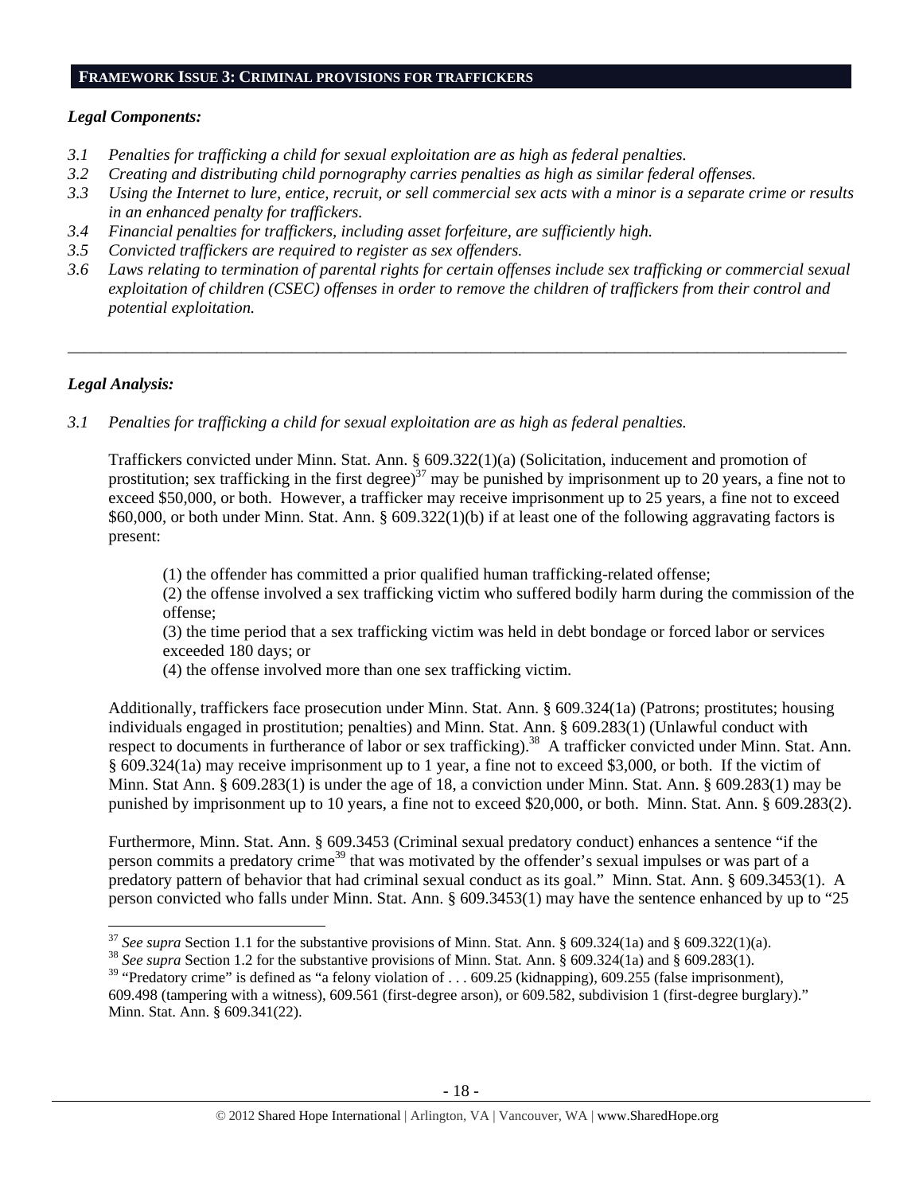## FRAMEWORK ISSUE 3: CRIMINAL PROVISIONS FOR TRAFFICKERS

### *Legal Components:*

*3.1 Penalties for trafficking a child for sexual exploitation are as high as federal penalties.*
*3.2 Creating and distributing child pornography carries penalties as high as similar federal offenses.*
*3.3 Using the Internet to lure, entice, recruit, or sell commercial sex acts with a minor is a separate crime or results in an enhanced penalty for traffickers.*
*3.4 Financial penalties for traffickers, including asset forfeiture, are sufficiently high.*
*3.5 Convicted traffickers are required to register as sex offenders.*
*3.6 Laws relating to termination of parental rights for certain offenses include sex trafficking or commercial sexual exploitation of children (CSEC) offenses in order to remove the children of traffickers from their control and potential exploitation.*

---

### *Legal Analysis:*

*3.1 Penalties for trafficking a child for sexual exploitation are as high as federal penalties.*

Traffickers convicted under Minn. Stat. Ann. § 609.322(1)(a) (Solicitation, inducement and promotion of prostitution; sex trafficking in the first degree)[37] may be punished by imprisonment up to 20 years, a fine not to exceed $50,000, or both. However, a trafficker may receive imprisonment up to 25 years, a fine not to exceed $60,000, or both under Minn. Stat. Ann. § 609.322(1)(b) if at least one of the following aggravating factors is present:

(1) the offender has committed a prior qualified human trafficking-related offense;
(2) the offense involved a sex trafficking victim who suffered bodily harm during the commission of the offense;
(3) the time period that a sex trafficking victim was held in debt bondage or forced labor or services exceeded 180 days; or
(4) the offense involved more than one sex trafficking victim.

Additionally, traffickers face prosecution under Minn. Stat. Ann. § 609.324(1a) (Patrons; prostitutes; housing individuals engaged in prostitution; penalties) and Minn. Stat. Ann. § 609.283(1) (Unlawful conduct with respect to documents in furtherance of labor or sex trafficking).[38] A trafficker convicted under Minn. Stat. Ann. § 609.324(1a) may receive imprisonment up to 1 year, a fine not to exceed $3,000, or both. If the victim of Minn. Stat Ann. § 609.283(1) is under the age of 18, a conviction under Minn. Stat. Ann. § 609.283(1) may be punished by imprisonment up to 10 years, a fine not to exceed $20,000, or both. Minn. Stat. Ann. § 609.283(2).

Furthermore, Minn. Stat. Ann. § 609.3453 (Criminal sexual predatory conduct) enhances a sentence "if the person commits a predatory crime[39] that was motivated by the offender's sexual impulses or was part of a predatory pattern of behavior that had criminal sexual conduct as its goal." Minn. Stat. Ann. § 609.3453(1). A person convicted who falls under Minn. Stat. Ann. § 609.3453(1) may have the sentence enhanced by up to "25

---

[37] *See supra* Section 1.1 for the substantive provisions of Minn. Stat. Ann. § 609.324(1a) and § 609.322(1)(a).
[38] *See supra* Section 1.2 for the substantive provisions of Minn. Stat. Ann. § 609.324(1a) and § 609.283(1).
[39] "Predatory crime" is defined as "a felony violation of . . . 609.25 (kidnapping), 609.255 (false imprisonment), 609.498 (tampering with a witness), 609.561 (first-degree arson), or 609.582, subdivision 1 (first-degree burglary)." Minn. Stat. Ann. § 609.341(22).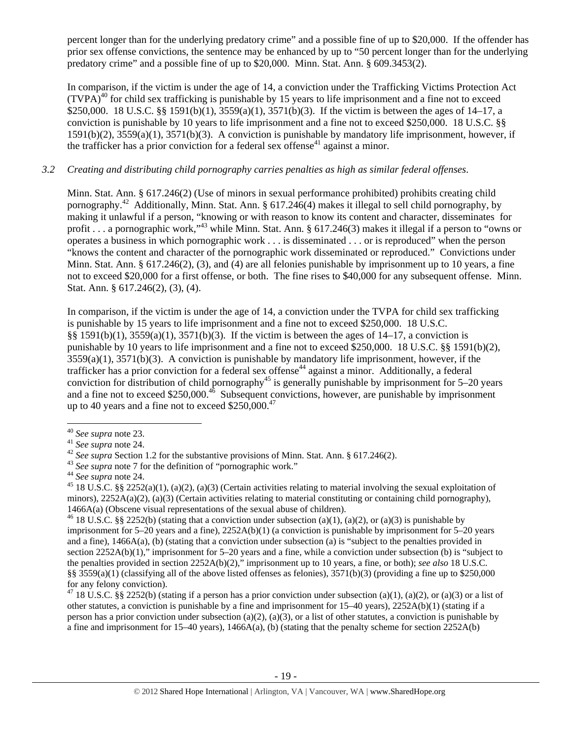percent longer than for the underlying predatory crime" and a possible fine of up to $20,000. If the offender has prior sex offense convictions, the sentence may be enhanced by up to "50 percent longer than for the underlying predatory crime" and a possible fine of up to $20,000. Minn. Stat. Ann. § 609.3453(2).

In comparison, if the victim is under the age of 14, a conviction under the Trafficking Victims Protection Act (TVPA)[40] for child sex trafficking is punishable by 15 years to life imprisonment and a fine not to exceed $250,000. 18 U.S.C. §§ 1591(b)(1), 3559(a)(1), 3571(b)(3). If the victim is between the ages of 14–17, a conviction is punishable by 10 years to life imprisonment and a fine not to exceed $250,000. 18 U.S.C. §§ 1591(b)(2), 3559(a)(1), 3571(b)(3). A conviction is punishable by mandatory life imprisonment, however, if the trafficker has a prior conviction for a federal sex offense[41] against a minor.

*3.2 Creating and distributing child pornography carries penalties as high as similar federal offenses.*

Minn. Stat. Ann. § 617.246(2) (Use of minors in sexual performance prohibited) prohibits creating child pornography.[42] Additionally, Minn. Stat. Ann. § 617.246(4) makes it illegal to sell child pornography, by making it unlawful if a person, "knowing or with reason to know its content and character, disseminates for profit . . . a pornographic work,"[43] while Minn. Stat. Ann. § 617.246(3) makes it illegal if a person to "owns or operates a business in which pornographic work . . . is disseminated . . . or is reproduced" when the person "knows the content and character of the pornographic work disseminated or reproduced." Convictions under Minn. Stat. Ann. § 617.246(2), (3), and (4) are all felonies punishable by imprisonment up to 10 years, a fine not to exceed $20,000 for a first offense, or both. The fine rises to $40,000 for any subsequent offense. Minn. Stat. Ann. § 617.246(2), (3), (4).

In comparison, if the victim is under the age of 14, a conviction under the TVPA for child sex trafficking is punishable by 15 years to life imprisonment and a fine not to exceed $250,000. 18 U.S.C. §§ 1591(b)(1), 3559(a)(1), 3571(b)(3). If the victim is between the ages of 14–17, a conviction is punishable by 10 years to life imprisonment and a fine not to exceed $250,000. 18 U.S.C. §§ 1591(b)(2), 3559(a)(1), 3571(b)(3). A conviction is punishable by mandatory life imprisonment, however, if the trafficker has a prior conviction for a federal sex offense[44] against a minor. Additionally, a federal conviction for distribution of child pornography[45] is generally punishable by imprisonment for 5–20 years and a fine not to exceed $250,000.[46] Subsequent convictions, however, are punishable by imprisonment up to 40 years and a fine not to exceed $250,000.[47]

---

[40] *See supra* note 23.

[41] *See supra* note 24.

[42] *See supra* Section 1.2 for the substantive provisions of Minn. Stat. Ann. § 617.246(2).

[43] *See supra* note 7 for the definition of "pornographic work."

[44] *See supra* note 24.

[45] 18 U.S.C. §§ 2252(a)(1), (a)(2), (a)(3) (Certain activities relating to material involving the sexual exploitation of minors), 2252A(a)(2), (a)(3) (Certain activities relating to material constituting or containing child pornography), 1466A(a) (Obscene visual representations of the sexual abuse of children).

[46] 18 U.S.C. §§ 2252(b) (stating that a conviction under subsection (a)(1), (a)(2), or (a)(3) is punishable by imprisonment for 5–20 years and a fine), 2252A(b)(1) (a conviction is punishable by imprisonment for 5–20 years and a fine), 1466A(a), (b) (stating that a conviction under subsection (a) is "subject to the penalties provided in section 2252A(b)(1)," imprisonment for 5–20 years and a fine, while a conviction under subsection (b) is "subject to the penalties provided in section 2252A(b)(2)," imprisonment up to 10 years, a fine, or both); *see also* 18 U.S.C. §§ 3559(a)(1) (classifying all of the above listed offenses as felonies), 3571(b)(3) (providing a fine up to $250,000 for any felony conviction).

[47] 18 U.S.C. §§ 2252(b) (stating if a person has a prior conviction under subsection (a)(1), (a)(2), or (a)(3) or a list of other statutes, a conviction is punishable by a fine and imprisonment for 15–40 years), 2252A(b)(1) (stating if a person has a prior conviction under subsection (a)(2), (a)(3), or a list of other statutes, a conviction is punishable by a fine and imprisonment for 15–40 years), 1466A(a), (b) (stating that the penalty scheme for section 2252A(b)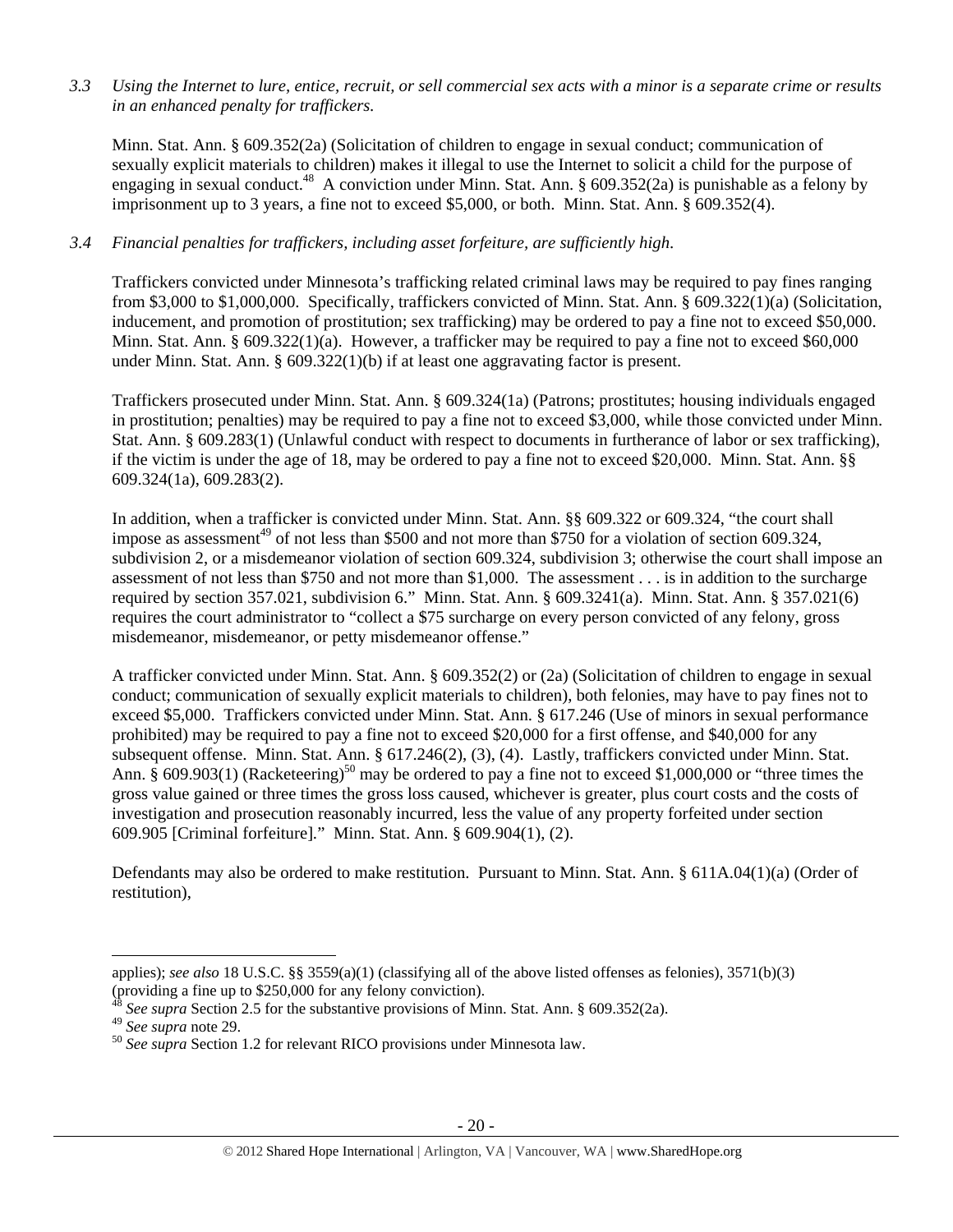*3.3 Using the Internet to lure, entice, recruit, or sell commercial sex acts with a minor is a separate crime or results in an enhanced penalty for traffickers.*

Minn. Stat. Ann. § 609.352(2a) (Solicitation of children to engage in sexual conduct; communication of sexually explicit materials to children) makes it illegal to use the Internet to solicit a child for the purpose of engaging in sexual conduct.[48] A conviction under Minn. Stat. Ann. § 609.352(2a) is punishable as a felony by imprisonment up to 3 years, a fine not to exceed $5,000, or both. Minn. Stat. Ann. § 609.352(4).

*3.4 Financial penalties for traffickers, including asset forfeiture, are sufficiently high.*

Traffickers convicted under Minnesota's trafficking related criminal laws may be required to pay fines ranging from $3,000 to $1,000,000. Specifically, traffickers convicted of Minn. Stat. Ann. § 609.322(1)(a) (Solicitation, inducement, and promotion of prostitution; sex trafficking) may be ordered to pay a fine not to exceed $50,000. Minn. Stat. Ann. § 609.322(1)(a). However, a trafficker may be required to pay a fine not to exceed $60,000 under Minn. Stat. Ann. § 609.322(1)(b) if at least one aggravating factor is present.

Traffickers prosecuted under Minn. Stat. Ann. § 609.324(1a) (Patrons; prostitutes; housing individuals engaged in prostitution; penalties) may be required to pay a fine not to exceed $3,000, while those convicted under Minn. Stat. Ann. § 609.283(1) (Unlawful conduct with respect to documents in furtherance of labor or sex trafficking), if the victim is under the age of 18, may be ordered to pay a fine not to exceed $20,000. Minn. Stat. Ann. §§ 609.324(1a), 609.283(2).

In addition, when a trafficker is convicted under Minn. Stat. Ann. §§ 609.322 or 609.324, "the court shall impose as assessment[49] of not less than $500 and not more than $750 for a violation of section 609.324, subdivision 2, or a misdemeanor violation of section 609.324, subdivision 3; otherwise the court shall impose an assessment of not less than $750 and not more than $1,000. The assessment . . . is in addition to the surcharge required by section 357.021, subdivision 6." Minn. Stat. Ann. § 609.3241(a). Minn. Stat. Ann. § 357.021(6) requires the court administrator to "collect a $75 surcharge on every person convicted of any felony, gross misdemeanor, misdemeanor, or petty misdemeanor offense."

A trafficker convicted under Minn. Stat. Ann. § 609.352(2) or (2a) (Solicitation of children to engage in sexual conduct; communication of sexually explicit materials to children), both felonies, may have to pay fines not to exceed $5,000. Traffickers convicted under Minn. Stat. Ann. § 617.246 (Use of minors in sexual performance prohibited) may be required to pay a fine not to exceed $20,000 for a first offense, and $40,000 for any subsequent offense. Minn. Stat. Ann. § 617.246(2), (3), (4). Lastly, traffickers convicted under Minn. Stat. Ann. § 609.903(1) (Racketeering)[50] may be ordered to pay a fine not to exceed $1,000,000 or "three times the gross value gained or three times the gross loss caused, whichever is greater, plus court costs and the costs of investigation and prosecution reasonably incurred, less the value of any property forfeited under section 609.905 [Criminal forfeiture]." Minn. Stat. Ann. § 609.904(1), (2).

Defendants may also be ordered to make restitution. Pursuant to Minn. Stat. Ann. § 611A.04(1)(a) (Order of restitution),

---

applies); *see also* 18 U.S.C. §§ 3559(a)(1) (classifying all of the above listed offenses as felonies), 3571(b)(3) (providing a fine up to $250,000 for any felony conviction).

[48] *See supra* Section 2.5 for the substantive provisions of Minn. Stat. Ann. § 609.352(2a).

[49] *See supra* note 29.

[50] *See supra* Section 1.2 for relevant RICO provisions under Minnesota law.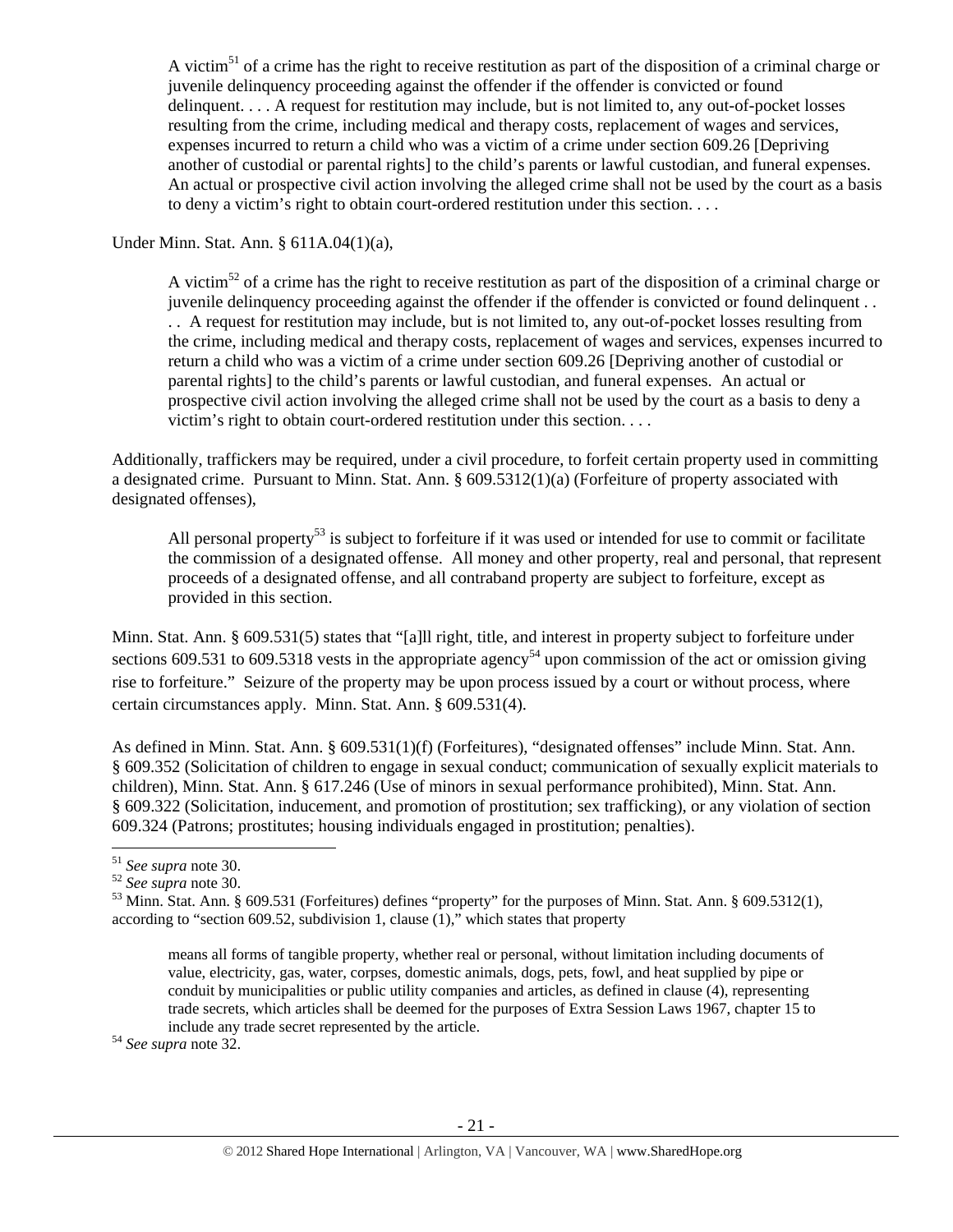> A victim[51] of a crime has the right to receive restitution as part of the disposition of a criminal charge or juvenile delinquency proceeding against the offender if the offender is convicted or found delinquent. . . . A request for restitution may include, but is not limited to, any out-of-pocket losses resulting from the crime, including medical and therapy costs, replacement of wages and services, expenses incurred to return a child who was a victim of a crime under section 609.26 [Depriving another of custodial or parental rights] to the child's parents or lawful custodian, and funeral expenses. An actual or prospective civil action involving the alleged crime shall not be used by the court as a basis to deny a victim's right to obtain court-ordered restitution under this section. . . .

Under Minn. Stat. Ann. § 611A.04(1)(a),

> A victim[52] of a crime has the right to receive restitution as part of the disposition of a criminal charge or juvenile delinquency proceeding against the offender if the offender is convicted or found delinquent . . . . A request for restitution may include, but is not limited to, any out-of-pocket losses resulting from the crime, including medical and therapy costs, replacement of wages and services, expenses incurred to return a child who was a victim of a crime under section 609.26 [Depriving another of custodial or parental rights] to the child's parents or lawful custodian, and funeral expenses. An actual or prospective civil action involving the alleged crime shall not be used by the court as a basis to deny a victim's right to obtain court-ordered restitution under this section. . . .

Additionally, traffickers may be required, under a civil procedure, to forfeit certain property used in committing a designated crime. Pursuant to Minn. Stat. Ann. § 609.5312(1)(a) (Forfeiture of property associated with designated offenses),

> All personal property[53] is subject to forfeiture if it was used or intended for use to commit or facilitate the commission of a designated offense. All money and other property, real and personal, that represent proceeds of a designated offense, and all contraband property are subject to forfeiture, except as provided in this section.

Minn. Stat. Ann. § 609.531(5) states that "[a]ll right, title, and interest in property subject to forfeiture under sections 609.531 to 609.5318 vests in the appropriate agency[54] upon commission of the act or omission giving rise to forfeiture." Seizure of the property may be upon process issued by a court or without process, where certain circumstances apply. Minn. Stat. Ann. § 609.531(4).

As defined in Minn. Stat. Ann. § 609.531(1)(f) (Forfeitures), "designated offenses" include Minn. Stat. Ann. § 609.352 (Solicitation of children to engage in sexual conduct; communication of sexually explicit materials to children), Minn. Stat. Ann. § 617.246 (Use of minors in sexual performance prohibited), Minn. Stat. Ann. § 609.322 (Solicitation, inducement, and promotion of prostitution; sex trafficking), or any violation of section 609.324 (Patrons; prostitutes; housing individuals engaged in prostitution; penalties).

---

[51] *See supra* note 30.

[52] *See supra* note 30.

[53] Minn. Stat. Ann. § 609.531 (Forfeitures) defines "property" for the purposes of Minn. Stat. Ann. § 609.5312(1), according to "section 609.52, subdivision 1, clause (1)," which states that property

> means all forms of tangible property, whether real or personal, without limitation including documents of value, electricity, gas, water, corpses, domestic animals, dogs, pets, fowl, and heat supplied by pipe or conduit by municipalities or public utility companies and articles, as defined in clause (4), representing trade secrets, which articles shall be deemed for the purposes of Extra Session Laws 1967, chapter 15 to include any trade secret represented by the article.

[54] *See supra* note 32.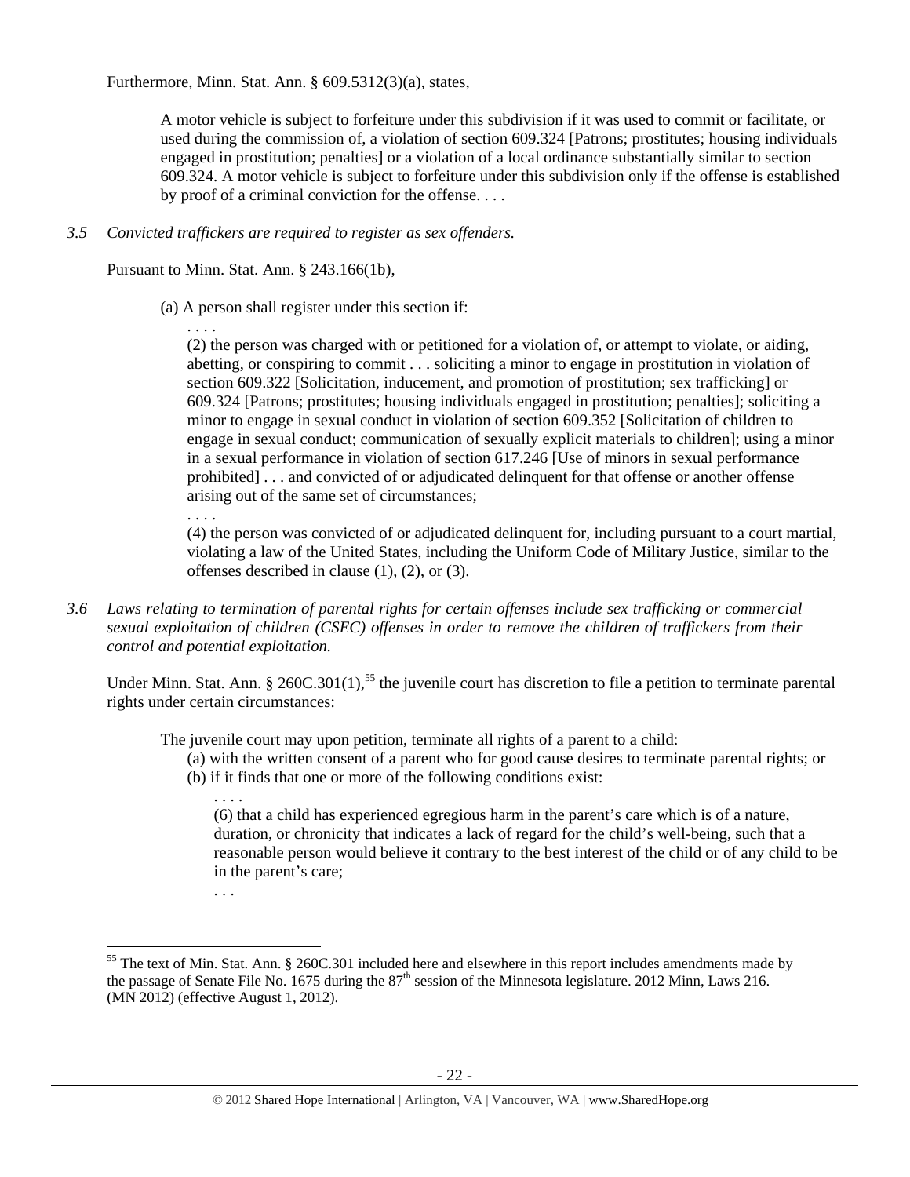Furthermore, Minn. Stat. Ann. § 609.5312(3)(a), states,

> A motor vehicle is subject to forfeiture under this subdivision if it was used to commit or facilitate, or used during the commission of, a violation of section 609.324 [Patrons; prostitutes; housing individuals engaged in prostitution; penalties] or a violation of a local ordinance substantially similar to section 609.324. A motor vehicle is subject to forfeiture under this subdivision only if the offense is established by proof of a criminal conviction for the offense. . . .

*3.5 Convicted traffickers are required to register as sex offenders.*

Pursuant to Minn. Stat. Ann. § 243.166(1b),

> (a) A person shall register under this section if:
>
> . . . .
>
> (2) the person was charged with or petitioned for a violation of, or attempt to violate, or aiding, abetting, or conspiring to commit . . . soliciting a minor to engage in prostitution in violation of section 609.322 [Solicitation, inducement, and promotion of prostitution; sex trafficking] or 609.324 [Patrons; prostitutes; housing individuals engaged in prostitution; penalties]; soliciting a minor to engage in sexual conduct in violation of section 609.352 [Solicitation of children to engage in sexual conduct; communication of sexually explicit materials to children]; using a minor in a sexual performance in violation of section 617.246 [Use of minors in sexual performance prohibited] . . . and convicted of or adjudicated delinquent for that offense or another offense arising out of the same set of circumstances;
>
> . . . .
>
> (4) the person was convicted of or adjudicated delinquent for, including pursuant to a court martial, violating a law of the United States, including the Uniform Code of Military Justice, similar to the offenses described in clause (1), (2), or (3).

*3.6 Laws relating to termination of parental rights for certain offenses include sex trafficking or commercial sexual exploitation of children (CSEC) offenses in order to remove the children of traffickers from their control and potential exploitation.*

Under Minn. Stat. Ann. § 260C.301(1),[55] the juvenile court has discretion to file a petition to terminate parental rights under certain circumstances:

> The juvenile court may upon petition, terminate all rights of a parent to a child:
>
> (a) with the written consent of a parent who for good cause desires to terminate parental rights; or
>
> (b) if it finds that one or more of the following conditions exist:
>
> . . . .
>
> (6) that a child has experienced egregious harm in the parent's care which is of a nature, duration, or chronicity that indicates a lack of regard for the child's well-being, such that a reasonable person would believe it contrary to the best interest of the child or of any child to be in the parent's care;
>
> . . .

[55] The text of Min. Stat. Ann. § 260C.301 included here and elsewhere in this report includes amendments made by the passage of Senate File No. 1675 during the 87th session of the Minnesota legislature. 2012 Minn, Laws 216. (MN 2012) (effective August 1, 2012).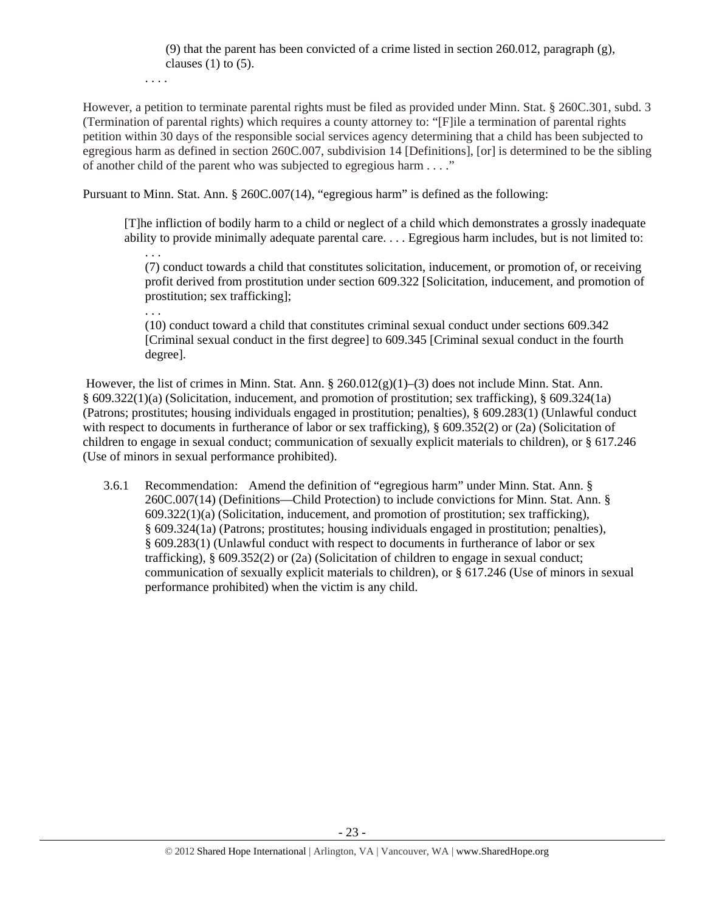(9) that the parent has been convicted of a crime listed in section 260.012, paragraph (g), clauses (1) to (5).

. . . .

However, a petition to terminate parental rights must be filed as provided under Minn. Stat. § 260C.301, subd. 3 (Termination of parental rights) which requires a county attorney to: "[F]ile a termination of parental rights petition within 30 days of the responsible social services agency determining that a child has been subjected to egregious harm as defined in section 260C.007, subdivision 14 [Definitions], [or] is determined to be the sibling of another child of the parent who was subjected to egregious harm . . . ."

Pursuant to Minn. Stat. Ann. § 260C.007(14), "egregious harm" is defined as the following:

> [T]he infliction of bodily harm to a child or neglect of a child which demonstrates a grossly inadequate ability to provide minimally adequate parental care. . . . Egregious harm includes, but is not limited to:
>
> . . .
>
> (7) conduct towards a child that constitutes solicitation, inducement, or promotion of, or receiving profit derived from prostitution under section 609.322 [Solicitation, inducement, and promotion of prostitution; sex trafficking];
>
> . . .
>
> (10) conduct toward a child that constitutes criminal sexual conduct under sections 609.342 [Criminal sexual conduct in the first degree] to 609.345 [Criminal sexual conduct in the fourth degree].

However, the list of crimes in Minn. Stat. Ann. § 260.012(g)(1)–(3) does not include Minn. Stat. Ann. § 609.322(1)(a) (Solicitation, inducement, and promotion of prostitution; sex trafficking), § 609.324(1a) (Patrons; prostitutes; housing individuals engaged in prostitution; penalties), § 609.283(1) (Unlawful conduct with respect to documents in furtherance of labor or sex trafficking), § 609.352(2) or (2a) (Solicitation of children to engage in sexual conduct; communication of sexually explicit materials to children), or § 617.246 (Use of minors in sexual performance prohibited).

3.6.1 Recommendation: Amend the definition of "egregious harm" under Minn. Stat. Ann. § 260C.007(14) (Definitions—Child Protection) to include convictions for Minn. Stat. Ann. § 609.322(1)(a) (Solicitation, inducement, and promotion of prostitution; sex trafficking), § 609.324(1a) (Patrons; prostitutes; housing individuals engaged in prostitution; penalties), § 609.283(1) (Unlawful conduct with respect to documents in furtherance of labor or sex trafficking), § 609.352(2) or (2a) (Solicitation of children to engage in sexual conduct; communication of sexually explicit materials to children), or § 617.246 (Use of minors in sexual performance prohibited) when the victim is any child.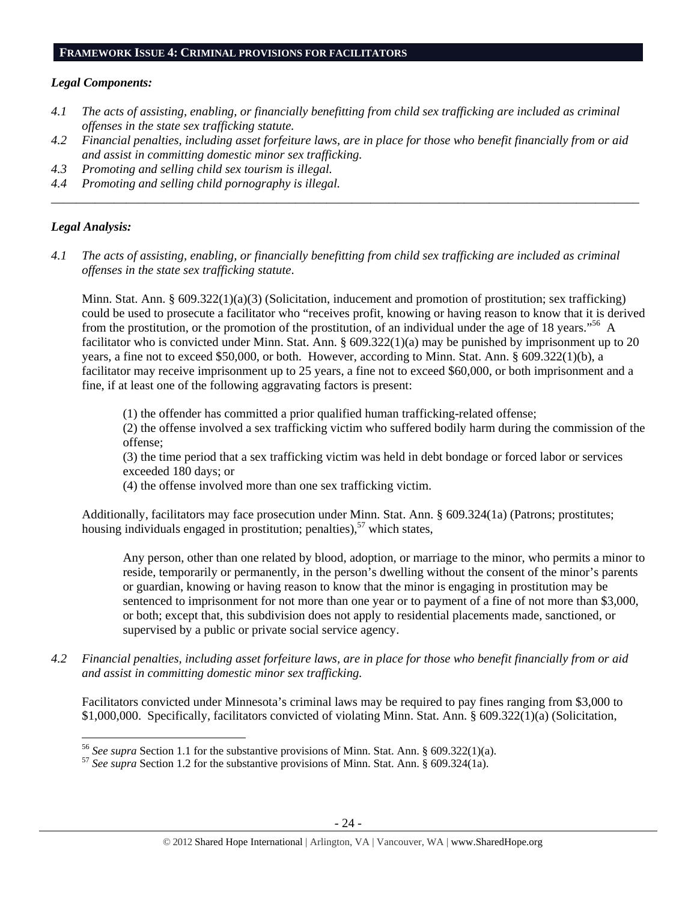## FRAMEWORK ISSUE 4: CRIMINAL PROVISIONS FOR FACILITATORS

### *Legal Components:*

*4.1 The acts of assisting, enabling, or financially benefitting from child sex trafficking are included as criminal offenses in the state sex trafficking statute.*

*4.2 Financial penalties, including asset forfeiture laws, are in place for those who benefit financially from or aid and assist in committing domestic minor sex trafficking.*

*4.3 Promoting and selling child sex tourism is illegal.*

*4.4 Promoting and selling child pornography is illegal.*

---

### *Legal Analysis:*

*4.1 The acts of assisting, enabling, or financially benefitting from child sex trafficking are included as criminal offenses in the state sex trafficking statute.*

Minn. Stat. Ann. § 609.322(1)(a)(3) (Solicitation, inducement and promotion of prostitution; sex trafficking) could be used to prosecute a facilitator who "receives profit, knowing or having reason to know that it is derived from the prostitution, or the promotion of the prostitution, of an individual under the age of 18 years."[56] A facilitator who is convicted under Minn. Stat. Ann. § 609.322(1)(a) may be punished by imprisonment up to 20 years, a fine not to exceed $50,000, or both. However, according to Minn. Stat. Ann. § 609.322(1)(b), a facilitator may receive imprisonment up to 25 years, a fine not to exceed $60,000, or both imprisonment and a fine, if at least one of the following aggravating factors is present:

> (1) the offender has committed a prior qualified human trafficking-related offense;
> (2) the offense involved a sex trafficking victim who suffered bodily harm during the commission of the offense;
> (3) the time period that a sex trafficking victim was held in debt bondage or forced labor or services exceeded 180 days; or
> (4) the offense involved more than one sex trafficking victim.

Additionally, facilitators may face prosecution under Minn. Stat. Ann. § 609.324(1a) (Patrons; prostitutes; housing individuals engaged in prostitution; penalties),[57] which states,

> Any person, other than one related by blood, adoption, or marriage to the minor, who permits a minor to reside, temporarily or permanently, in the person's dwelling without the consent of the minor's parents or guardian, knowing or having reason to know that the minor is engaging in prostitution may be sentenced to imprisonment for not more than one year or to payment of a fine of not more than $3,000, or both; except that, this subdivision does not apply to residential placements made, sanctioned, or supervised by a public or private social service agency.

*4.2 Financial penalties, including asset forfeiture laws, are in place for those who benefit financially from or aid and assist in committing domestic minor sex trafficking.*

Facilitators convicted under Minnesota's criminal laws may be required to pay fines ranging from $3,000 to $1,000,000. Specifically, facilitators convicted of violating Minn. Stat. Ann. § 609.322(1)(a) (Solicitation,

---

[56] *See supra* Section 1.1 for the substantive provisions of Minn. Stat. Ann. § 609.322(1)(a).

[57] *See supra* Section 1.2 for the substantive provisions of Minn. Stat. Ann. § 609.324(1a).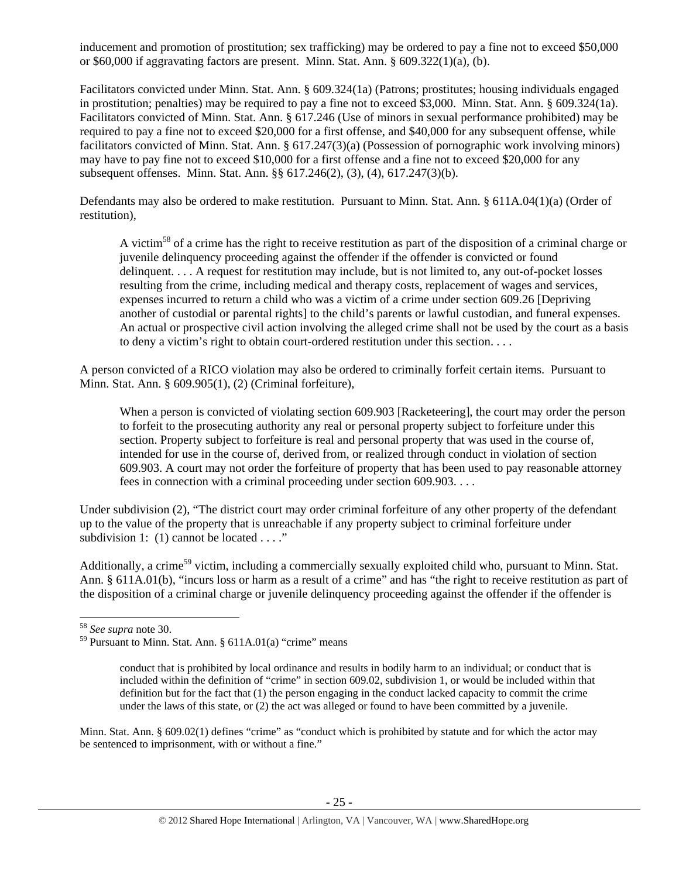inducement and promotion of prostitution; sex trafficking) may be ordered to pay a fine not to exceed $50,000 or $60,000 if aggravating factors are present. Minn. Stat. Ann. § 609.322(1)(a), (b).

Facilitators convicted under Minn. Stat. Ann. § 609.324(1a) (Patrons; prostitutes; housing individuals engaged in prostitution; penalties) may be required to pay a fine not to exceed $3,000. Minn. Stat. Ann. § 609.324(1a). Facilitators convicted of Minn. Stat. Ann. § 617.246 (Use of minors in sexual performance prohibited) may be required to pay a fine not to exceed $20,000 for a first offense, and $40,000 for any subsequent offense, while facilitators convicted of Minn. Stat. Ann. § 617.247(3)(a) (Possession of pornographic work involving minors) may have to pay fine not to exceed $10,000 for a first offense and a fine not to exceed $20,000 for any subsequent offenses. Minn. Stat. Ann. §§ 617.246(2), (3), (4), 617.247(3)(b).

Defendants may also be ordered to make restitution. Pursuant to Minn. Stat. Ann. § 611A.04(1)(a) (Order of restitution),

> A victim[58] of a crime has the right to receive restitution as part of the disposition of a criminal charge or juvenile delinquency proceeding against the offender if the offender is convicted or found delinquent. . . . A request for restitution may include, but is not limited to, any out-of-pocket losses resulting from the crime, including medical and therapy costs, replacement of wages and services, expenses incurred to return a child who was a victim of a crime under section 609.26 [Depriving another of custodial or parental rights] to the child's parents or lawful custodian, and funeral expenses. An actual or prospective civil action involving the alleged crime shall not be used by the court as a basis to deny a victim's right to obtain court-ordered restitution under this section. . . .

A person convicted of a RICO violation may also be ordered to criminally forfeit certain items. Pursuant to Minn. Stat. Ann. § 609.905(1), (2) (Criminal forfeiture),

> When a person is convicted of violating section 609.903 [Racketeering], the court may order the person to forfeit to the prosecuting authority any real or personal property subject to forfeiture under this section. Property subject to forfeiture is real and personal property that was used in the course of, intended for use in the course of, derived from, or realized through conduct in violation of section 609.903. A court may not order the forfeiture of property that has been used to pay reasonable attorney fees in connection with a criminal proceeding under section 609.903. . . .

Under subdivision (2), "The district court may order criminal forfeiture of any other property of the defendant up to the value of the property that is unreachable if any property subject to criminal forfeiture under subdivision 1: (1) cannot be located . . . ."

Additionally, a crime[59] victim, including a commercially sexually exploited child who, pursuant to Minn. Stat. Ann. § 611A.01(b), "incurs loss or harm as a result of a crime" and has "the right to receive restitution as part of the disposition of a criminal charge or juvenile delinquency proceeding against the offender if the offender is

---

[58] *See supra* note 30.

[59] Pursuant to Minn. Stat. Ann. § 611A.01(a) "crime" means

> conduct that is prohibited by local ordinance and results in bodily harm to an individual; or conduct that is included within the definition of "crime" in section 609.02, subdivision 1, or would be included within that definition but for the fact that (1) the person engaging in the conduct lacked capacity to commit the crime under the laws of this state, or (2) the act was alleged or found to have been committed by a juvenile.

Minn. Stat. Ann. § 609.02(1) defines "crime" as "conduct which is prohibited by statute and for which the actor may be sentenced to imprisonment, with or without a fine."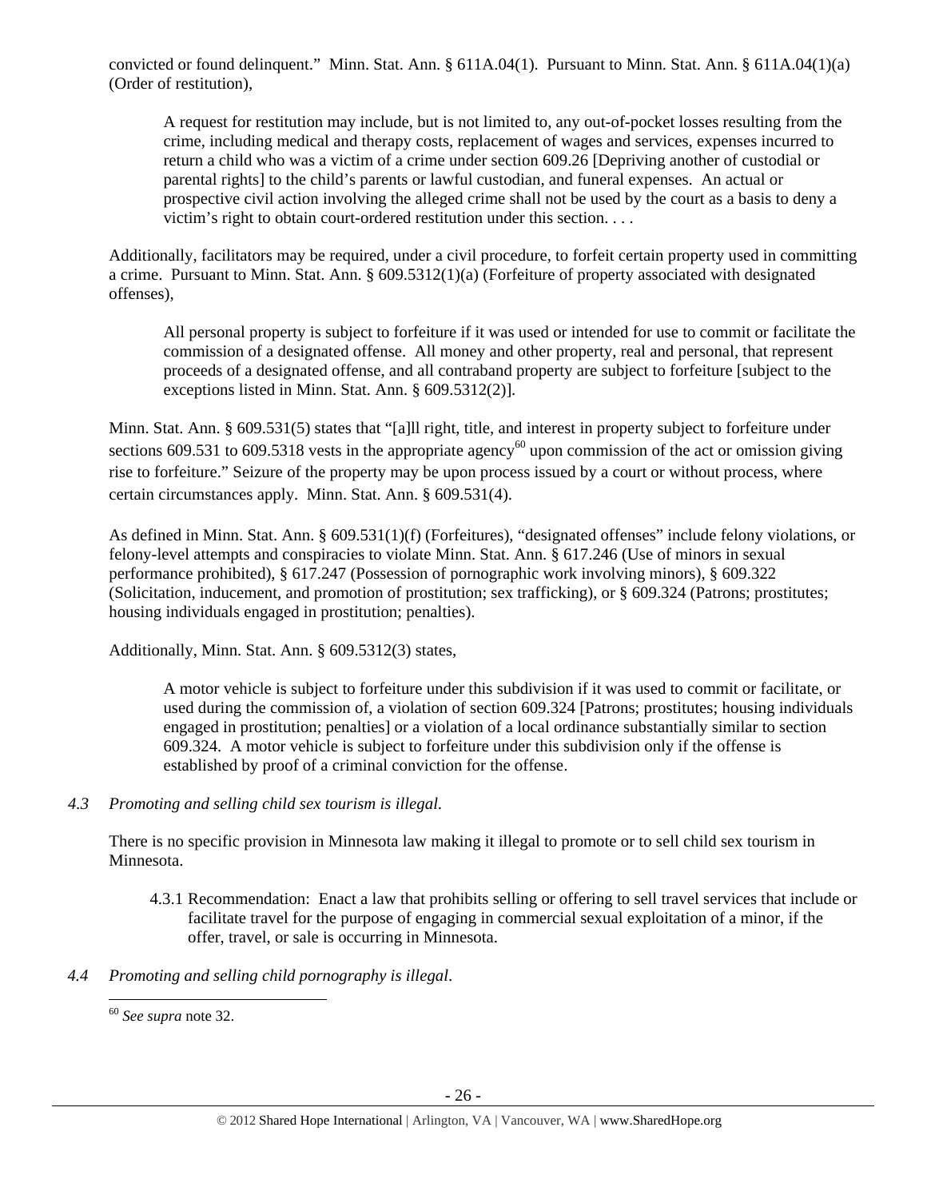convicted or found delinquent." Minn. Stat. Ann. § 611A.04(1). Pursuant to Minn. Stat. Ann. § 611A.04(1)(a) (Order of restitution),

> A request for restitution may include, but is not limited to, any out-of-pocket losses resulting from the crime, including medical and therapy costs, replacement of wages and services, expenses incurred to return a child who was a victim of a crime under section 609.26 [Depriving another of custodial or parental rights] to the child's parents or lawful custodian, and funeral expenses. An actual or prospective civil action involving the alleged crime shall not be used by the court as a basis to deny a victim's right to obtain court-ordered restitution under this section. . . .

Additionally, facilitators may be required, under a civil procedure, to forfeit certain property used in committing a crime. Pursuant to Minn. Stat. Ann. § 609.5312(1)(a) (Forfeiture of property associated with designated offenses),

> All personal property is subject to forfeiture if it was used or intended for use to commit or facilitate the commission of a designated offense. All money and other property, real and personal, that represent proceeds of a designated offense, and all contraband property are subject to forfeiture [subject to the exceptions listed in Minn. Stat. Ann. § 609.5312(2)].

Minn. Stat. Ann. § 609.531(5) states that "[a]ll right, title, and interest in property subject to forfeiture under sections 609.531 to 609.5318 vests in the appropriate agency[60] upon commission of the act or omission giving rise to forfeiture." Seizure of the property may be upon process issued by a court or without process, where certain circumstances apply. Minn. Stat. Ann. § 609.531(4).

As defined in Minn. Stat. Ann. § 609.531(1)(f) (Forfeitures), "designated offenses" include felony violations, or felony-level attempts and conspiracies to violate Minn. Stat. Ann. § 617.246 (Use of minors in sexual performance prohibited), § 617.247 (Possession of pornographic work involving minors), § 609.322 (Solicitation, inducement, and promotion of prostitution; sex trafficking), or § 609.324 (Patrons; prostitutes; housing individuals engaged in prostitution; penalties).

Additionally, Minn. Stat. Ann. § 609.5312(3) states,

> A motor vehicle is subject to forfeiture under this subdivision if it was used to commit or facilitate, or used during the commission of, a violation of section 609.324 [Patrons; prostitutes; housing individuals engaged in prostitution; penalties] or a violation of a local ordinance substantially similar to section 609.324. A motor vehicle is subject to forfeiture under this subdivision only if the offense is established by proof of a criminal conviction for the offense.

*4.3 Promoting and selling child sex tourism is illegal.*

There is no specific provision in Minnesota law making it illegal to promote or to sell child sex tourism in Minnesota.

4.3.1 Recommendation: Enact a law that prohibits selling or offering to sell travel services that include or facilitate travel for the purpose of engaging in commercial sexual exploitation of a minor, if the offer, travel, or sale is occurring in Minnesota.

*4.4 Promoting and selling child pornography is illegal.*

[60] *See supra* note 32.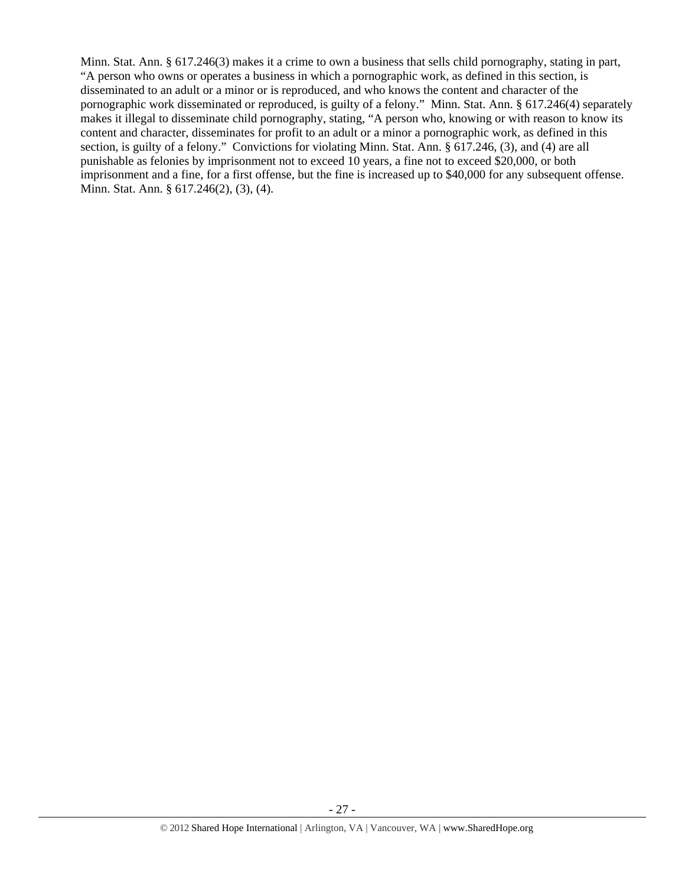Minn. Stat. Ann. § 617.246(3) makes it a crime to own a business that sells child pornography, stating in part, "A person who owns or operates a business in which a pornographic work, as defined in this section, is disseminated to an adult or a minor or is reproduced, and who knows the content and character of the pornographic work disseminated or reproduced, is guilty of a felony." Minn. Stat. Ann. § 617.246(4) separately makes it illegal to disseminate child pornography, stating, "A person who, knowing or with reason to know its content and character, disseminates for profit to an adult or a minor a pornographic work, as defined in this section, is guilty of a felony." Convictions for violating Minn. Stat. Ann. § 617.246, (3), and (4) are all punishable as felonies by imprisonment not to exceed 10 years, a fine not to exceed $20,000, or both imprisonment and a fine, for a first offense, but the fine is increased up to $40,000 for any subsequent offense. Minn. Stat. Ann. § 617.246(2), (3), (4).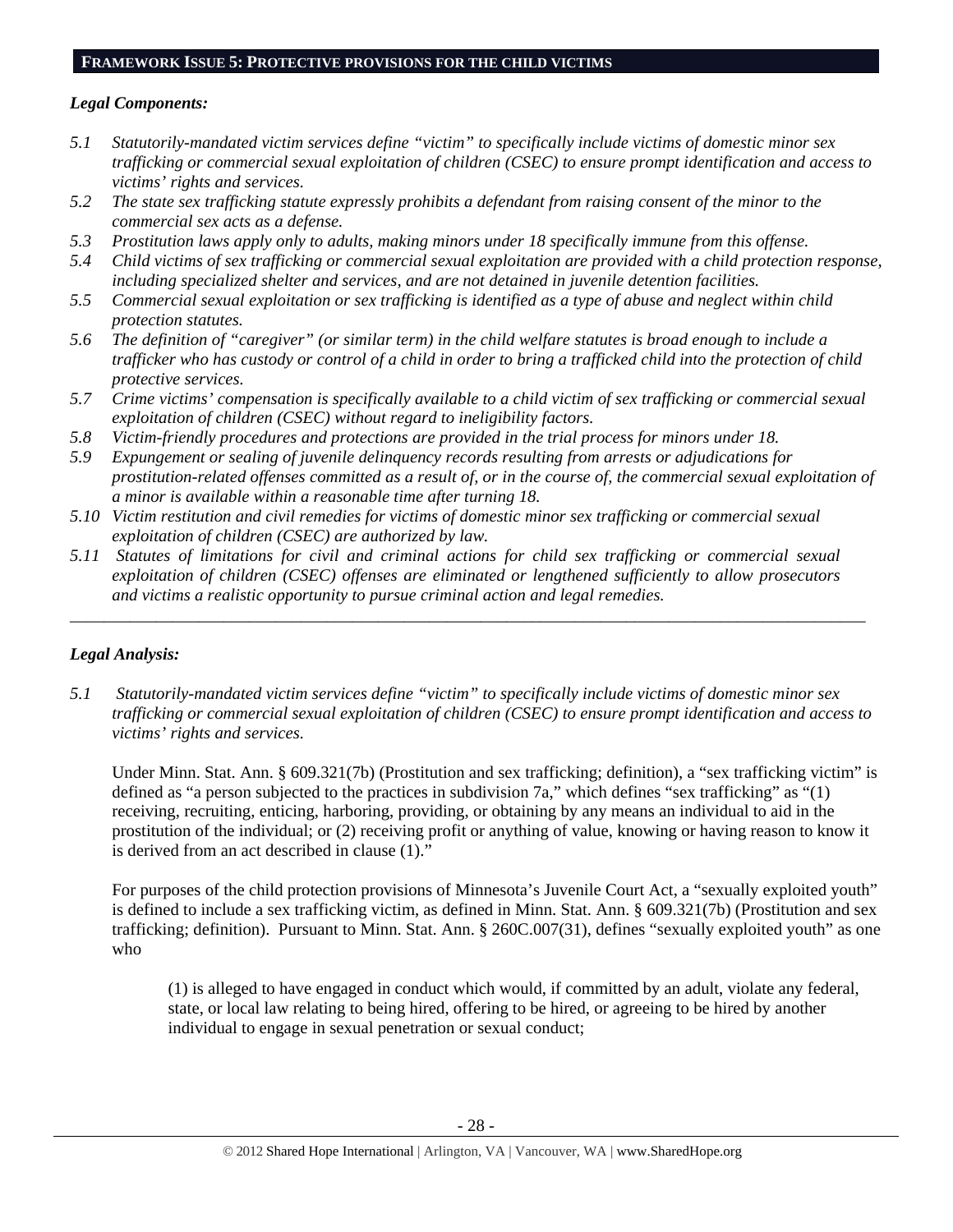## FRAMEWORK ISSUE 5: PROTECTIVE PROVISIONS FOR THE CHILD VICTIMS

### *Legal Components:*

*5.1 Statutorily-mandated victim services define "victim" to specifically include victims of domestic minor sex trafficking or commercial sexual exploitation of children (CSEC) to ensure prompt identification and access to victims' rights and services.*

*5.2 The state sex trafficking statute expressly prohibits a defendant from raising consent of the minor to the commercial sex acts as a defense.*

*5.3 Prostitution laws apply only to adults, making minors under 18 specifically immune from this offense.*

*5.4 Child victims of sex trafficking or commercial sexual exploitation are provided with a child protection response, including specialized shelter and services, and are not detained in juvenile detention facilities.*

*5.5 Commercial sexual exploitation or sex trafficking is identified as a type of abuse and neglect within child protection statutes.*

*5.6 The definition of "caregiver" (or similar term) in the child welfare statutes is broad enough to include a trafficker who has custody or control of a child in order to bring a trafficked child into the protection of child protective services.*

*5.7 Crime victims' compensation is specifically available to a child victim of sex trafficking or commercial sexual exploitation of children (CSEC) without regard to ineligibility factors.*

*5.8 Victim-friendly procedures and protections are provided in the trial process for minors under 18.*

*5.9 Expungement or sealing of juvenile delinquency records resulting from arrests or adjudications for prostitution-related offenses committed as a result of, or in the course of, the commercial sexual exploitation of a minor is available within a reasonable time after turning 18.*

*5.10 Victim restitution and civil remedies for victims of domestic minor sex trafficking or commercial sexual exploitation of children (CSEC) are authorized by law.*

*5.11 Statutes of limitations for civil and criminal actions for child sex trafficking or commercial sexual exploitation of children (CSEC) offenses are eliminated or lengthened sufficiently to allow prosecutors and victims a realistic opportunity to pursue criminal action and legal remedies.*

---

### *Legal Analysis:*

*5.1 Statutorily-mandated victim services define "victim" to specifically include victims of domestic minor sex trafficking or commercial sexual exploitation of children (CSEC) to ensure prompt identification and access to victims' rights and services.*

Under Minn. Stat. Ann. § 609.321(7b) (Prostitution and sex trafficking; definition), a "sex trafficking victim" is defined as "a person subjected to the practices in subdivision 7a," which defines "sex trafficking" as "(1) receiving, recruiting, enticing, harboring, providing, or obtaining by any means an individual to aid in the prostitution of the individual; or (2) receiving profit or anything of value, knowing or having reason to know it is derived from an act described in clause (1)."

For purposes of the child protection provisions of Minnesota's Juvenile Court Act, a "sexually exploited youth" is defined to include a sex trafficking victim, as defined in Minn. Stat. Ann. § 609.321(7b) (Prostitution and sex trafficking; definition). Pursuant to Minn. Stat. Ann. § 260C.007(31), defines "sexually exploited youth" as one who

> (1) is alleged to have engaged in conduct which would, if committed by an adult, violate any federal, state, or local law relating to being hired, offering to be hired, or agreeing to be hired by another individual to engage in sexual penetration or sexual conduct;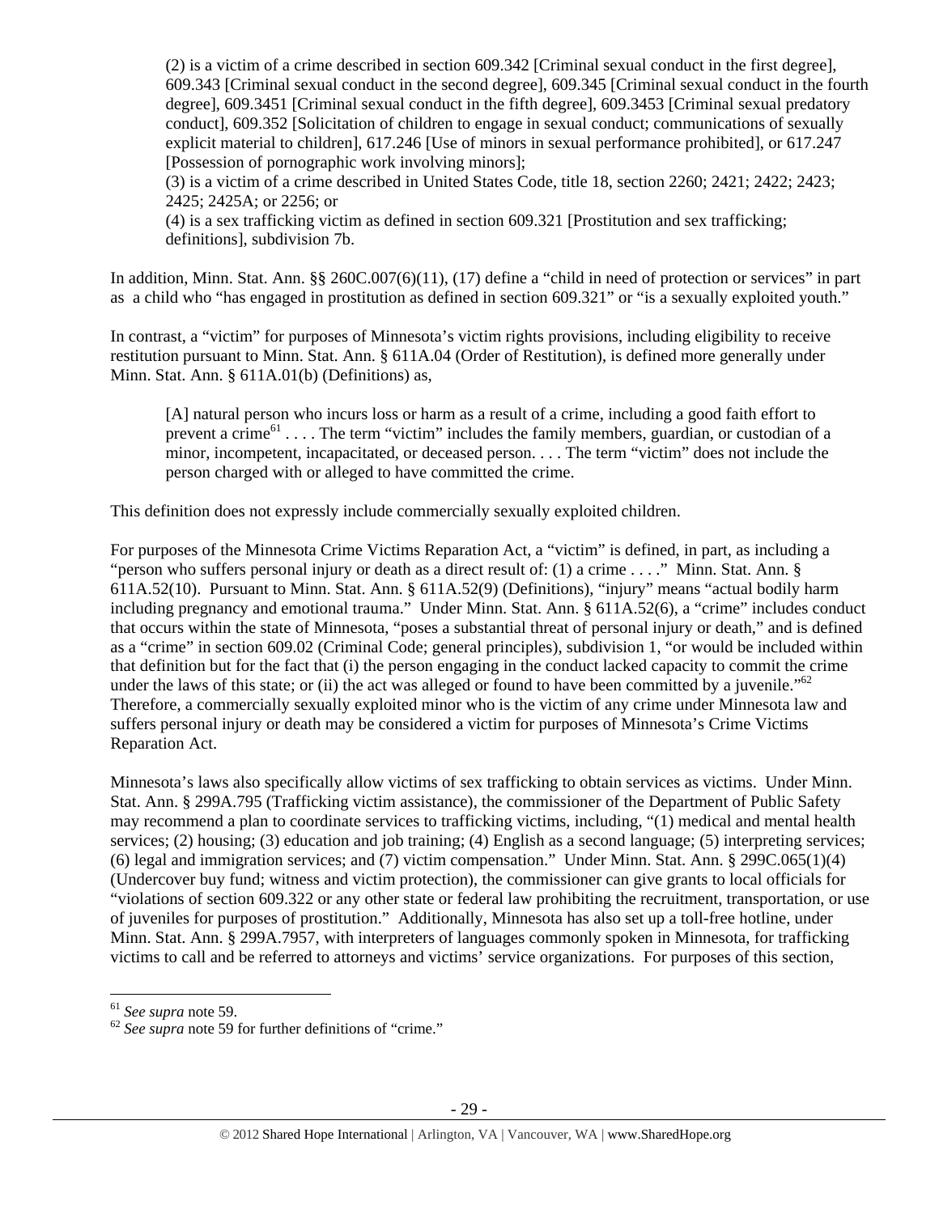(2) is a victim of a crime described in section 609.342 [Criminal sexual conduct in the first degree], 609.343 [Criminal sexual conduct in the second degree], 609.345 [Criminal sexual conduct in the fourth degree], 609.3451 [Criminal sexual conduct in the fifth degree], 609.3453 [Criminal sexual predatory conduct], 609.352 [Solicitation of children to engage in sexual conduct; communications of sexually explicit material to children], 617.246 [Use of minors in sexual performance prohibited], or 617.247 [Possession of pornographic work involving minors];
(3) is a victim of a crime described in United States Code, title 18, section 2260; 2421; 2422; 2423; 2425; 2425A; or 2256; or
(4) is a sex trafficking victim as defined in section 609.321 [Prostitution and sex trafficking; definitions], subdivision 7b.

In addition, Minn. Stat. Ann. §§ 260C.007(6)(11), (17) define a "child in need of protection or services" in part as a child who "has engaged in prostitution as defined in section 609.321" or "is a sexually exploited youth."

In contrast, a "victim" for purposes of Minnesota's victim rights provisions, including eligibility to receive restitution pursuant to Minn. Stat. Ann. § 611A.04 (Order of Restitution), is defined more generally under Minn. Stat. Ann. § 611A.01(b) (Definitions) as,

> [A] natural person who incurs loss or harm as a result of a crime, including a good faith effort to prevent a crime[61] . . . . The term "victim" includes the family members, guardian, or custodian of a minor, incompetent, incapacitated, or deceased person. . . . The term "victim" does not include the person charged with or alleged to have committed the crime.

This definition does not expressly include commercially sexually exploited children.

For purposes of the Minnesota Crime Victims Reparation Act, a "victim" is defined, in part, as including a "person who suffers personal injury or death as a direct result of: (1) a crime . . . ." Minn. Stat. Ann. § 611A.52(10). Pursuant to Minn. Stat. Ann. § 611A.52(9) (Definitions), "injury" means "actual bodily harm including pregnancy and emotional trauma." Under Minn. Stat. Ann. § 611A.52(6), a "crime" includes conduct that occurs within the state of Minnesota, "poses a substantial threat of personal injury or death," and is defined as a "crime" in section 609.02 (Criminal Code; general principles), subdivision 1, "or would be included within that definition but for the fact that (i) the person engaging in the conduct lacked capacity to commit the crime under the laws of this state; or (ii) the act was alleged or found to have been committed by a juvenile."[62] Therefore, a commercially sexually exploited minor who is the victim of any crime under Minnesota law and suffers personal injury or death may be considered a victim for purposes of Minnesota's Crime Victims Reparation Act.

Minnesota's laws also specifically allow victims of sex trafficking to obtain services as victims. Under Minn. Stat. Ann. § 299A.795 (Trafficking victim assistance), the commissioner of the Department of Public Safety may recommend a plan to coordinate services to trafficking victims, including, "(1) medical and mental health services; (2) housing; (3) education and job training; (4) English as a second language; (5) interpreting services; (6) legal and immigration services; and (7) victim compensation." Under Minn. Stat. Ann. § 299C.065(1)(4) (Undercover buy fund; witness and victim protection), the commissioner can give grants to local officials for "violations of section 609.322 or any other state or federal law prohibiting the recruitment, transportation, or use of juveniles for purposes of prostitution." Additionally, Minnesota has also set up a toll-free hotline, under Minn. Stat. Ann. § 299A.7957, with interpreters of languages commonly spoken in Minnesota, for trafficking victims to call and be referred to attorneys and victims' service organizations. For purposes of this section,

---

[61] *See supra* note 59.
[62] *See supra* note 59 for further definitions of "crime."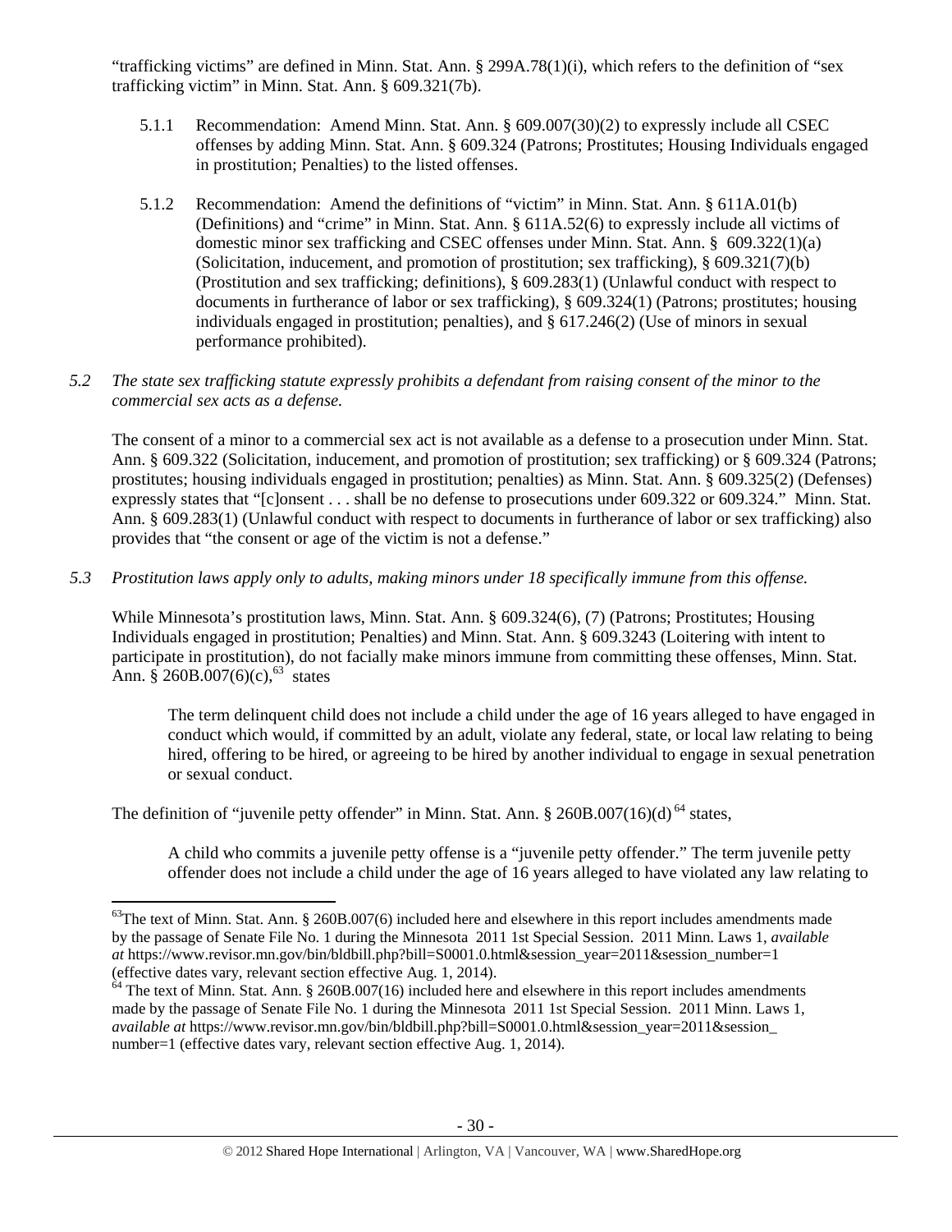"trafficking victims" are defined in Minn. Stat. Ann. § 299A.78(1)(i), which refers to the definition of "sex trafficking victim" in Minn. Stat. Ann. § 609.321(7b).

5.1.1 Recommendation: Amend Minn. Stat. Ann. § 609.007(30)(2) to expressly include all CSEC offenses by adding Minn. Stat. Ann. § 609.324 (Patrons; Prostitutes; Housing Individuals engaged in prostitution; Penalties) to the listed offenses.

5.1.2 Recommendation: Amend the definitions of "victim" in Minn. Stat. Ann. § 611A.01(b) (Definitions) and "crime" in Minn. Stat. Ann. § 611A.52(6) to expressly include all victims of domestic minor sex trafficking and CSEC offenses under Minn. Stat. Ann. § 609.322(1)(a) (Solicitation, inducement, and promotion of prostitution; sex trafficking), § 609.321(7)(b) (Prostitution and sex trafficking; definitions), § 609.283(1) (Unlawful conduct with respect to documents in furtherance of labor or sex trafficking), § 609.324(1) (Patrons; prostitutes; housing individuals engaged in prostitution; penalties), and § 617.246(2) (Use of minors in sexual performance prohibited).

*5.2 The state sex trafficking statute expressly prohibits a defendant from raising consent of the minor to the commercial sex acts as a defense.*

The consent of a minor to a commercial sex act is not available as a defense to a prosecution under Minn. Stat. Ann. § 609.322 (Solicitation, inducement, and promotion of prostitution; sex trafficking) or § 609.324 (Patrons; prostitutes; housing individuals engaged in prostitution; penalties) as Minn. Stat. Ann. § 609.325(2) (Defenses) expressly states that "[c]onsent . . . shall be no defense to prosecutions under 609.322 or 609.324." Minn. Stat. Ann. § 609.283(1) (Unlawful conduct with respect to documents in furtherance of labor or sex trafficking) also provides that "the consent or age of the victim is not a defense."

*5.3 Prostitution laws apply only to adults, making minors under 18 specifically immune from this offense.*

While Minnesota's prostitution laws, Minn. Stat. Ann. § 609.324(6), (7) (Patrons; Prostitutes; Housing Individuals engaged in prostitution; Penalties) and Minn. Stat. Ann. § 609.3243 (Loitering with intent to participate in prostitution), do not facially make minors immune from committing these offenses, Minn. Stat. Ann. § 260B.007(6)(c),[63] states

> The term delinquent child does not include a child under the age of 16 years alleged to have engaged in conduct which would, if committed by an adult, violate any federal, state, or local law relating to being hired, offering to be hired, or agreeing to be hired by another individual to engage in sexual penetration or sexual conduct.

The definition of "juvenile petty offender" in Minn. Stat. Ann. § 260B.007(16)(d)[64] states,

> A child who commits a juvenile petty offense is a "juvenile petty offender." The term juvenile petty offender does not include a child under the age of 16 years alleged to have violated any law relating to

---

[63] The text of Minn. Stat. Ann. § 260B.007(6) included here and elsewhere in this report includes amendments made by the passage of Senate File No. 1 during the Minnesota 2011 1st Special Session. 2011 Minn. Laws 1, *available at* https://www.revisor.mn.gov/bin/bldbill.php?bill=S0001.0.html&session_year=2011&session_number=1 (effective dates vary, relevant section effective Aug. 1, 2014).

[64] The text of Minn. Stat. Ann. § 260B.007(16) included here and elsewhere in this report includes amendments made by the passage of Senate File No. 1 during the Minnesota 2011 1st Special Session. 2011 Minn. Laws 1, *available at* https://www.revisor.mn.gov/bin/bldbill.php?bill=S0001.0.html&session_year=2011&session_number=1 (effective dates vary, relevant section effective Aug. 1, 2014).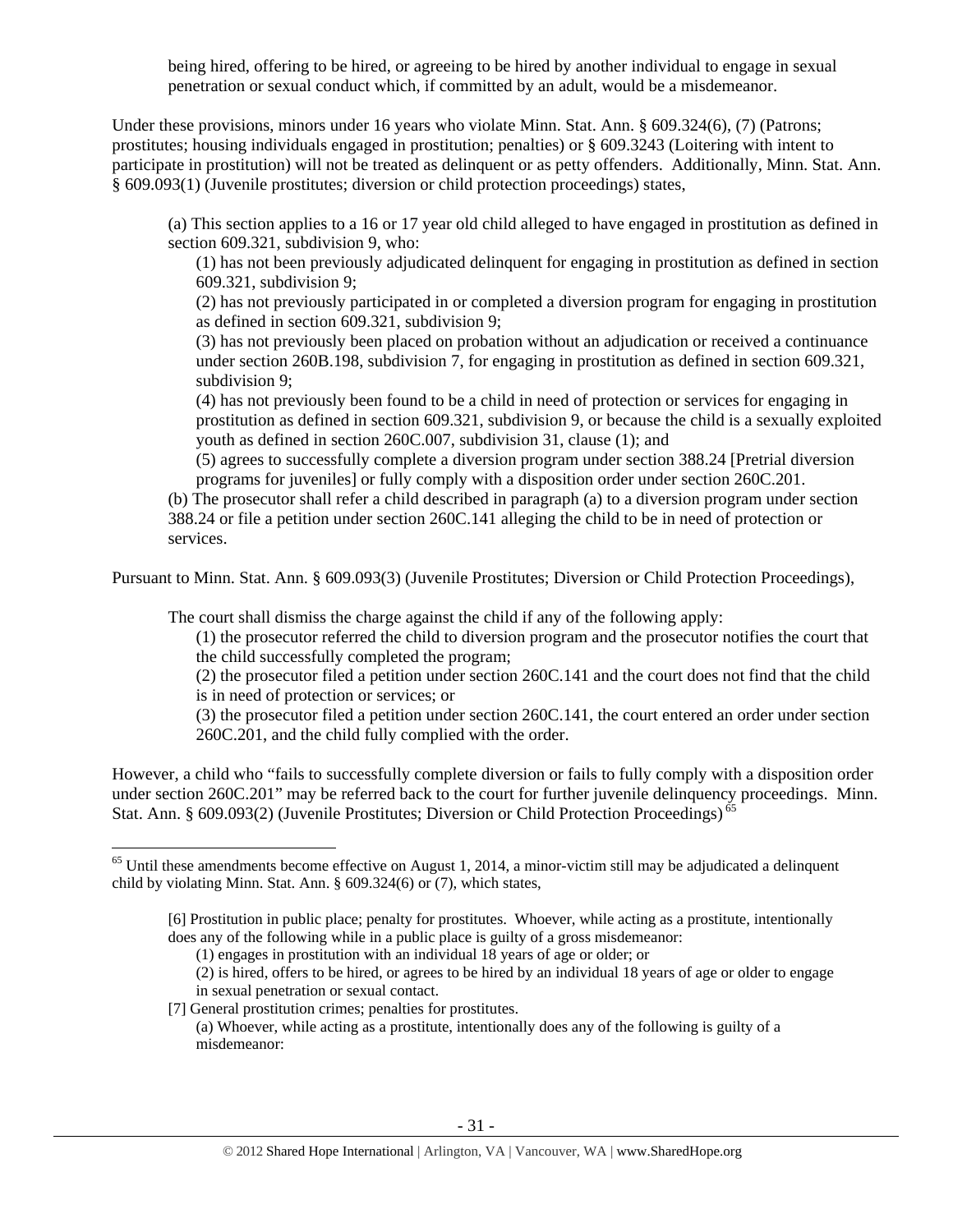> being hired, offering to be hired, or agreeing to be hired by another individual to engage in sexual penetration or sexual conduct which, if committed by an adult, would be a misdemeanor.

Under these provisions, minors under 16 years who violate Minn. Stat. Ann. § 609.324(6), (7) (Patrons; prostitutes; housing individuals engaged in prostitution; penalties) or § 609.3243 (Loitering with intent to participate in prostitution) will not be treated as delinquent or as petty offenders. Additionally, Minn. Stat. Ann. § 609.093(1) (Juvenile prostitutes; diversion or child protection proceedings) states,

> (a) This section applies to a 16 or 17 year old child alleged to have engaged in prostitution as defined in section 609.321, subdivision 9, who:
>
> (1) has not been previously adjudicated delinquent for engaging in prostitution as defined in section 609.321, subdivision 9;
>
> (2) has not previously participated in or completed a diversion program for engaging in prostitution as defined in section 609.321, subdivision 9;
>
> (3) has not previously been placed on probation without an adjudication or received a continuance under section 260B.198, subdivision 7, for engaging in prostitution as defined in section 609.321, subdivision 9;
>
> (4) has not previously been found to be a child in need of protection or services for engaging in prostitution as defined in section 609.321, subdivision 9, or because the child is a sexually exploited youth as defined in section 260C.007, subdivision 31, clause (1); and
>
> (5) agrees to successfully complete a diversion program under section 388.24 [Pretrial diversion programs for juveniles] or fully comply with a disposition order under section 260C.201.
>
> (b) The prosecutor shall refer a child described in paragraph (a) to a diversion program under section 388.24 or file a petition under section 260C.141 alleging the child to be in need of protection or services.

Pursuant to Minn. Stat. Ann. § 609.093(3) (Juvenile Prostitutes; Diversion or Child Protection Proceedings),

> The court shall dismiss the charge against the child if any of the following apply:
>
> (1) the prosecutor referred the child to diversion program and the prosecutor notifies the court that the child successfully completed the program;
>
> (2) the prosecutor filed a petition under section 260C.141 and the court does not find that the child is in need of protection or services; or
>
> (3) the prosecutor filed a petition under section 260C.141, the court entered an order under section 260C.201, and the child fully complied with the order.

However, a child who "fails to successfully complete diversion or fails to fully comply with a disposition order under section 260C.201" may be referred back to the court for further juvenile delinquency proceedings. Minn. Stat. Ann. § 609.093(2) (Juvenile Prostitutes; Diversion or Child Protection Proceedings)[65]

---

[65] Until these amendments become effective on August 1, 2014, a minor-victim still may be adjudicated a delinquent child by violating Minn. Stat. Ann. § 609.324(6) or (7), which states,

> [6] Prostitution in public place; penalty for prostitutes. Whoever, while acting as a prostitute, intentionally does any of the following while in a public place is guilty of a gross misdemeanor:
>
> (1) engages in prostitution with an individual 18 years of age or older; or
>
> (2) is hired, offers to be hired, or agrees to be hired by an individual 18 years of age or older to engage in sexual penetration or sexual contact.
>
> [7] General prostitution crimes; penalties for prostitutes.
>
> (a) Whoever, while acting as a prostitute, intentionally does any of the following is guilty of a misdemeanor: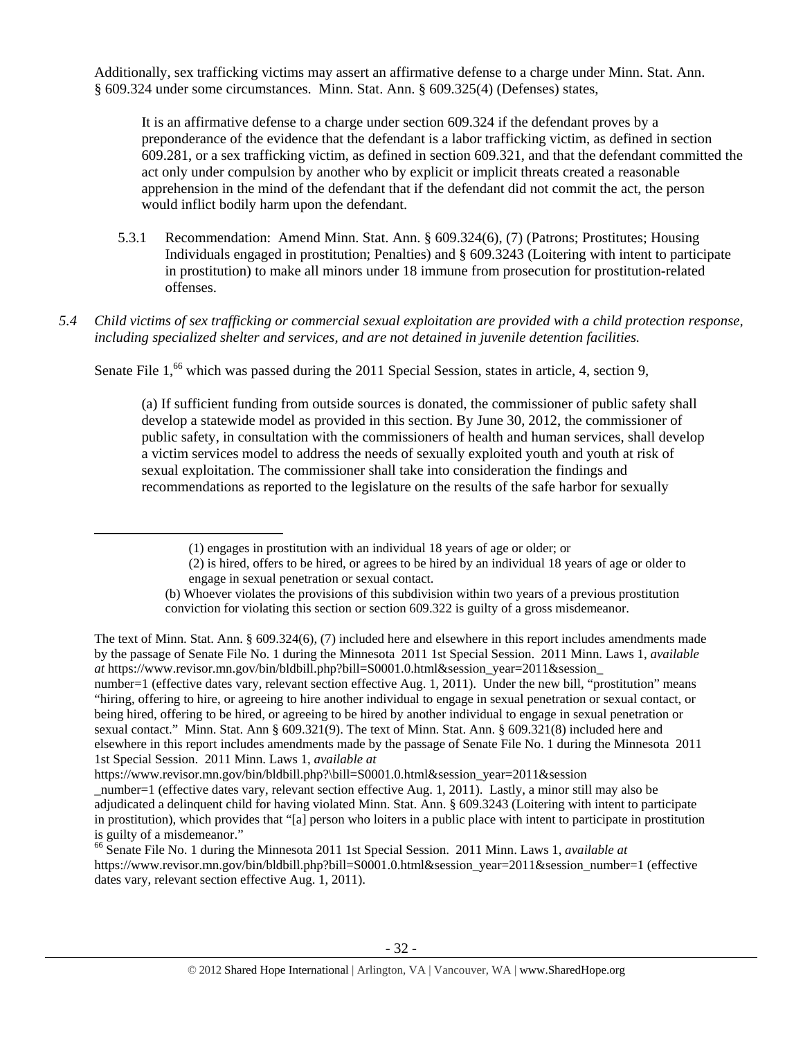Additionally, sex trafficking victims may assert an affirmative defense to a charge under Minn. Stat. Ann. § 609.324 under some circumstances. Minn. Stat. Ann. § 609.325(4) (Defenses) states,

> It is an affirmative defense to a charge under section 609.324 if the defendant proves by a preponderance of the evidence that the defendant is a labor trafficking victim, as defined in section 609.281, or a sex trafficking victim, as defined in section 609.321, and that the defendant committed the act only under compulsion by another who by explicit or implicit threats created a reasonable apprehension in the mind of the defendant that if the defendant did not commit the act, the person would inflict bodily harm upon the defendant.

5.3.1 Recommendation: Amend Minn. Stat. Ann. § 609.324(6), (7) (Patrons; Prostitutes; Housing Individuals engaged in prostitution; Penalties) and § 609.3243 (Loitering with intent to participate in prostitution) to make all minors under 18 immune from prosecution for prostitution-related offenses.

*5.4 Child victims of sex trafficking or commercial sexual exploitation are provided with a child protection response, including specialized shelter and services, and are not detained in juvenile detention facilities.*

Senate File 1,[66] which was passed during the 2011 Special Session, states in article, 4, section 9,

> (a) If sufficient funding from outside sources is donated, the commissioner of public safety shall develop a statewide model as provided in this section. By June 30, 2012, the commissioner of public safety, in consultation with the commissioners of health and human services, shall develop a victim services model to address the needs of sexually exploited youth and youth at risk of sexual exploitation. The commissioner shall take into consideration the findings and recommendations as reported to the legislature on the results of the safe harbor for sexually

---

> (1) engages in prostitution with an individual 18 years of age or older; or
>
> (2) is hired, offers to be hired, or agrees to be hired by an individual 18 years of age or older to engage in sexual penetration or sexual contact.
>
> (b) Whoever violates the provisions of this subdivision within two years of a previous prostitution conviction for violating this section or section 609.322 is guilty of a gross misdemeanor.

The text of Minn. Stat. Ann. § 609.324(6), (7) included here and elsewhere in this report includes amendments made by the passage of Senate File No. 1 during the Minnesota 2011 1st Special Session. 2011 Minn. Laws 1, *available at* https://www.revisor.mn.gov/bin/bldbill.php?bill=S0001.0.html&session_year=2011&session_number=1 (effective dates vary, relevant section effective Aug. 1, 2011). Under the new bill, "prostitution" means "hiring, offering to hire, or agreeing to hire another individual to engage in sexual penetration or sexual contact, or being hired, offering to be hired, or agreeing to be hired by another individual to engage in sexual penetration or sexual contact." Minn. Stat. Ann § 609.321(9). The text of Minn. Stat. Ann. § 609.321(8) included here and elsewhere in this report includes amendments made by the passage of Senate File No. 1 during the Minnesota 2011 1st Special Session. 2011 Minn. Laws 1, *available at* https://www.revisor.mn.gov/bin/bldbill.php?\bill=S0001.0.html&session_year=2011&session_number=1 (effective dates vary, relevant section effective Aug. 1, 2011). Lastly, a minor still may also be adjudicated a delinquent child for having violated Minn. Stat. Ann. § 609.3243 (Loitering with intent to participate in prostitution), which provides that "[a] person who loiters in a public place with intent to participate in prostitution is guilty of a misdemeanor."

[66] Senate File No. 1 during the Minnesota 2011 1st Special Session. 2011 Minn. Laws 1, *available at* https://www.revisor.mn.gov/bin/bldbill.php?bill=S0001.0.html&session_year=2011&session_number=1 (effective dates vary, relevant section effective Aug. 1, 2011).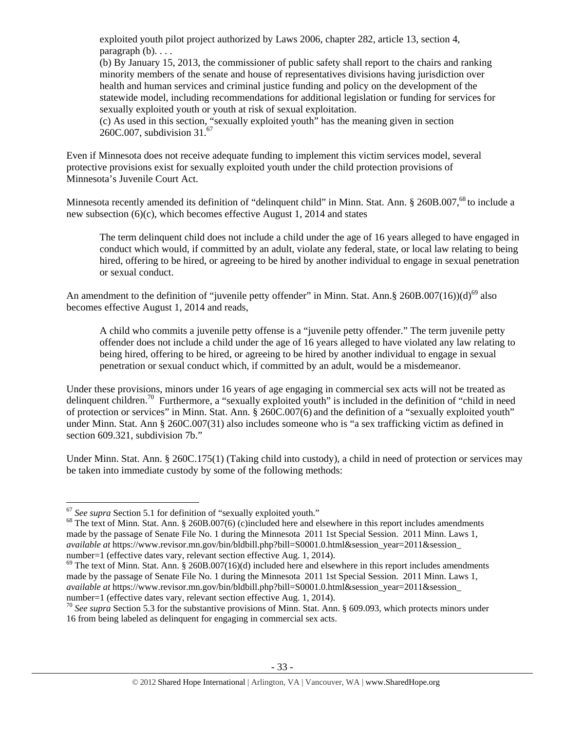> exploited youth pilot project authorized by Laws 2006, chapter 282, article 13, section 4, paragraph (b). . . .
>
> (b) By January 15, 2013, the commissioner of public safety shall report to the chairs and ranking minority members of the senate and house of representatives divisions having jurisdiction over health and human services and criminal justice funding and policy on the development of the statewide model, including recommendations for additional legislation or funding for services for sexually exploited youth or youth at risk of sexual exploitation.
>
> (c) As used in this section, "sexually exploited youth" has the meaning given in section 260C.007, subdivision 31.[67]

Even if Minnesota does not receive adequate funding to implement this victim services model, several protective provisions exist for sexually exploited youth under the child protection provisions of Minnesota's Juvenile Court Act.

Minnesota recently amended its definition of "delinquent child" in Minn. Stat. Ann. § 260B.007,[68] to include a new subsection (6)(c), which becomes effective August 1, 2014 and states

> The term delinquent child does not include a child under the age of 16 years alleged to have engaged in conduct which would, if committed by an adult, violate any federal, state, or local law relating to being hired, offering to be hired, or agreeing to be hired by another individual to engage in sexual penetration or sexual conduct.

An amendment to the definition of "juvenile petty offender" in Minn. Stat. Ann.§ 260B.007(16))(d)[69] also becomes effective August 1, 2014 and reads,

> A child who commits a juvenile petty offense is a "juvenile petty offender." The term juvenile petty offender does not include a child under the age of 16 years alleged to have violated any law relating to being hired, offering to be hired, or agreeing to be hired by another individual to engage in sexual penetration or sexual conduct which, if committed by an adult, would be a misdemeanor.

Under these provisions, minors under 16 years of age engaging in commercial sex acts will not be treated as delinquent children.[70] Furthermore, a "sexually exploited youth" is included in the definition of "child in need of protection or services" in Minn. Stat. Ann. § 260C.007(6) and the definition of a "sexually exploited youth" under Minn. Stat. Ann § 260C.007(31) also includes someone who is "a sex trafficking victim as defined in section 609.321, subdivision 7b."

Under Minn. Stat. Ann. § 260C.175(1) (Taking child into custody), a child in need of protection or services may be taken into immediate custody by some of the following methods:

---

[67] *See supra* Section 5.1 for definition of "sexually exploited youth."

[68] The text of Minn. Stat. Ann. § 260B.007(6) (c)included here and elsewhere in this report includes amendments made by the passage of Senate File No. 1 during the Minnesota 2011 1st Special Session. 2011 Minn. Laws 1, *available at* https://www.revisor.mn.gov/bin/bldbill.php?bill=S0001.0.html&session_year=2011&session_number=1 (effective dates vary, relevant section effective Aug. 1, 2014).

[69] The text of Minn. Stat. Ann. § 260B.007(16)(d) included here and elsewhere in this report includes amendments made by the passage of Senate File No. 1 during the Minnesota 2011 1st Special Session. 2011 Minn. Laws 1, *available at* https://www.revisor.mn.gov/bin/bldbill.php?bill=S0001.0.html&session_year=2011&session_number=1 (effective dates vary, relevant section effective Aug. 1, 2014).

[70] *See supra* Section 5.3 for the substantive provisions of Minn. Stat. Ann. § 609.093, which protects minors under 16 from being labeled as delinquent for engaging in commercial sex acts.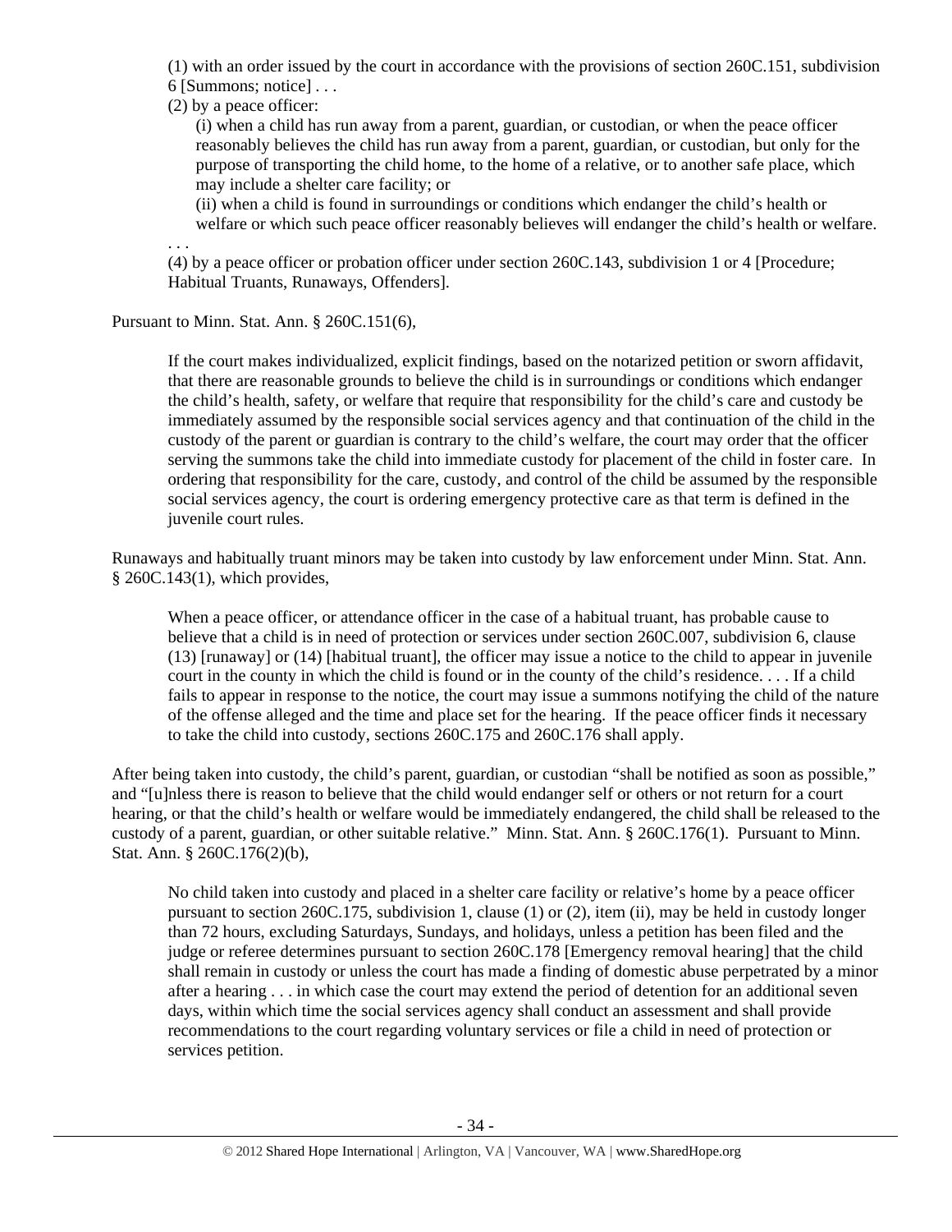(1) with an order issued by the court in accordance with the provisions of section 260C.151, subdivision 6 [Summons; notice] . . .

(2) by a peace officer:

(i) when a child has run away from a parent, guardian, or custodian, or when the peace officer reasonably believes the child has run away from a parent, guardian, or custodian, but only for the purpose of transporting the child home, to the home of a relative, or to another safe place, which may include a shelter care facility; or

(ii) when a child is found in surroundings or conditions which endanger the child's health or welfare or which such peace officer reasonably believes will endanger the child's health or welfare.

. . .

(4) by a peace officer or probation officer under section 260C.143, subdivision 1 or 4 [Procedure; Habitual Truants, Runaways, Offenders].

Pursuant to Minn. Stat. Ann. § 260C.151(6),

> If the court makes individualized, explicit findings, based on the notarized petition or sworn affidavit, that there are reasonable grounds to believe the child is in surroundings or conditions which endanger the child's health, safety, or welfare that require that responsibility for the child's care and custody be immediately assumed by the responsible social services agency and that continuation of the child in the custody of the parent or guardian is contrary to the child's welfare, the court may order that the officer serving the summons take the child into immediate custody for placement of the child in foster care. In ordering that responsibility for the care, custody, and control of the child be assumed by the responsible social services agency, the court is ordering emergency protective care as that term is defined in the juvenile court rules.

Runaways and habitually truant minors may be taken into custody by law enforcement under Minn. Stat. Ann. § 260C.143(1), which provides,

> When a peace officer, or attendance officer in the case of a habitual truant, has probable cause to believe that a child is in need of protection or services under section 260C.007, subdivision 6, clause (13) [runaway] or (14) [habitual truant], the officer may issue a notice to the child to appear in juvenile court in the county in which the child is found or in the county of the child's residence. . . . If a child fails to appear in response to the notice, the court may issue a summons notifying the child of the nature of the offense alleged and the time and place set for the hearing. If the peace officer finds it necessary to take the child into custody, sections 260C.175 and 260C.176 shall apply.

After being taken into custody, the child's parent, guardian, or custodian "shall be notified as soon as possible," and "[u]nless there is reason to believe that the child would endanger self or others or not return for a court hearing, or that the child's health or welfare would be immediately endangered, the child shall be released to the custody of a parent, guardian, or other suitable relative." Minn. Stat. Ann. § 260C.176(1). Pursuant to Minn. Stat. Ann. § 260C.176(2)(b),

> No child taken into custody and placed in a shelter care facility or relative's home by a peace officer pursuant to section 260C.175, subdivision 1, clause (1) or (2), item (ii), may be held in custody longer than 72 hours, excluding Saturdays, Sundays, and holidays, unless a petition has been filed and the judge or referee determines pursuant to section 260C.178 [Emergency removal hearing] that the child shall remain in custody or unless the court has made a finding of domestic abuse perpetrated by a minor after a hearing . . . in which case the court may extend the period of detention for an additional seven days, within which time the social services agency shall conduct an assessment and shall provide recommendations to the court regarding voluntary services or file a child in need of protection or services petition.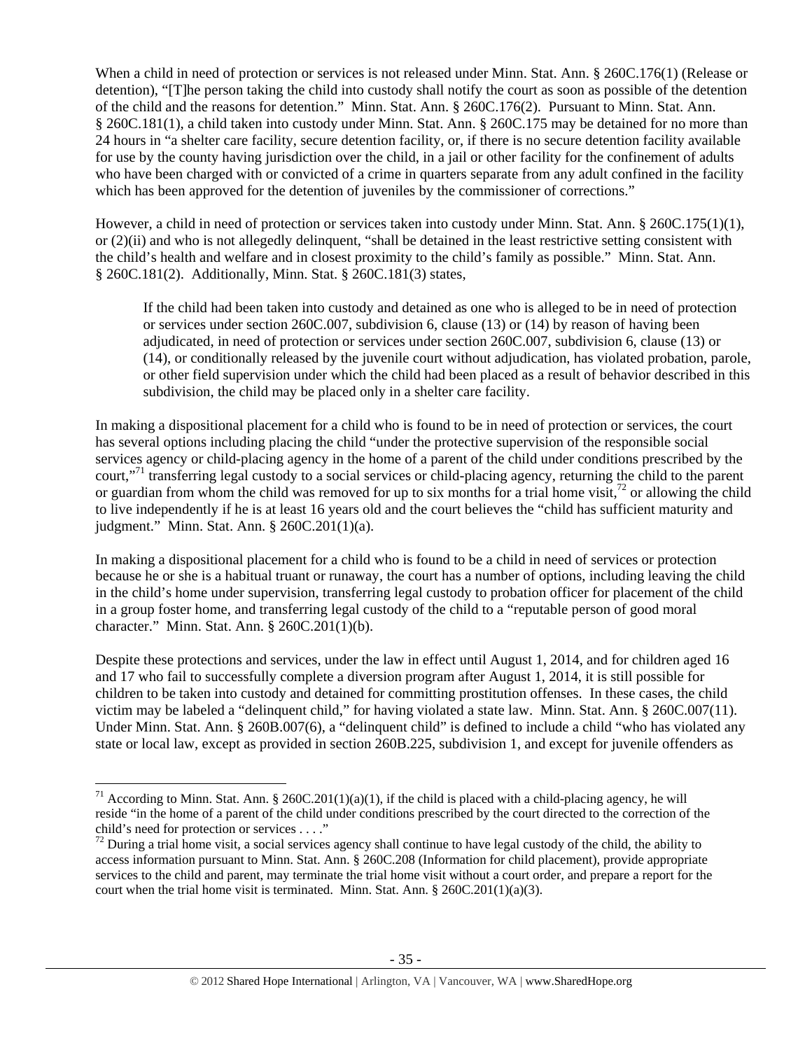When a child in need of protection or services is not released under Minn. Stat. Ann. § 260C.176(1) (Release or detention), "[T]he person taking the child into custody shall notify the court as soon as possible of the detention of the child and the reasons for detention." Minn. Stat. Ann. § 260C.176(2). Pursuant to Minn. Stat. Ann. § 260C.181(1), a child taken into custody under Minn. Stat. Ann. § 260C.175 may be detained for no more than 24 hours in "a shelter care facility, secure detention facility, or, if there is no secure detention facility available for use by the county having jurisdiction over the child, in a jail or other facility for the confinement of adults who have been charged with or convicted of a crime in quarters separate from any adult confined in the facility which has been approved for the detention of juveniles by the commissioner of corrections."

However, a child in need of protection or services taken into custody under Minn. Stat. Ann. § 260C.175(1)(1), or (2)(ii) and who is not allegedly delinquent, "shall be detained in the least restrictive setting consistent with the child's health and welfare and in closest proximity to the child's family as possible." Minn. Stat. Ann. § 260C.181(2). Additionally, Minn. Stat. § 260C.181(3) states,

> If the child had been taken into custody and detained as one who is alleged to be in need of protection or services under section 260C.007, subdivision 6, clause (13) or (14) by reason of having been adjudicated, in need of protection or services under section 260C.007, subdivision 6, clause (13) or (14), or conditionally released by the juvenile court without adjudication, has violated probation, parole, or other field supervision under which the child had been placed as a result of behavior described in this subdivision, the child may be placed only in a shelter care facility.

In making a dispositional placement for a child who is found to be in need of protection or services, the court has several options including placing the child "under the protective supervision of the responsible social services agency or child-placing agency in the home of a parent of the child under conditions prescribed by the court,"[71] transferring legal custody to a social services or child-placing agency, returning the child to the parent or guardian from whom the child was removed for up to six months for a trial home visit,[72] or allowing the child to live independently if he is at least 16 years old and the court believes the "child has sufficient maturity and judgment." Minn. Stat. Ann. § 260C.201(1)(a).

In making a dispositional placement for a child who is found to be a child in need of services or protection because he or she is a habitual truant or runaway, the court has a number of options, including leaving the child in the child's home under supervision, transferring legal custody to probation officer for placement of the child in a group foster home, and transferring legal custody of the child to a "reputable person of good moral character." Minn. Stat. Ann. § 260C.201(1)(b).

Despite these protections and services, under the law in effect until August 1, 2014, and for children aged 16 and 17 who fail to successfully complete a diversion program after August 1, 2014, it is still possible for children to be taken into custody and detained for committing prostitution offenses. In these cases, the child victim may be labeled a "delinquent child," for having violated a state law. Minn. Stat. Ann. § 260C.007(11). Under Minn. Stat. Ann. § 260B.007(6), a "delinquent child" is defined to include a child "who has violated any state or local law, except as provided in section 260B.225, subdivision 1, and except for juvenile offenders as

---

[71] According to Minn. Stat. Ann. § 260C.201(1)(a)(1), if the child is placed with a child-placing agency, he will reside "in the home of a parent of the child under conditions prescribed by the court directed to the correction of the child's need for protection or services . . . ."

[72] During a trial home visit, a social services agency shall continue to have legal custody of the child, the ability to access information pursuant to Minn. Stat. Ann. § 260C.208 (Information for child placement), provide appropriate services to the child and parent, may terminate the trial home visit without a court order, and prepare a report for the court when the trial home visit is terminated. Minn. Stat. Ann. § 260C.201(1)(a)(3).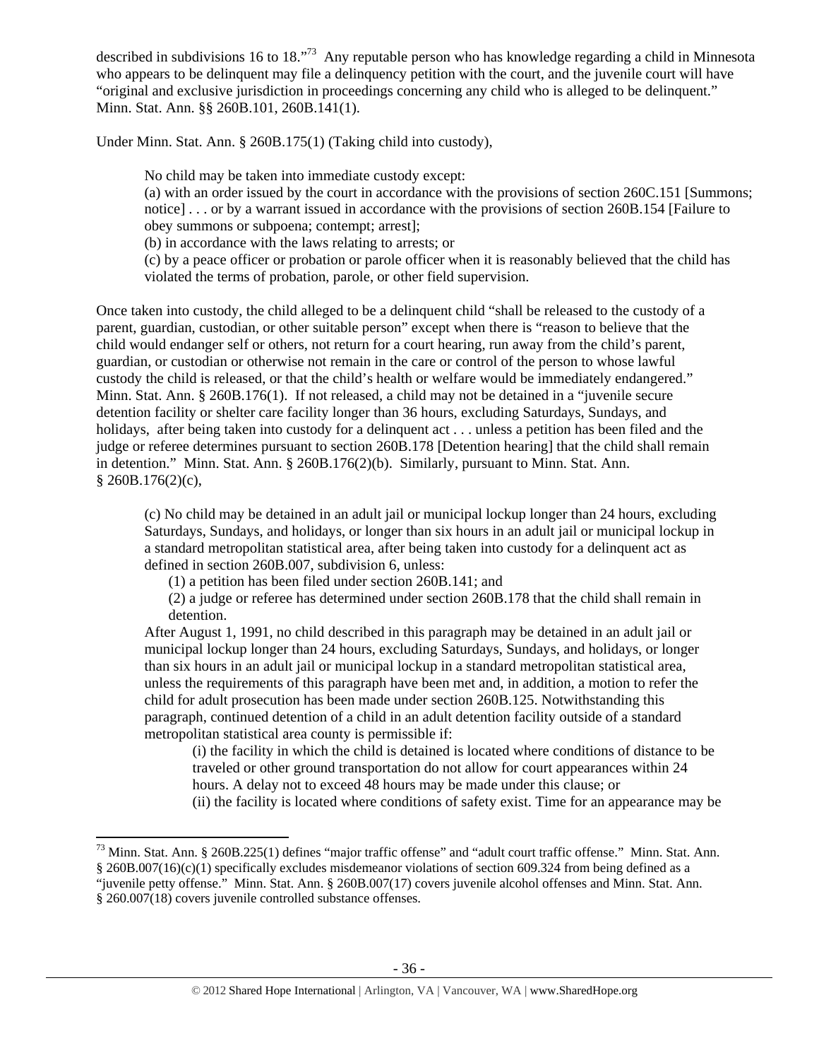described in subdivisions 16 to 18."[73] Any reputable person who has knowledge regarding a child in Minnesota who appears to be delinquent may file a delinquency petition with the court, and the juvenile court will have "original and exclusive jurisdiction in proceedings concerning any child who is alleged to be delinquent." Minn. Stat. Ann. §§ 260B.101, 260B.141(1).

Under Minn. Stat. Ann. § 260B.175(1) (Taking child into custody),

> No child may be taken into immediate custody except:
> (a) with an order issued by the court in accordance with the provisions of section 260C.151 [Summons; notice] . . . or by a warrant issued in accordance with the provisions of section 260B.154 [Failure to obey summons or subpoena; contempt; arrest];
> (b) in accordance with the laws relating to arrests; or
> (c) by a peace officer or probation or parole officer when it is reasonably believed that the child has violated the terms of probation, parole, or other field supervision.

Once taken into custody, the child alleged to be a delinquent child "shall be released to the custody of a parent, guardian, custodian, or other suitable person" except when there is "reason to believe that the child would endanger self or others, not return for a court hearing, run away from the child's parent, guardian, or custodian or otherwise not remain in the care or control of the person to whose lawful custody the child is released, or that the child's health or welfare would be immediately endangered." Minn. Stat. Ann. § 260B.176(1). If not released, a child may not be detained in a "juvenile secure detention facility or shelter care facility longer than 36 hours, excluding Saturdays, Sundays, and holidays, after being taken into custody for a delinquent act . . . unless a petition has been filed and the judge or referee determines pursuant to section 260B.178 [Detention hearing] that the child shall remain in detention." Minn. Stat. Ann. § 260B.176(2)(b). Similarly, pursuant to Minn. Stat. Ann. § 260B.176(2)(c),

> (c) No child may be detained in an adult jail or municipal lockup longer than 24 hours, excluding Saturdays, Sundays, and holidays, or longer than six hours in an adult jail or municipal lockup in a standard metropolitan statistical area, after being taken into custody for a delinquent act as defined in section 260B.007, subdivision 6, unless:
>
> (1) a petition has been filed under section 260B.141; and
> (2) a judge or referee has determined under section 260B.178 that the child shall remain in detention.
>
> After August 1, 1991, no child described in this paragraph may be detained in an adult jail or municipal lockup longer than 24 hours, excluding Saturdays, Sundays, and holidays, or longer than six hours in an adult jail or municipal lockup in a standard metropolitan statistical area, unless the requirements of this paragraph have been met and, in addition, a motion to refer the child for adult prosecution has been made under section 260B.125. Notwithstanding this paragraph, continued detention of a child in an adult detention facility outside of a standard metropolitan statistical area county is permissible if:
>
> (i) the facility in which the child is detained is located where conditions of distance to be traveled or other ground transportation do not allow for court appearances within 24 hours. A delay not to exceed 48 hours may be made under this clause; or
> (ii) the facility is located where conditions of safety exist. Time for an appearance may be

---

[73] Minn. Stat. Ann. § 260B.225(1) defines "major traffic offense" and "adult court traffic offense." Minn. Stat. Ann. § 260B.007(16)(c)(1) specifically excludes misdemeanor violations of section 609.324 from being defined as a "juvenile petty offense." Minn. Stat. Ann. § 260B.007(17) covers juvenile alcohol offenses and Minn. Stat. Ann. § 260.007(18) covers juvenile controlled substance offenses.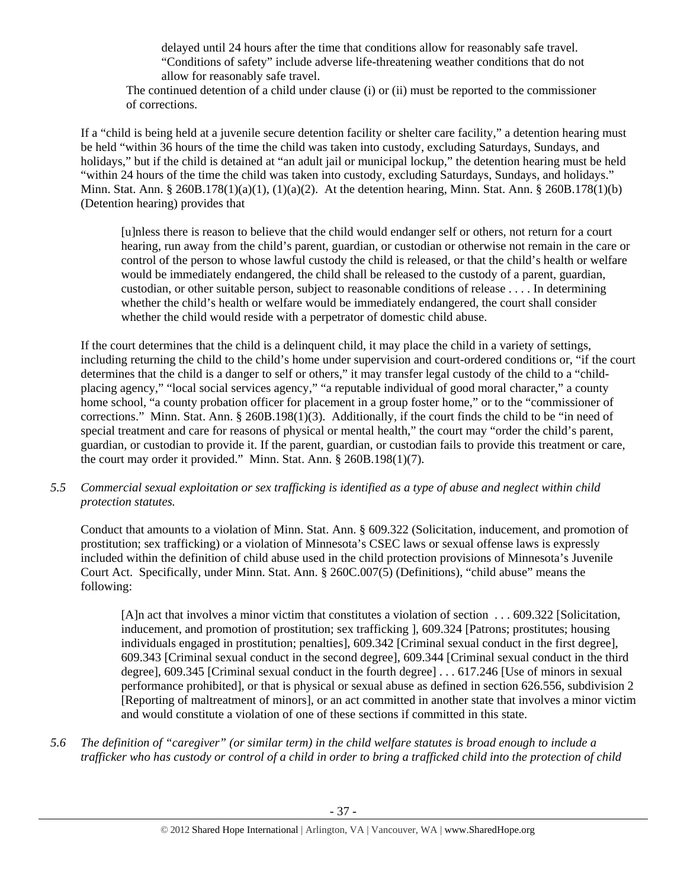delayed until 24 hours after the time that conditions allow for reasonably safe travel. "Conditions of safety" include adverse life-threatening weather conditions that do not allow for reasonably safe travel.

The continued detention of a child under clause (i) or (ii) must be reported to the commissioner of corrections.

If a "child is being held at a juvenile secure detention facility or shelter care facility," a detention hearing must be held "within 36 hours of the time the child was taken into custody, excluding Saturdays, Sundays, and holidays," but if the child is detained at "an adult jail or municipal lockup," the detention hearing must be held "within 24 hours of the time the child was taken into custody, excluding Saturdays, Sundays, and holidays." Minn. Stat. Ann. § 260B.178(1)(a)(1), (1)(a)(2). At the detention hearing, Minn. Stat. Ann. § 260B.178(1)(b) (Detention hearing) provides that

> [u]nless there is reason to believe that the child would endanger self or others, not return for a court hearing, run away from the child's parent, guardian, or custodian or otherwise not remain in the care or control of the person to whose lawful custody the child is released, or that the child's health or welfare would be immediately endangered, the child shall be released to the custody of a parent, guardian, custodian, or other suitable person, subject to reasonable conditions of release . . . . In determining whether the child's health or welfare would be immediately endangered, the court shall consider whether the child would reside with a perpetrator of domestic child abuse.

If the court determines that the child is a delinquent child, it may place the child in a variety of settings, including returning the child to the child's home under supervision and court-ordered conditions or, "if the court determines that the child is a danger to self or others," it may transfer legal custody of the child to a "child-placing agency," "local social services agency," "a reputable individual of good moral character," a county home school, "a county probation officer for placement in a group foster home," or to the "commissioner of corrections." Minn. Stat. Ann. § 260B.198(1)(3). Additionally, if the court finds the child to be "in need of special treatment and care for reasons of physical or mental health," the court may "order the child's parent, guardian, or custodian to provide it. If the parent, guardian, or custodian fails to provide this treatment or care, the court may order it provided." Minn. Stat. Ann. § 260B.198(1)(7).

*5.5 Commercial sexual exploitation or sex trafficking is identified as a type of abuse and neglect within child protection statutes.*

Conduct that amounts to a violation of Minn. Stat. Ann. § 609.322 (Solicitation, inducement, and promotion of prostitution; sex trafficking) or a violation of Minnesota's CSEC laws or sexual offense laws is expressly included within the definition of child abuse used in the child protection provisions of Minnesota's Juvenile Court Act. Specifically, under Minn. Stat. Ann. § 260C.007(5) (Definitions), "child abuse" means the following:

> [A]n act that involves a minor victim that constitutes a violation of section . . . 609.322 [Solicitation, inducement, and promotion of prostitution; sex trafficking ], 609.324 [Patrons; prostitutes; housing individuals engaged in prostitution; penalties], 609.342 [Criminal sexual conduct in the first degree], 609.343 [Criminal sexual conduct in the second degree], 609.344 [Criminal sexual conduct in the third degree], 609.345 [Criminal sexual conduct in the fourth degree] . . . 617.246 [Use of minors in sexual performance prohibited], or that is physical or sexual abuse as defined in section 626.556, subdivision 2 [Reporting of maltreatment of minors], or an act committed in another state that involves a minor victim and would constitute a violation of one of these sections if committed in this state.

*5.6 The definition of "caregiver" (or similar term) in the child welfare statutes is broad enough to include a trafficker who has custody or control of a child in order to bring a trafficked child into the protection of child*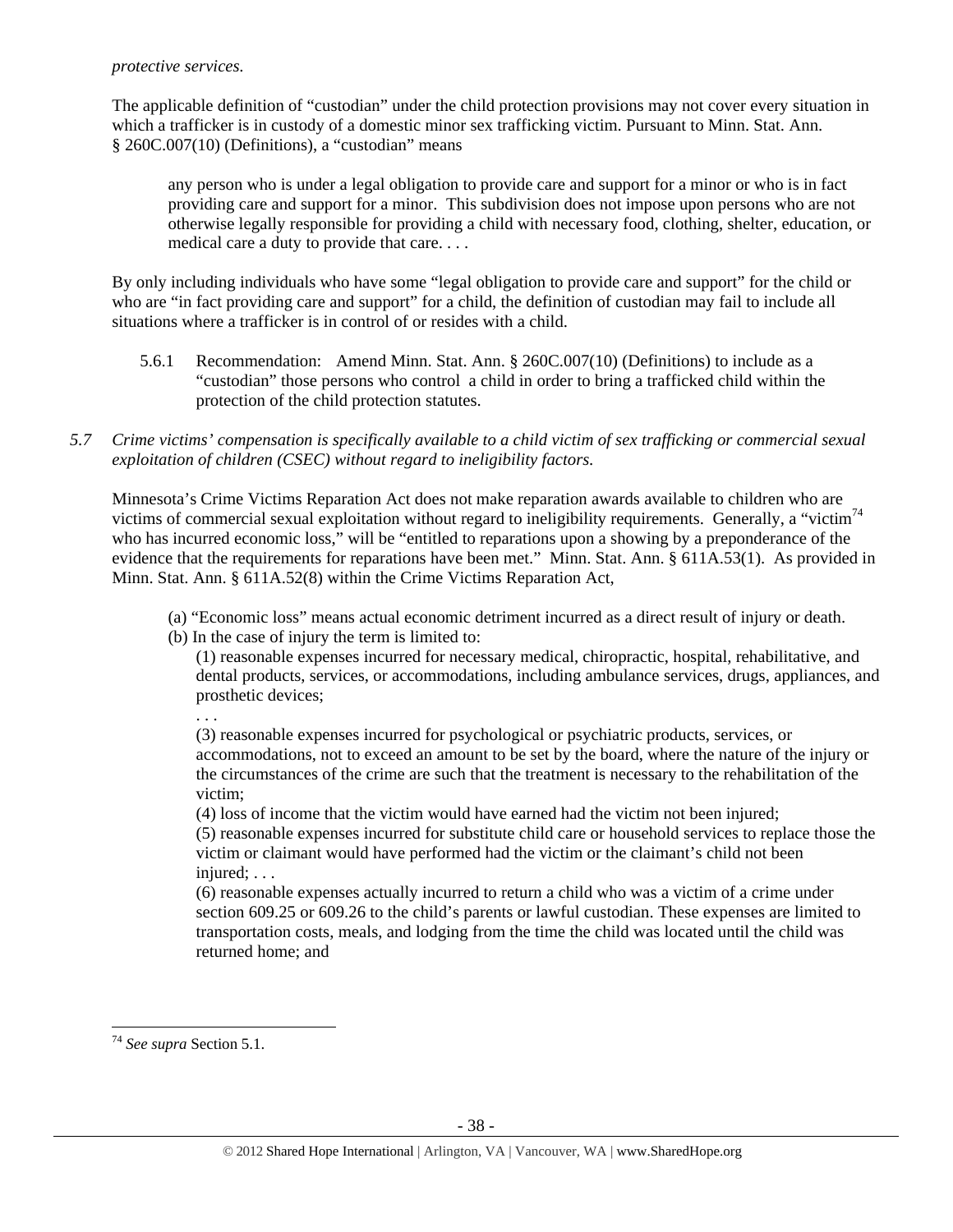*protective services.*

The applicable definition of "custodian" under the child protection provisions may not cover every situation in which a trafficker is in custody of a domestic minor sex trafficking victim. Pursuant to Minn. Stat. Ann. § 260C.007(10) (Definitions), a "custodian" means

> any person who is under a legal obligation to provide care and support for a minor or who is in fact providing care and support for a minor. This subdivision does not impose upon persons who are not otherwise legally responsible for providing a child with necessary food, clothing, shelter, education, or medical care a duty to provide that care. . . .

By only including individuals who have some "legal obligation to provide care and support" for the child or who are "in fact providing care and support" for a child, the definition of custodian may fail to include all situations where a trafficker is in control of or resides with a child.

5.6.1 Recommendation: Amend Minn. Stat. Ann. § 260C.007(10) (Definitions) to include as a "custodian" those persons who control a child in order to bring a trafficked child within the protection of the child protection statutes.

*5.7 Crime victims' compensation is specifically available to a child victim of sex trafficking or commercial sexual exploitation of children (CSEC) without regard to ineligibility factors.*

Minnesota's Crime Victims Reparation Act does not make reparation awards available to children who are victims of commercial sexual exploitation without regard to ineligibility requirements. Generally, a "victim[74] who has incurred economic loss," will be "entitled to reparations upon a showing by a preponderance of the evidence that the requirements for reparations have been met." Minn. Stat. Ann. § 611A.53(1). As provided in Minn. Stat. Ann. § 611A.52(8) within the Crime Victims Reparation Act,

> (a) "Economic loss" means actual economic detriment incurred as a direct result of injury or death.
> (b) In the case of injury the term is limited to:
> (1) reasonable expenses incurred for necessary medical, chiropractic, hospital, rehabilitative, and dental products, services, or accommodations, including ambulance services, drugs, appliances, and prosthetic devices;
> . . .
> (3) reasonable expenses incurred for psychological or psychiatric products, services, or accommodations, not to exceed an amount to be set by the board, where the nature of the injury or the circumstances of the crime are such that the treatment is necessary to the rehabilitation of the victim;
> (4) loss of income that the victim would have earned had the victim not been injured;
> (5) reasonable expenses incurred for substitute child care or household services to replace those the victim or claimant would have performed had the victim or the claimant's child not been injured; . . .
> (6) reasonable expenses actually incurred to return a child who was a victim of a crime under section 609.25 or 609.26 to the child's parents or lawful custodian. These expenses are limited to transportation costs, meals, and lodging from the time the child was located until the child was returned home; and

---

[74] *See supra* Section 5.1.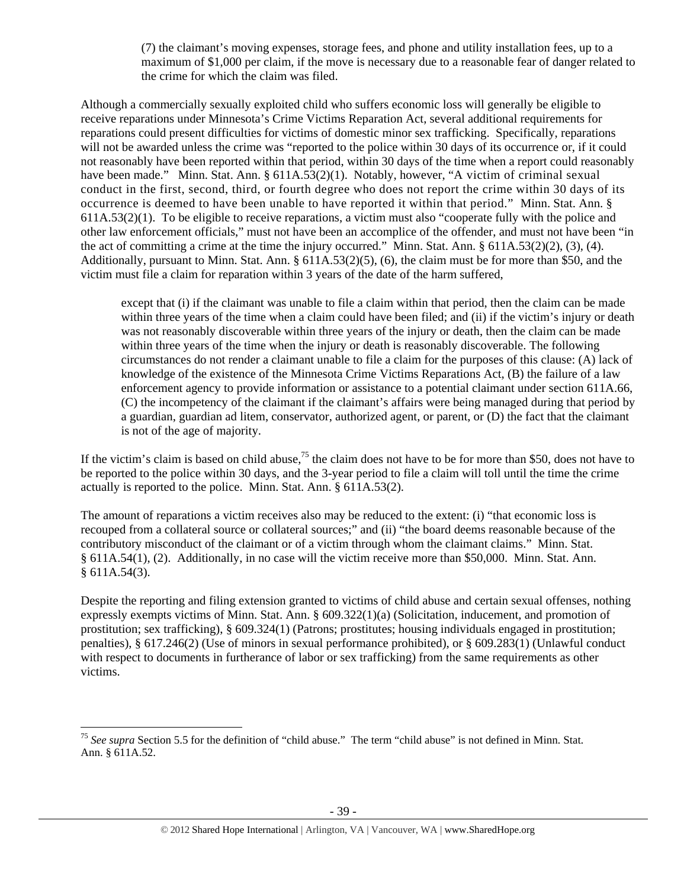(7) the claimant's moving expenses, storage fees, and phone and utility installation fees, up to a maximum of $1,000 per claim, if the move is necessary due to a reasonable fear of danger related to the crime for which the claim was filed.

Although a commercially sexually exploited child who suffers economic loss will generally be eligible to receive reparations under Minnesota's Crime Victims Reparation Act, several additional requirements for reparations could present difficulties for victims of domestic minor sex trafficking. Specifically, reparations will not be awarded unless the crime was "reported to the police within 30 days of its occurrence or, if it could not reasonably have been reported within that period, within 30 days of the time when a report could reasonably have been made." Minn. Stat. Ann. § 611A.53(2)(1). Notably, however, "A victim of criminal sexual conduct in the first, second, third, or fourth degree who does not report the crime within 30 days of its occurrence is deemed to have been unable to have reported it within that period." Minn. Stat. Ann. § 611A.53(2)(1). To be eligible to receive reparations, a victim must also "cooperate fully with the police and other law enforcement officials," must not have been an accomplice of the offender, and must not have been "in the act of committing a crime at the time the injury occurred." Minn. Stat. Ann. § 611A.53(2)(2), (3), (4). Additionally, pursuant to Minn. Stat. Ann. § 611A.53(2)(5), (6), the claim must be for more than $50, and the victim must file a claim for reparation within 3 years of the date of the harm suffered,

> except that (i) if the claimant was unable to file a claim within that period, then the claim can be made within three years of the time when a claim could have been filed; and (ii) if the victim's injury or death was not reasonably discoverable within three years of the injury or death, then the claim can be made within three years of the time when the injury or death is reasonably discoverable. The following circumstances do not render a claimant unable to file a claim for the purposes of this clause: (A) lack of knowledge of the existence of the Minnesota Crime Victims Reparations Act, (B) the failure of a law enforcement agency to provide information or assistance to a potential claimant under section 611A.66, (C) the incompetency of the claimant if the claimant's affairs were being managed during that period by a guardian, guardian ad litem, conservator, authorized agent, or parent, or (D) the fact that the claimant is not of the age of majority.

If the victim's claim is based on child abuse,[75] the claim does not have to be for more than $50, does not have to be reported to the police within 30 days, and the 3-year period to file a claim will toll until the time the crime actually is reported to the police. Minn. Stat. Ann. § 611A.53(2).

The amount of reparations a victim receives also may be reduced to the extent: (i) "that economic loss is recouped from a collateral source or collateral sources;" and (ii) "the board deems reasonable because of the contributory misconduct of the claimant or of a victim through whom the claimant claims." Minn. Stat. § 611A.54(1), (2). Additionally, in no case will the victim receive more than $50,000. Minn. Stat. Ann. § 611A.54(3).

Despite the reporting and filing extension granted to victims of child abuse and certain sexual offenses, nothing expressly exempts victims of Minn. Stat. Ann. § 609.322(1)(a) (Solicitation, inducement, and promotion of prostitution; sex trafficking), § 609.324(1) (Patrons; prostitutes; housing individuals engaged in prostitution; penalties), § 617.246(2) (Use of minors in sexual performance prohibited), or § 609.283(1) (Unlawful conduct with respect to documents in furtherance of labor or sex trafficking) from the same requirements as other victims.

---

[75] *See supra* Section 5.5 for the definition of "child abuse." The term "child abuse" is not defined in Minn. Stat. Ann. § 611A.52.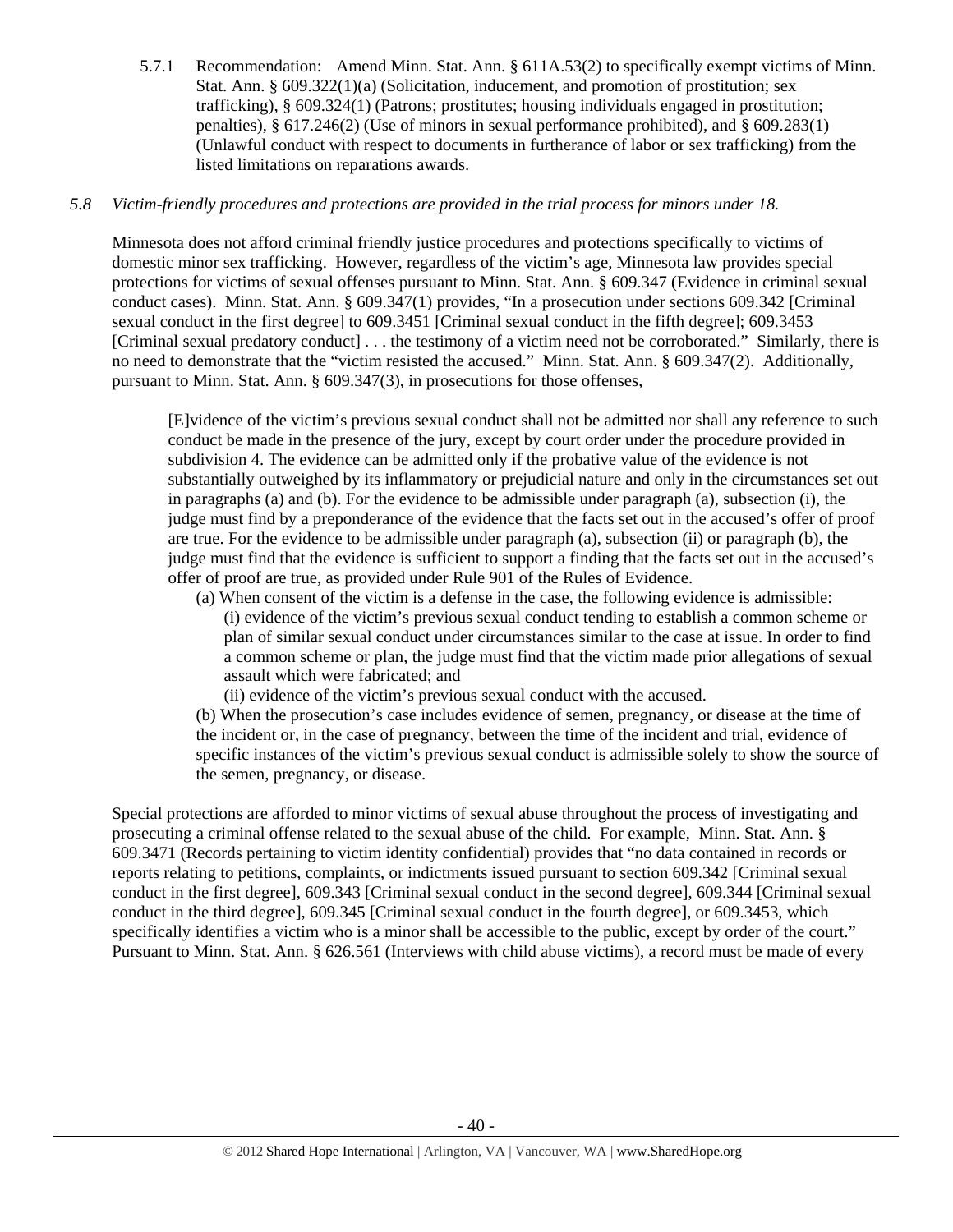5.7.1 Recommendation: Amend Minn. Stat. Ann. § 611A.53(2) to specifically exempt victims of Minn. Stat. Ann. § 609.322(1)(a) (Solicitation, inducement, and promotion of prostitution; sex trafficking), § 609.324(1) (Patrons; prostitutes; housing individuals engaged in prostitution; penalties), § 617.246(2) (Use of minors in sexual performance prohibited), and § 609.283(1) (Unlawful conduct with respect to documents in furtherance of labor or sex trafficking) from the listed limitations on reparations awards.

*5.8 Victim-friendly procedures and protections are provided in the trial process for minors under 18.*

Minnesota does not afford criminal friendly justice procedures and protections specifically to victims of domestic minor sex trafficking. However, regardless of the victim's age, Minnesota law provides special protections for victims of sexual offenses pursuant to Minn. Stat. Ann. § 609.347 (Evidence in criminal sexual conduct cases). Minn. Stat. Ann. § 609.347(1) provides, "In a prosecution under sections 609.342 [Criminal sexual conduct in the first degree] to 609.3451 [Criminal sexual conduct in the fifth degree]; 609.3453 [Criminal sexual predatory conduct] . . . the testimony of a victim need not be corroborated." Similarly, there is no need to demonstrate that the "victim resisted the accused." Minn. Stat. Ann. § 609.347(2). Additionally, pursuant to Minn. Stat. Ann. § 609.347(3), in prosecutions for those offenses,

> [E]vidence of the victim's previous sexual conduct shall not be admitted nor shall any reference to such conduct be made in the presence of the jury, except by court order under the procedure provided in subdivision 4. The evidence can be admitted only if the probative value of the evidence is not substantially outweighed by its inflammatory or prejudicial nature and only in the circumstances set out in paragraphs (a) and (b). For the evidence to be admissible under paragraph (a), subsection (i), the judge must find by a preponderance of the evidence that the facts set out in the accused's offer of proof are true. For the evidence to be admissible under paragraph (a), subsection (ii) or paragraph (b), the judge must find that the evidence is sufficient to support a finding that the facts set out in the accused's offer of proof are true, as provided under Rule 901 of the Rules of Evidence.
>
> (a) When consent of the victim is a defense in the case, the following evidence is admissible:
>
> (i) evidence of the victim's previous sexual conduct tending to establish a common scheme or plan of similar sexual conduct under circumstances similar to the case at issue. In order to find a common scheme or plan, the judge must find that the victim made prior allegations of sexual assault which were fabricated; and
>
> (ii) evidence of the victim's previous sexual conduct with the accused.
>
> (b) When the prosecution's case includes evidence of semen, pregnancy, or disease at the time of the incident or, in the case of pregnancy, between the time of the incident and trial, evidence of specific instances of the victim's previous sexual conduct is admissible solely to show the source of the semen, pregnancy, or disease.

Special protections are afforded to minor victims of sexual abuse throughout the process of investigating and prosecuting a criminal offense related to the sexual abuse of the child. For example, Minn. Stat. Ann. § 609.3471 (Records pertaining to victim identity confidential) provides that "no data contained in records or reports relating to petitions, complaints, or indictments issued pursuant to section 609.342 [Criminal sexual conduct in the first degree], 609.343 [Criminal sexual conduct in the second degree], 609.344 [Criminal sexual conduct in the third degree], 609.345 [Criminal sexual conduct in the fourth degree], or 609.3453, which specifically identifies a victim who is a minor shall be accessible to the public, except by order of the court." Pursuant to Minn. Stat. Ann. § 626.561 (Interviews with child abuse victims), a record must be made of every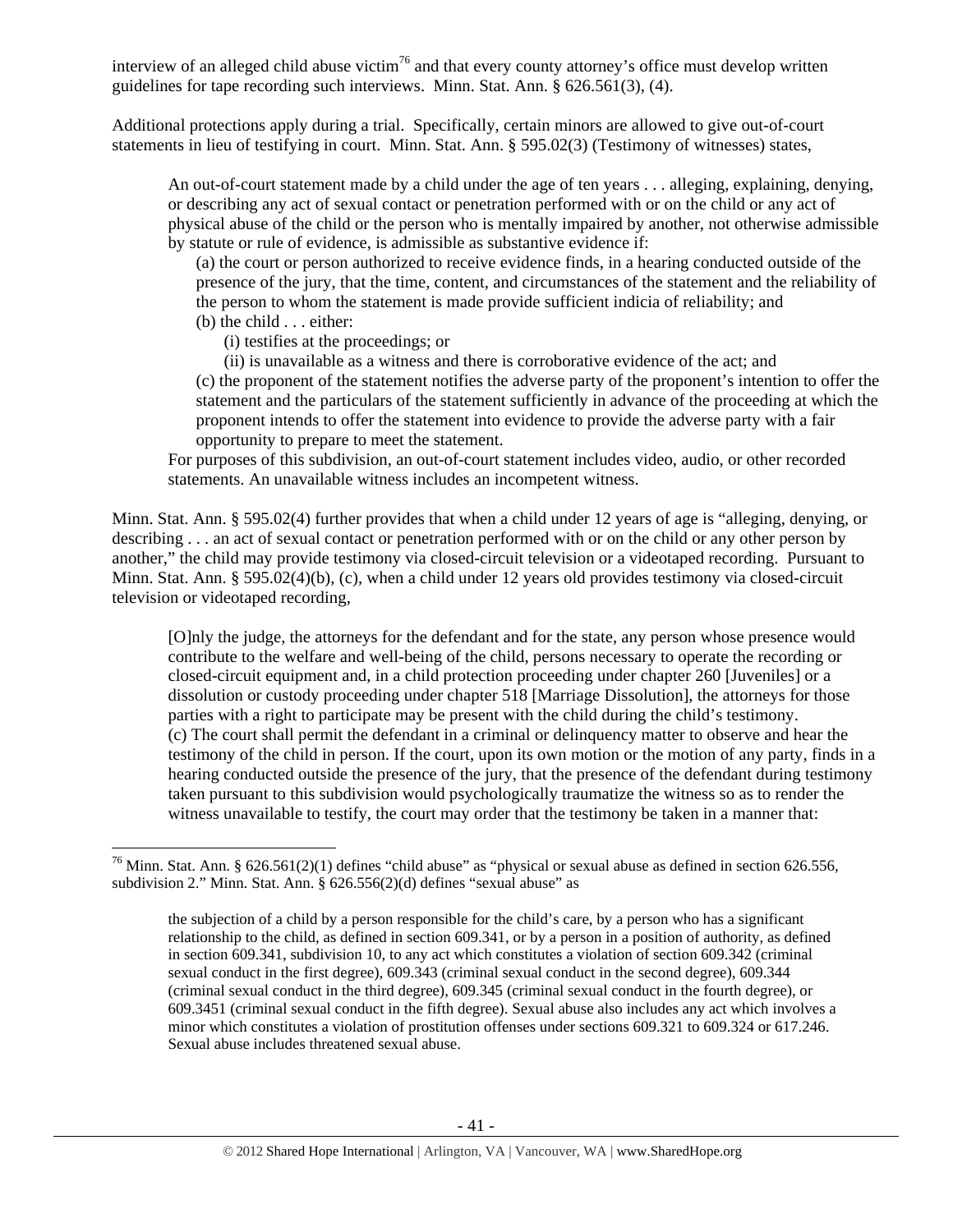interview of an alleged child abuse victim[76] and that every county attorney's office must develop written guidelines for tape recording such interviews. Minn. Stat. Ann. § 626.561(3), (4).

Additional protections apply during a trial. Specifically, certain minors are allowed to give out-of-court statements in lieu of testifying in court. Minn. Stat. Ann. § 595.02(3) (Testimony of witnesses) states,

> An out-of-court statement made by a child under the age of ten years . . . alleging, explaining, denying, or describing any act of sexual contact or penetration performed with or on the child or any act of physical abuse of the child or the person who is mentally impaired by another, not otherwise admissible by statute or rule of evidence, is admissible as substantive evidence if:
>
> (a) the court or person authorized to receive evidence finds, in a hearing conducted outside of the presence of the jury, that the time, content, and circumstances of the statement and the reliability of the person to whom the statement is made provide sufficient indicia of reliability; and
>
> (b) the child . . . either:
>
> (i) testifies at the proceedings; or
>
> (ii) is unavailable as a witness and there is corroborative evidence of the act; and
>
> (c) the proponent of the statement notifies the adverse party of the proponent's intention to offer the statement and the particulars of the statement sufficiently in advance of the proceeding at which the proponent intends to offer the statement into evidence to provide the adverse party with a fair opportunity to prepare to meet the statement.
>
> For purposes of this subdivision, an out-of-court statement includes video, audio, or other recorded statements. An unavailable witness includes an incompetent witness.

Minn. Stat. Ann. § 595.02(4) further provides that when a child under 12 years of age is "alleging, denying, or describing . . . an act of sexual contact or penetration performed with or on the child or any other person by another," the child may provide testimony via closed-circuit television or a videotaped recording. Pursuant to Minn. Stat. Ann. § 595.02(4)(b), (c), when a child under 12 years old provides testimony via closed-circuit television or videotaped recording,

> [O]nly the judge, the attorneys for the defendant and for the state, any person whose presence would contribute to the welfare and well-being of the child, persons necessary to operate the recording or closed-circuit equipment and, in a child protection proceeding under chapter 260 [Juveniles] or a dissolution or custody proceeding under chapter 518 [Marriage Dissolution], the attorneys for those parties with a right to participate may be present with the child during the child's testimony.
>
> (c) The court shall permit the defendant in a criminal or delinquency matter to observe and hear the testimony of the child in person. If the court, upon its own motion or the motion of any party, finds in a hearing conducted outside the presence of the jury, that the presence of the defendant during testimony taken pursuant to this subdivision would psychologically traumatize the witness so as to render the witness unavailable to testify, the court may order that the testimony be taken in a manner that:

---

[76] Minn. Stat. Ann. § 626.561(2)(1) defines "child abuse" as "physical or sexual abuse as defined in section 626.556, subdivision 2." Minn. Stat. Ann. § 626.556(2)(d) defines "sexual abuse" as

> the subjection of a child by a person responsible for the child's care, by a person who has a significant relationship to the child, as defined in section 609.341, or by a person in a position of authority, as defined in section 609.341, subdivision 10, to any act which constitutes a violation of section 609.342 (criminal sexual conduct in the first degree), 609.343 (criminal sexual conduct in the second degree), 609.344 (criminal sexual conduct in the third degree), 609.345 (criminal sexual conduct in the fourth degree), or 609.3451 (criminal sexual conduct in the fifth degree). Sexual abuse also includes any act which involves a minor which constitutes a violation of prostitution offenses under sections 609.321 to 609.324 or 617.246. Sexual abuse includes threatened sexual abuse.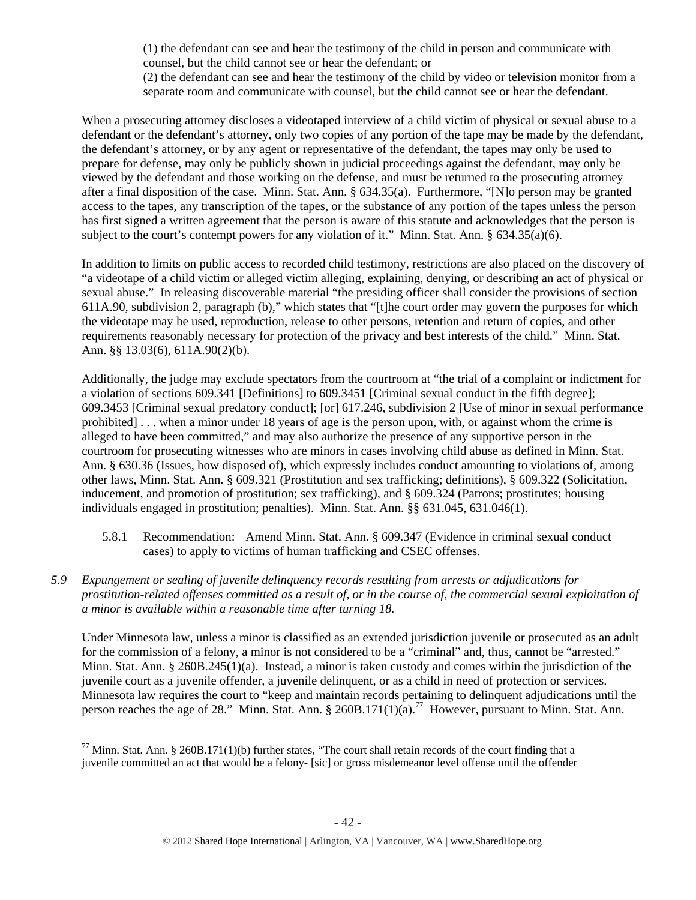(1) the defendant can see and hear the testimony of the child in person and communicate with counsel, but the child cannot see or hear the defendant; or

(2) the defendant can see and hear the testimony of the child by video or television monitor from a separate room and communicate with counsel, but the child cannot see or hear the defendant.

When a prosecuting attorney discloses a videotaped interview of a child victim of physical or sexual abuse to a defendant or the defendant's attorney, only two copies of any portion of the tape may be made by the defendant, the defendant's attorney, or by any agent or representative of the defendant, the tapes may only be used to prepare for defense, may only be publicly shown in judicial proceedings against the defendant, may only be viewed by the defendant and those working on the defense, and must be returned to the prosecuting attorney after a final disposition of the case. Minn. Stat. Ann. § 634.35(a). Furthermore, "[N]o person may be granted access to the tapes, any transcription of the tapes, or the substance of any portion of the tapes unless the person has first signed a written agreement that the person is aware of this statute and acknowledges that the person is subject to the court's contempt powers for any violation of it." Minn. Stat. Ann. § 634.35(a)(6).

In addition to limits on public access to recorded child testimony, restrictions are also placed on the discovery of "a videotape of a child victim or alleged victim alleging, explaining, denying, or describing an act of physical or sexual abuse." In releasing discoverable material "the presiding officer shall consider the provisions of section 611A.90, subdivision 2, paragraph (b)," which states that "[t]he court order may govern the purposes for which the videotape may be used, reproduction, release to other persons, retention and return of copies, and other requirements reasonably necessary for protection of the privacy and best interests of the child." Minn. Stat. Ann. §§ 13.03(6), 611A.90(2)(b).

Additionally, the judge may exclude spectators from the courtroom at "the trial of a complaint or indictment for a violation of sections 609.341 [Definitions] to 609.3451 [Criminal sexual conduct in the fifth degree]; 609.3453 [Criminal sexual predatory conduct]; [or] 617.246, subdivision 2 [Use of minor in sexual performance prohibited] . . . when a minor under 18 years of age is the person upon, with, or against whom the crime is alleged to have been committed," and may also authorize the presence of any supportive person in the courtroom for prosecuting witnesses who are minors in cases involving child abuse as defined in Minn. Stat. Ann. § 630.36 (Issues, how disposed of), which expressly includes conduct amounting to violations of, among other laws, Minn. Stat. Ann. § 609.321 (Prostitution and sex trafficking; definitions), § 609.322 (Solicitation, inducement, and promotion of prostitution; sex trafficking), and § 609.324 (Patrons; prostitutes; housing individuals engaged in prostitution; penalties). Minn. Stat. Ann. §§ 631.045, 631.046(1).

5.8.1 Recommendation: Amend Minn. Stat. Ann. § 609.347 (Evidence in criminal sexual conduct cases) to apply to victims of human trafficking and CSEC offenses.

*5.9 Expungement or sealing of juvenile delinquency records resulting from arrests or adjudications for prostitution-related offenses committed as a result of, or in the course of, the commercial sexual exploitation of a minor is available within a reasonable time after turning 18.*

Under Minnesota law, unless a minor is classified as an extended jurisdiction juvenile or prosecuted as an adult for the commission of a felony, a minor is not considered to be a "criminal" and, thus, cannot be "arrested." Minn. Stat. Ann. § 260B.245(1)(a). Instead, a minor is taken custody and comes within the jurisdiction of the juvenile court as a juvenile offender, a juvenile delinquent, or as a child in need of protection or services. Minnesota law requires the court to "keep and maintain records pertaining to delinquent adjudications until the person reaches the age of 28." Minn. Stat. Ann. § 260B.171(1)(a).[77] However, pursuant to Minn. Stat. Ann.

---

[77] Minn. Stat. Ann. § 260B.171(1)(b) further states, "The court shall retain records of the court finding that a juvenile committed an act that would be a felony- [sic] or gross misdemeanor level offense until the offender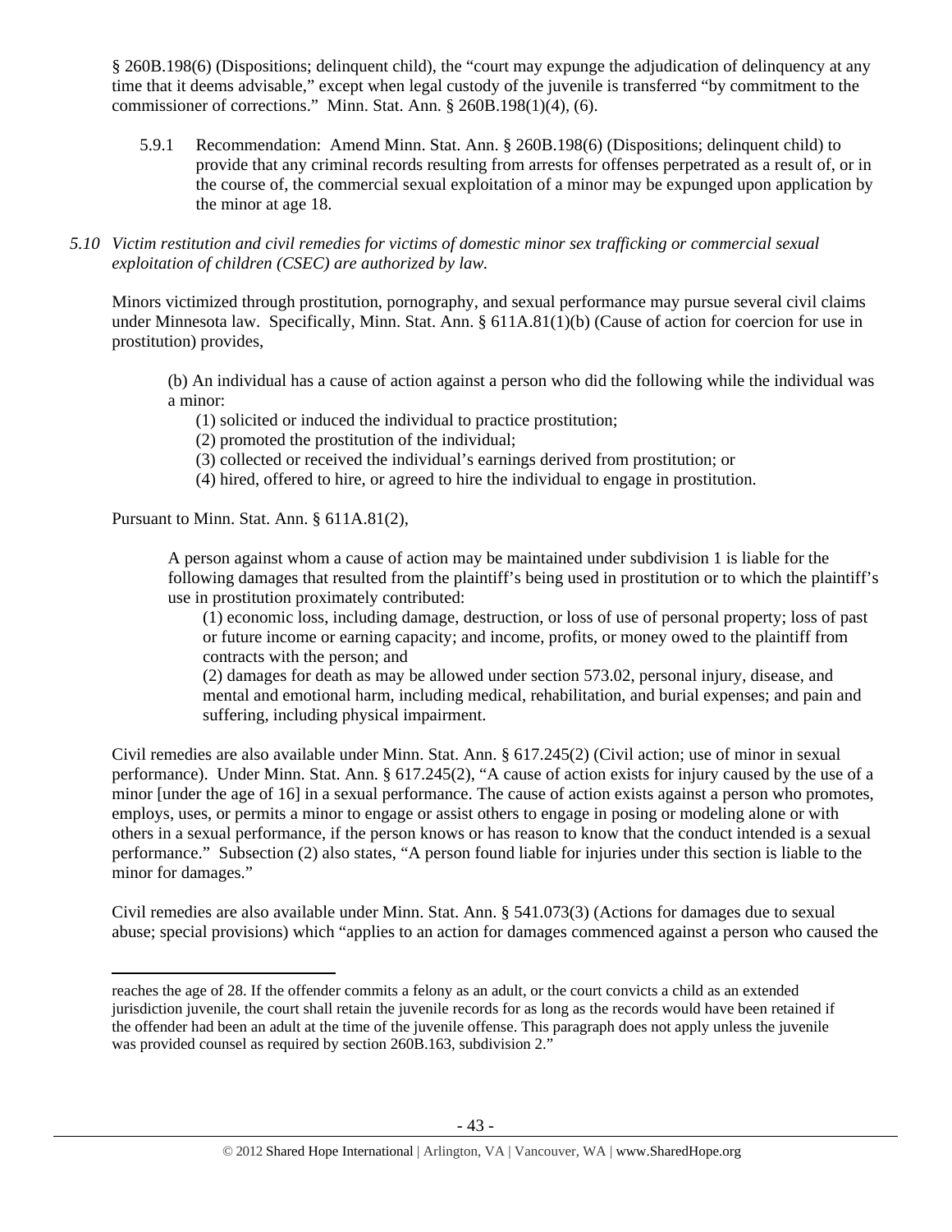§ 260B.198(6) (Dispositions; delinquent child), the "court may expunge the adjudication of delinquency at any time that it deems advisable," except when legal custody of the juvenile is transferred "by commitment to the commissioner of corrections." Minn. Stat. Ann. § 260B.198(1)(4), (6).

5.9.1 Recommendation: Amend Minn. Stat. Ann. § 260B.198(6) (Dispositions; delinquent child) to provide that any criminal records resulting from arrests for offenses perpetrated as a result of, or in the course of, the commercial sexual exploitation of a minor may be expunged upon application by the minor at age 18.

*5.10 Victim restitution and civil remedies for victims of domestic minor sex trafficking or commercial sexual exploitation of children (CSEC) are authorized by law.*

Minors victimized through prostitution, pornography, and sexual performance may pursue several civil claims under Minnesota law. Specifically, Minn. Stat. Ann. § 611A.81(1)(b) (Cause of action for coercion for use in prostitution) provides,

> (b) An individual has a cause of action against a person who did the following while the individual was a minor:
> (1) solicited or induced the individual to practice prostitution;
> (2) promoted the prostitution of the individual;
> (3) collected or received the individual's earnings derived from prostitution; or
> (4) hired, offered to hire, or agreed to hire the individual to engage in prostitution.

Pursuant to Minn. Stat. Ann. § 611A.81(2),

> A person against whom a cause of action may be maintained under subdivision 1 is liable for the following damages that resulted from the plaintiff's being used in prostitution or to which the plaintiff's use in prostitution proximately contributed:
> (1) economic loss, including damage, destruction, or loss of use of personal property; loss of past or future income or earning capacity; and income, profits, or money owed to the plaintiff from contracts with the person; and
> (2) damages for death as may be allowed under section 573.02, personal injury, disease, and mental and emotional harm, including medical, rehabilitation, and burial expenses; and pain and suffering, including physical impairment.

Civil remedies are also available under Minn. Stat. Ann. § 617.245(2) (Civil action; use of minor in sexual performance). Under Minn. Stat. Ann. § 617.245(2), "A cause of action exists for injury caused by the use of a minor [under the age of 16] in a sexual performance. The cause of action exists against a person who promotes, employs, uses, or permits a minor to engage or assist others to engage in posing or modeling alone or with others in a sexual performance, if the person knows or has reason to know that the conduct intended is a sexual performance." Subsection (2) also states, "A person found liable for injuries under this section is liable to the minor for damages."

Civil remedies are also available under Minn. Stat. Ann. § 541.073(3) (Actions for damages due to sexual abuse; special provisions) which "applies to an action for damages commenced against a person who caused the

---

reaches the age of 28. If the offender commits a felony as an adult, or the court convicts a child as an extended jurisdiction juvenile, the court shall retain the juvenile records for as long as the records would have been retained if the offender had been an adult at the time of the juvenile offense. This paragraph does not apply unless the juvenile was provided counsel as required by section 260B.163, subdivision 2."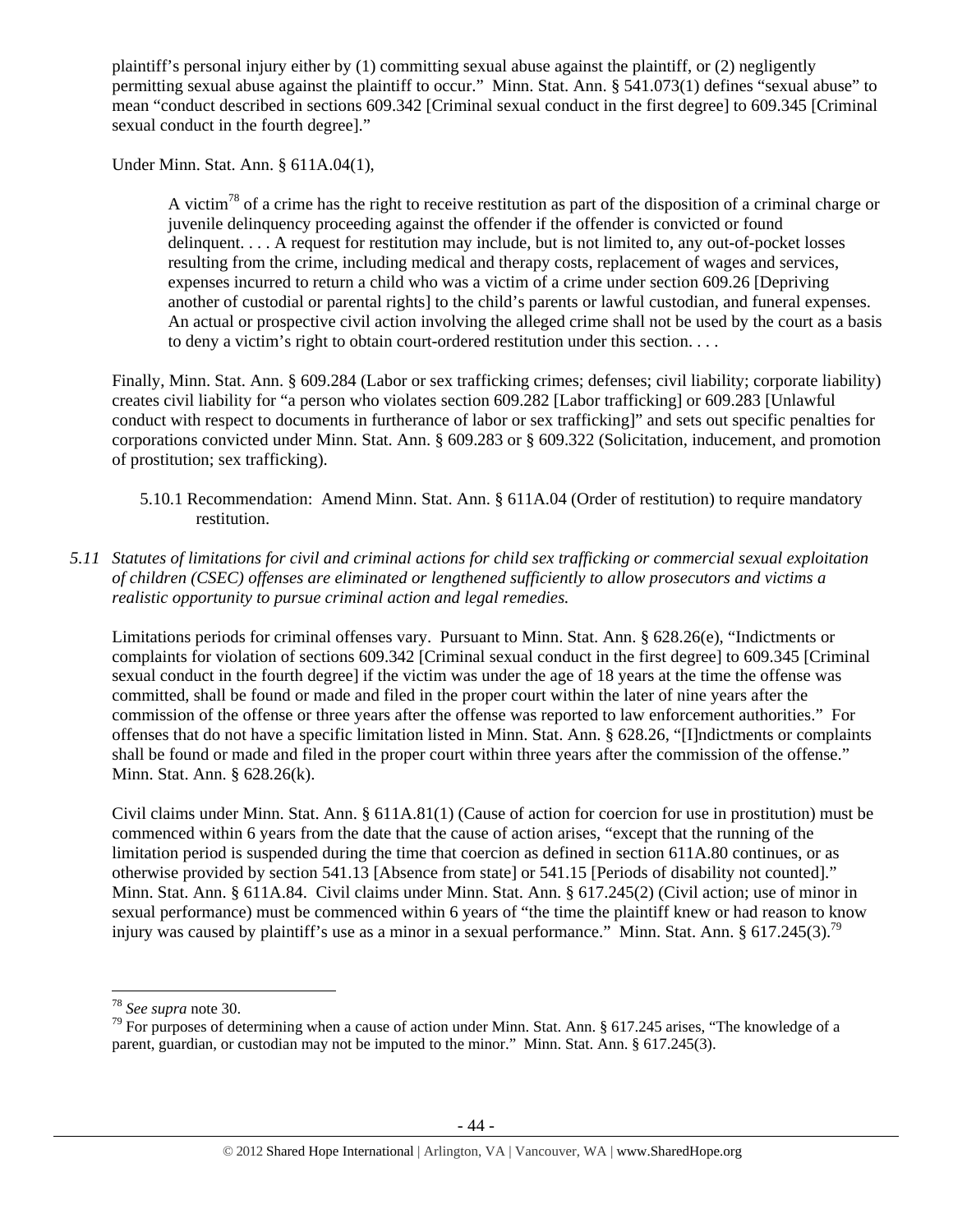plaintiff's personal injury either by (1) committing sexual abuse against the plaintiff, or (2) negligently permitting sexual abuse against the plaintiff to occur." Minn. Stat. Ann. § 541.073(1) defines "sexual abuse" to mean "conduct described in sections 609.342 [Criminal sexual conduct in the first degree] to 609.345 [Criminal sexual conduct in the fourth degree]."

Under Minn. Stat. Ann. § 611A.04(1),

> A victim[78] of a crime has the right to receive restitution as part of the disposition of a criminal charge or juvenile delinquency proceeding against the offender if the offender is convicted or found delinquent. . . . A request for restitution may include, but is not limited to, any out-of-pocket losses resulting from the crime, including medical and therapy costs, replacement of wages and services, expenses incurred to return a child who was a victim of a crime under section 609.26 [Depriving another of custodial or parental rights] to the child's parents or lawful custodian, and funeral expenses. An actual or prospective civil action involving the alleged crime shall not be used by the court as a basis to deny a victim's right to obtain court-ordered restitution under this section. . . .

Finally, Minn. Stat. Ann. § 609.284 (Labor or sex trafficking crimes; defenses; civil liability; corporate liability) creates civil liability for "a person who violates section 609.282 [Labor trafficking] or 609.283 [Unlawful conduct with respect to documents in furtherance of labor or sex trafficking]" and sets out specific penalties for corporations convicted under Minn. Stat. Ann. § 609.283 or § 609.322 (Solicitation, inducement, and promotion of prostitution; sex trafficking).

5.10.1 Recommendation: Amend Minn. Stat. Ann. § 611A.04 (Order of restitution) to require mandatory restitution.

*5.11 Statutes of limitations for civil and criminal actions for child sex trafficking or commercial sexual exploitation of children (CSEC) offenses are eliminated or lengthened sufficiently to allow prosecutors and victims a realistic opportunity to pursue criminal action and legal remedies.*

Limitations periods for criminal offenses vary. Pursuant to Minn. Stat. Ann. § 628.26(e), "Indictments or complaints for violation of sections 609.342 [Criminal sexual conduct in the first degree] to 609.345 [Criminal sexual conduct in the fourth degree] if the victim was under the age of 18 years at the time the offense was committed, shall be found or made and filed in the proper court within the later of nine years after the commission of the offense or three years after the offense was reported to law enforcement authorities." For offenses that do not have a specific limitation listed in Minn. Stat. Ann. § 628.26, "[I]ndictments or complaints shall be found or made and filed in the proper court within three years after the commission of the offense." Minn. Stat. Ann. § 628.26(k).

Civil claims under Minn. Stat. Ann. § 611A.81(1) (Cause of action for coercion for use in prostitution) must be commenced within 6 years from the date that the cause of action arises, "except that the running of the limitation period is suspended during the time that coercion as defined in section 611A.80 continues, or as otherwise provided by section 541.13 [Absence from state] or 541.15 [Periods of disability not counted]." Minn. Stat. Ann. § 611A.84. Civil claims under Minn. Stat. Ann. § 617.245(2) (Civil action; use of minor in sexual performance) must be commenced within 6 years of "the time the plaintiff knew or had reason to know injury was caused by plaintiff's use as a minor in a sexual performance." Minn. Stat. Ann. § 617.245(3).[79]

---

[78] *See supra* note 30.

[79] For purposes of determining when a cause of action under Minn. Stat. Ann. § 617.245 arises, "The knowledge of a parent, guardian, or custodian may not be imputed to the minor." Minn. Stat. Ann. § 617.245(3).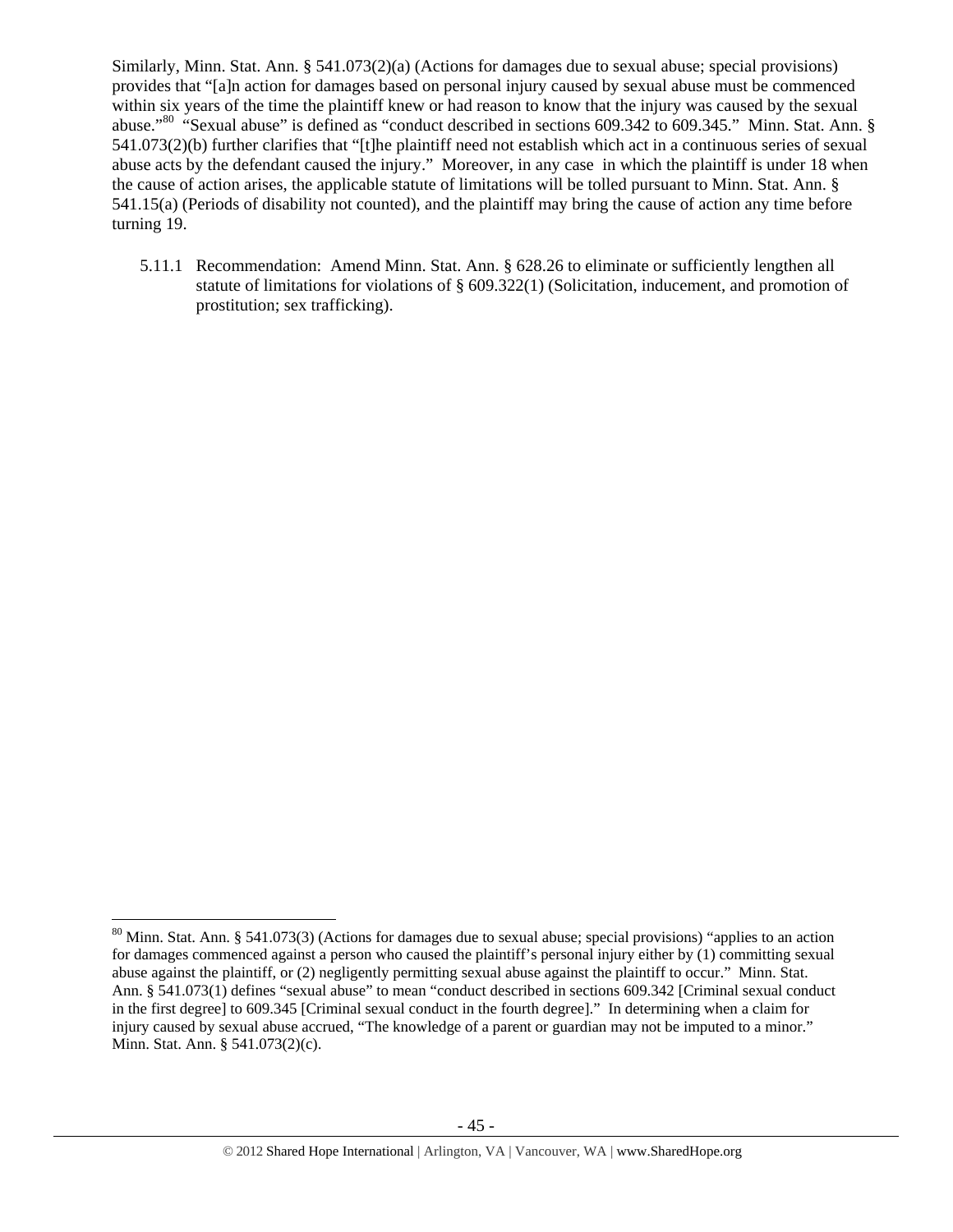Similarly, Minn. Stat. Ann. § 541.073(2)(a) (Actions for damages due to sexual abuse; special provisions) provides that "[a]n action for damages based on personal injury caused by sexual abuse must be commenced within six years of the time the plaintiff knew or had reason to know that the injury was caused by the sexual abuse."[80] "Sexual abuse" is defined as "conduct described in sections 609.342 to 609.345." Minn. Stat. Ann. § 541.073(2)(b) further clarifies that "[t]he plaintiff need not establish which act in a continuous series of sexual abuse acts by the defendant caused the injury." Moreover, in any case in which the plaintiff is under 18 when the cause of action arises, the applicable statute of limitations will be tolled pursuant to Minn. Stat. Ann. § 541.15(a) (Periods of disability not counted), and the plaintiff may bring the cause of action any time before turning 19.

5.11.1 Recommendation: Amend Minn. Stat. Ann. § 628.26 to eliminate or sufficiently lengthen all statute of limitations for violations of § 609.322(1) (Solicitation, inducement, and promotion of prostitution; sex trafficking).

---

[80] Minn. Stat. Ann. § 541.073(3) (Actions for damages due to sexual abuse; special provisions) "applies to an action for damages commenced against a person who caused the plaintiff's personal injury either by (1) committing sexual abuse against the plaintiff, or (2) negligently permitting sexual abuse against the plaintiff to occur." Minn. Stat. Ann. § 541.073(1) defines "sexual abuse" to mean "conduct described in sections 609.342 [Criminal sexual conduct in the first degree] to 609.345 [Criminal sexual conduct in the fourth degree]." In determining when a claim for injury caused by sexual abuse accrued, "The knowledge of a parent or guardian may not be imputed to a minor." Minn. Stat. Ann. § 541.073(2)(c).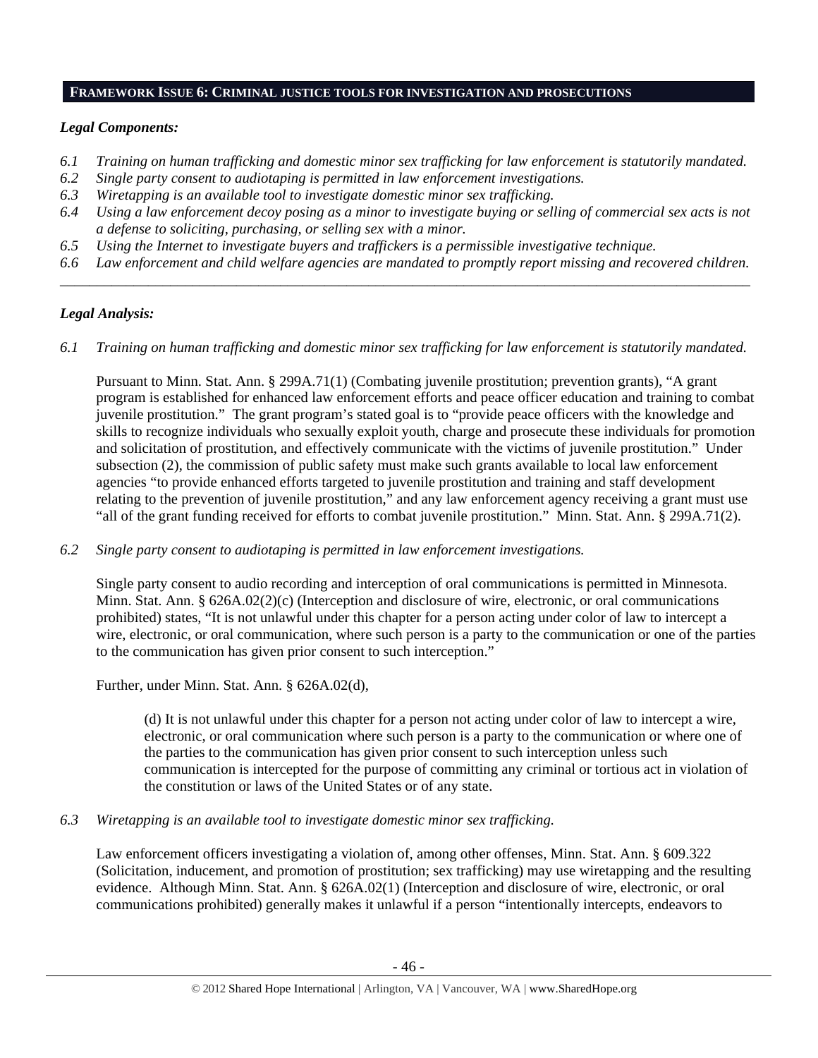## FRAMEWORK ISSUE 6: CRIMINAL JUSTICE TOOLS FOR INVESTIGATION AND PROSECUTIONS

### *Legal Components:*

*6.1 Training on human trafficking and domestic minor sex trafficking for law enforcement is statutorily mandated.*
*6.2 Single party consent to audiotaping is permitted in law enforcement investigations.*
*6.3 Wiretapping is an available tool to investigate domestic minor sex trafficking.*
*6.4 Using a law enforcement decoy posing as a minor to investigate buying or selling of commercial sex acts is not a defense to soliciting, purchasing, or selling sex with a minor.*
*6.5 Using the Internet to investigate buyers and traffickers is a permissible investigative technique.*
*6.6 Law enforcement and child welfare agencies are mandated to promptly report missing and recovered children.*

---

### *Legal Analysis:*

*6.1 Training on human trafficking and domestic minor sex trafficking for law enforcement is statutorily mandated.*

Pursuant to Minn. Stat. Ann. § 299A.71(1) (Combating juvenile prostitution; prevention grants), "A grant program is established for enhanced law enforcement efforts and peace officer education and training to combat juvenile prostitution." The grant program's stated goal is to "provide peace officers with the knowledge and skills to recognize individuals who sexually exploit youth, charge and prosecute these individuals for promotion and solicitation of prostitution, and effectively communicate with the victims of juvenile prostitution." Under subsection (2), the commission of public safety must make such grants available to local law enforcement agencies "to provide enhanced efforts targeted to juvenile prostitution and training and staff development relating to the prevention of juvenile prostitution," and any law enforcement agency receiving a grant must use "all of the grant funding received for efforts to combat juvenile prostitution." Minn. Stat. Ann. § 299A.71(2).

*6.2 Single party consent to audiotaping is permitted in law enforcement investigations.*

Single party consent to audio recording and interception of oral communications is permitted in Minnesota. Minn. Stat. Ann. § 626A.02(2)(c) (Interception and disclosure of wire, electronic, or oral communications prohibited) states, "It is not unlawful under this chapter for a person acting under color of law to intercept a wire, electronic, or oral communication, where such person is a party to the communication or one of the parties to the communication has given prior consent to such interception."

Further, under Minn. Stat. Ann. § 626A.02(d),

> (d) It is not unlawful under this chapter for a person not acting under color of law to intercept a wire, electronic, or oral communication where such person is a party to the communication or where one of the parties to the communication has given prior consent to such interception unless such communication is intercepted for the purpose of committing any criminal or tortious act in violation of the constitution or laws of the United States or of any state.

*6.3 Wiretapping is an available tool to investigate domestic minor sex trafficking.*

Law enforcement officers investigating a violation of, among other offenses, Minn. Stat. Ann. § 609.322 (Solicitation, inducement, and promotion of prostitution; sex trafficking) may use wiretapping and the resulting evidence. Although Minn. Stat. Ann. § 626A.02(1) (Interception and disclosure of wire, electronic, or oral communications prohibited) generally makes it unlawful if a person "intentionally intercepts, endeavors to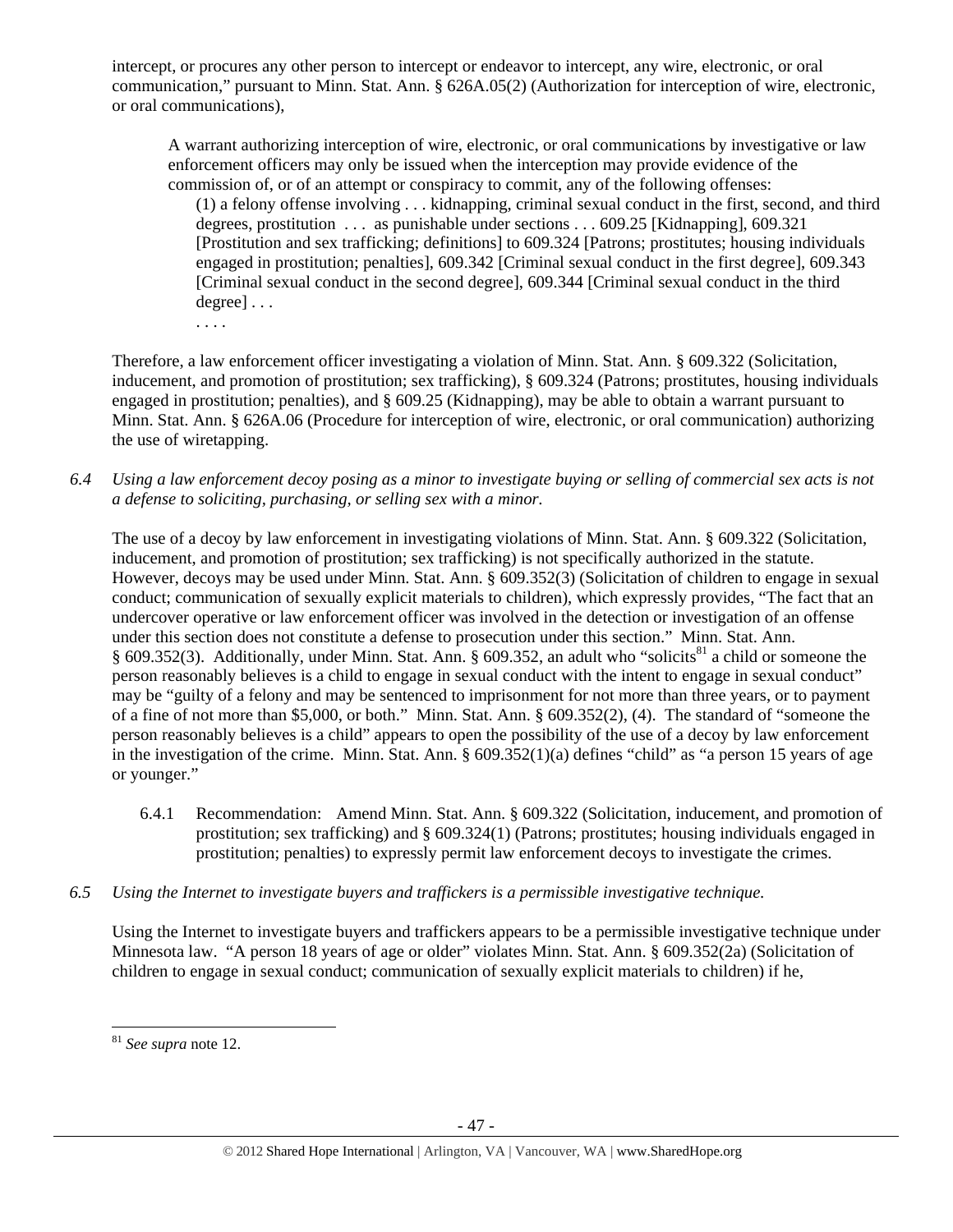intercept, or procures any other person to intercept or endeavor to intercept, any wire, electronic, or oral communication," pursuant to Minn. Stat. Ann. § 626A.05(2) (Authorization for interception of wire, electronic, or oral communications),

> A warrant authorizing interception of wire, electronic, or oral communications by investigative or law enforcement officers may only be issued when the interception may provide evidence of the commission of, or of an attempt or conspiracy to commit, any of the following offenses:
>
> (1) a felony offense involving . . . kidnapping, criminal sexual conduct in the first, second, and third degrees, prostitution . . . as punishable under sections . . . 609.25 [Kidnapping], 609.321 [Prostitution and sex trafficking; definitions] to 609.324 [Patrons; prostitutes; housing individuals engaged in prostitution; penalties], 609.342 [Criminal sexual conduct in the first degree], 609.343 [Criminal sexual conduct in the second degree], 609.344 [Criminal sexual conduct in the third degree] . . .
>
> . . . .

Therefore, a law enforcement officer investigating a violation of Minn. Stat. Ann. § 609.322 (Solicitation, inducement, and promotion of prostitution; sex trafficking), § 609.324 (Patrons; prostitutes, housing individuals engaged in prostitution; penalties), and § 609.25 (Kidnapping), may be able to obtain a warrant pursuant to Minn. Stat. Ann. § 626A.06 (Procedure for interception of wire, electronic, or oral communication) authorizing the use of wiretapping.

*6.4 Using a law enforcement decoy posing as a minor to investigate buying or selling of commercial sex acts is not a defense to soliciting, purchasing, or selling sex with a minor.*

The use of a decoy by law enforcement in investigating violations of Minn. Stat. Ann. § 609.322 (Solicitation, inducement, and promotion of prostitution; sex trafficking) is not specifically authorized in the statute. However, decoys may be used under Minn. Stat. Ann. § 609.352(3) (Solicitation of children to engage in sexual conduct; communication of sexually explicit materials to children), which expressly provides, "The fact that an undercover operative or law enforcement officer was involved in the detection or investigation of an offense under this section does not constitute a defense to prosecution under this section." Minn. Stat. Ann. § 609.352(3). Additionally, under Minn. Stat. Ann. § 609.352, an adult who "solicits[81] a child or someone the person reasonably believes is a child to engage in sexual conduct with the intent to engage in sexual conduct" may be "guilty of a felony and may be sentenced to imprisonment for not more than three years, or to payment of a fine of not more than $5,000, or both." Minn. Stat. Ann. § 609.352(2), (4). The standard of "someone the person reasonably believes is a child" appears to open the possibility of the use of a decoy by law enforcement in the investigation of the crime. Minn. Stat. Ann. § 609.352(1)(a) defines "child" as "a person 15 years of age or younger."

6.4.1 Recommendation: Amend Minn. Stat. Ann. § 609.322 (Solicitation, inducement, and promotion of prostitution; sex trafficking) and § 609.324(1) (Patrons; prostitutes; housing individuals engaged in prostitution; penalties) to expressly permit law enforcement decoys to investigate the crimes.

*6.5 Using the Internet to investigate buyers and traffickers is a permissible investigative technique.*

Using the Internet to investigate buyers and traffickers appears to be a permissible investigative technique under Minnesota law. "A person 18 years of age or older" violates Minn. Stat. Ann. § 609.352(2a) (Solicitation of children to engage in sexual conduct; communication of sexually explicit materials to children) if he,

[81] *See supra* note 12.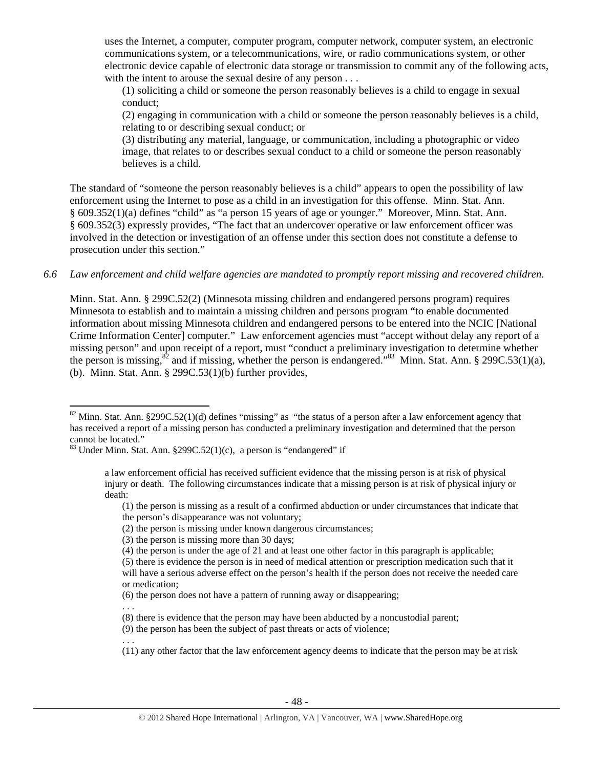uses the Internet, a computer, computer program, computer network, computer system, an electronic communications system, or a telecommunications, wire, or radio communications system, or other electronic device capable of electronic data storage or transmission to commit any of the following acts, with the intent to arouse the sexual desire of any person . . .

> (1) soliciting a child or someone the person reasonably believes is a child to engage in sexual conduct;
>
> (2) engaging in communication with a child or someone the person reasonably believes is a child, relating to or describing sexual conduct; or
>
> (3) distributing any material, language, or communication, including a photographic or video image, that relates to or describes sexual conduct to a child or someone the person reasonably believes is a child.

The standard of "someone the person reasonably believes is a child" appears to open the possibility of law enforcement using the Internet to pose as a child in an investigation for this offense. Minn. Stat. Ann. § 609.352(1)(a) defines "child" as "a person 15 years of age or younger." Moreover, Minn. Stat. Ann. § 609.352(3) expressly provides, "The fact that an undercover operative or law enforcement officer was involved in the detection or investigation of an offense under this section does not constitute a defense to prosecution under this section."

*6.6 Law enforcement and child welfare agencies are mandated to promptly report missing and recovered children.*

Minn. Stat. Ann. § 299C.52(2) (Minnesota missing children and endangered persons program) requires Minnesota to establish and to maintain a missing children and persons program "to enable documented information about missing Minnesota children and endangered persons to be entered into the NCIC [National Crime Information Center] computer." Law enforcement agencies must "accept without delay any report of a missing person" and upon receipt of a report, must "conduct a preliminary investigation to determine whether the person is missing,[82] and if missing, whether the person is endangered."[83] Minn. Stat. Ann. § 299C.53(1)(a), (b). Minn. Stat. Ann. § 299C.53(1)(b) further provides,

---

[82] Minn. Stat. Ann. §299C.52(1)(d) defines "missing" as "the status of a person after a law enforcement agency that has received a report of a missing person has conducted a preliminary investigation and determined that the person cannot be located."

[83] Under Minn. Stat. Ann. §299C.52(1)(c), a person is "endangered" if

> a law enforcement official has received sufficient evidence that the missing person is at risk of physical injury or death. The following circumstances indicate that a missing person is at risk of physical injury or death:
>
> (1) the person is missing as a result of a confirmed abduction or under circumstances that indicate that the person's disappearance was not voluntary;
>
> (2) the person is missing under known dangerous circumstances;
>
> (3) the person is missing more than 30 days;
>
> (4) the person is under the age of 21 and at least one other factor in this paragraph is applicable;
>
> (5) there is evidence the person is in need of medical attention or prescription medication such that it will have a serious adverse effect on the person's health if the person does not receive the needed care or medication;
>
> (6) the person does not have a pattern of running away or disappearing;
>
> . . .
>
> (8) there is evidence that the person may have been abducted by a noncustodial parent;
>
> (9) the person has been the subject of past threats or acts of violence;
>
> . . .
>
> (11) any other factor that the law enforcement agency deems to indicate that the person may be at risk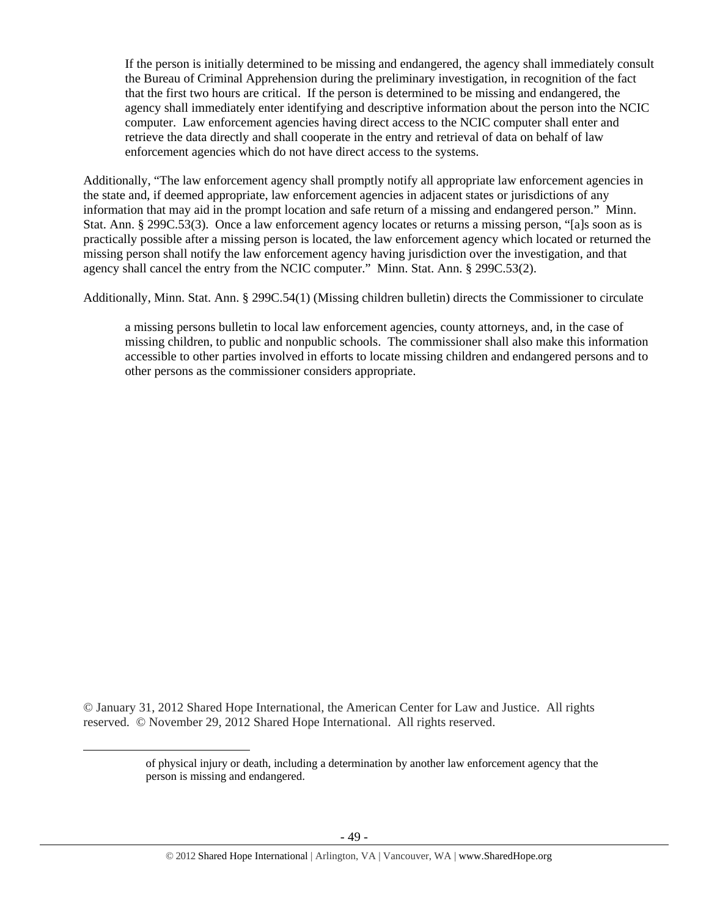> If the person is initially determined to be missing and endangered, the agency shall immediately consult the Bureau of Criminal Apprehension during the preliminary investigation, in recognition of the fact that the first two hours are critical. If the person is determined to be missing and endangered, the agency shall immediately enter identifying and descriptive information about the person into the NCIC computer. Law enforcement agencies having direct access to the NCIC computer shall enter and retrieve the data directly and shall cooperate in the entry and retrieval of data on behalf of law enforcement agencies which do not have direct access to the systems.

Additionally, "The law enforcement agency shall promptly notify all appropriate law enforcement agencies in the state and, if deemed appropriate, law enforcement agencies in adjacent states or jurisdictions of any information that may aid in the prompt location and safe return of a missing and endangered person." Minn. Stat. Ann. § 299C.53(3). Once a law enforcement agency locates or returns a missing person, "[a]s soon as is practically possible after a missing person is located, the law enforcement agency which located or returned the missing person shall notify the law enforcement agency having jurisdiction over the investigation, and that agency shall cancel the entry from the NCIC computer." Minn. Stat. Ann. § 299C.53(2).

Additionally, Minn. Stat. Ann. § 299C.54(1) (Missing children bulletin) directs the Commissioner to circulate

> a missing persons bulletin to local law enforcement agencies, county attorneys, and, in the case of missing children, to public and nonpublic schools. The commissioner shall also make this information accessible to other parties involved in efforts to locate missing children and endangered persons and to other persons as the commissioner considers appropriate.

© January 31, 2012 Shared Hope International, the American Center for Law and Justice. All rights reserved. © November 29, 2012 Shared Hope International. All rights reserved.

---

of physical injury or death, including a determination by another law enforcement agency that the person is missing and endangered.